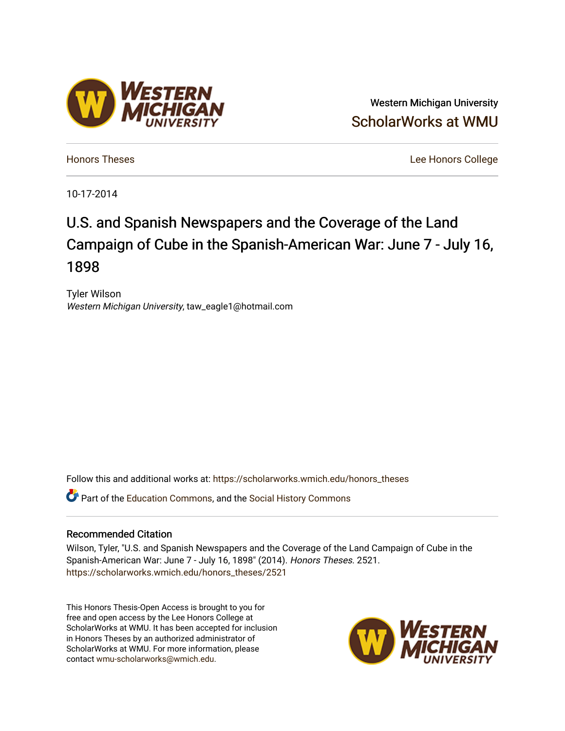Western Michigan University

ScholarWorks at WMU

Honors Theses

Lee Honors College

10-17-2014

# U.S. and Spanish Newspapers and the Coverage of the Land Campaign of Cube in the Spanish-American War: June 7 - July 16, 1898

Tyler Wilson
*Western Michigan University*, taw_eagle1@hotmail.com

Follow this and additional works at: https://scholarworks.wmich.edu/honors_theses

Part of the Education Commons, and the Social History Commons

## Recommended Citation

Wilson, Tyler, "U.S. and Spanish Newspapers and the Coverage of the Land Campaign of Cube in the Spanish-American War: June 7 - July 16, 1898" (2014). *Honors Theses*. 2521.
https://scholarworks.wmich.edu/honors_theses/2521

This Honors Thesis-Open Access is brought to you for free and open access by the Lee Honors College at ScholarWorks at WMU. It has been accepted for inclusion in Honors Theses by an authorized administrator of ScholarWorks at WMU. For more information, please contact wmu-scholarworks@wmich.edu.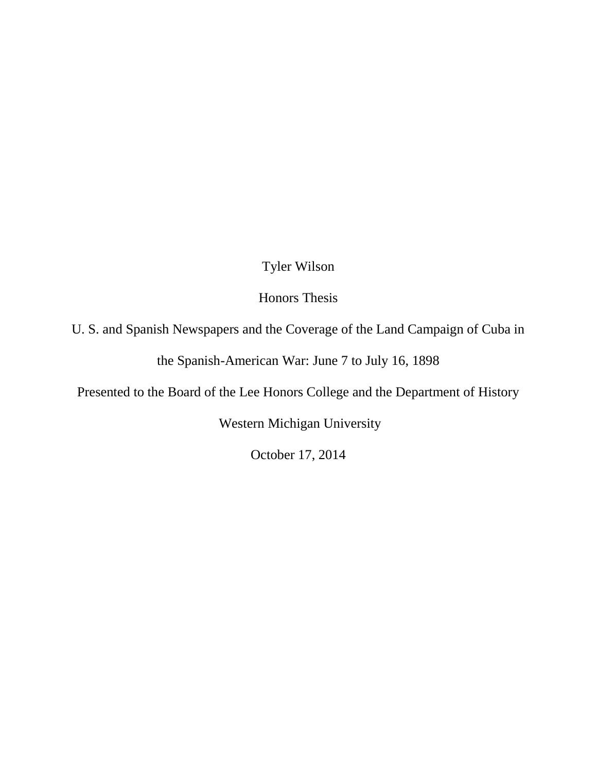Tyler Wilson

Honors Thesis

U. S. and Spanish Newspapers and the Coverage of the Land Campaign of Cuba in the Spanish-American War: June 7 to July 16, 1898

Presented to the Board of the Lee Honors College and the Department of History

Western Michigan University

October 17, 2014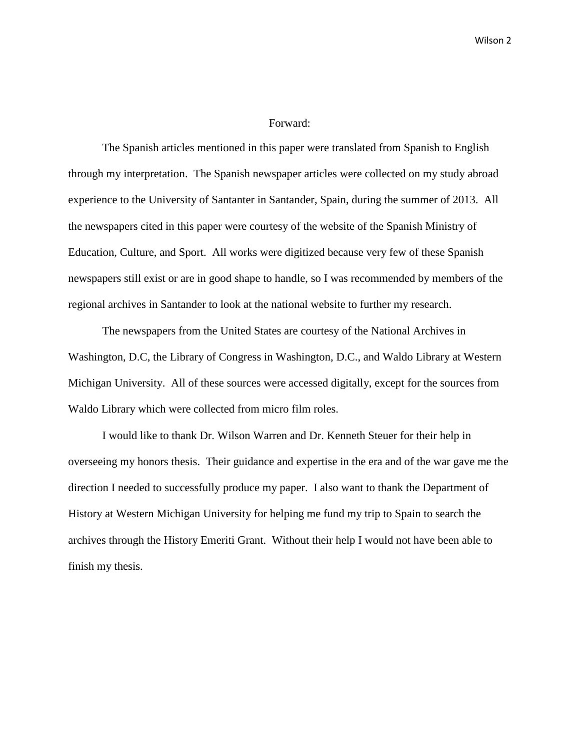## Forward:

The Spanish articles mentioned in this paper were translated from Spanish to English through my interpretation. The Spanish newspaper articles were collected on my study abroad experience to the University of Santanter in Santander, Spain, during the summer of 2013. All the newspapers cited in this paper were courtesy of the website of the Spanish Ministry of Education, Culture, and Sport. All works were digitized because very few of these Spanish newspapers still exist or are in good shape to handle, so I was recommended by members of the regional archives in Santander to look at the national website to further my research.

The newspapers from the United States are courtesy of the National Archives in Washington, D.C, the Library of Congress in Washington, D.C., and Waldo Library at Western Michigan University. All of these sources were accessed digitally, except for the sources from Waldo Library which were collected from micro film roles.

I would like to thank Dr. Wilson Warren and Dr. Kenneth Steuer for their help in overseeing my honors thesis. Their guidance and expertise in the era and of the war gave me the direction I needed to successfully produce my paper. I also want to thank the Department of History at Western Michigan University for helping me fund my trip to Spain to search the archives through the History Emeriti Grant. Without their help I would not have been able to finish my thesis.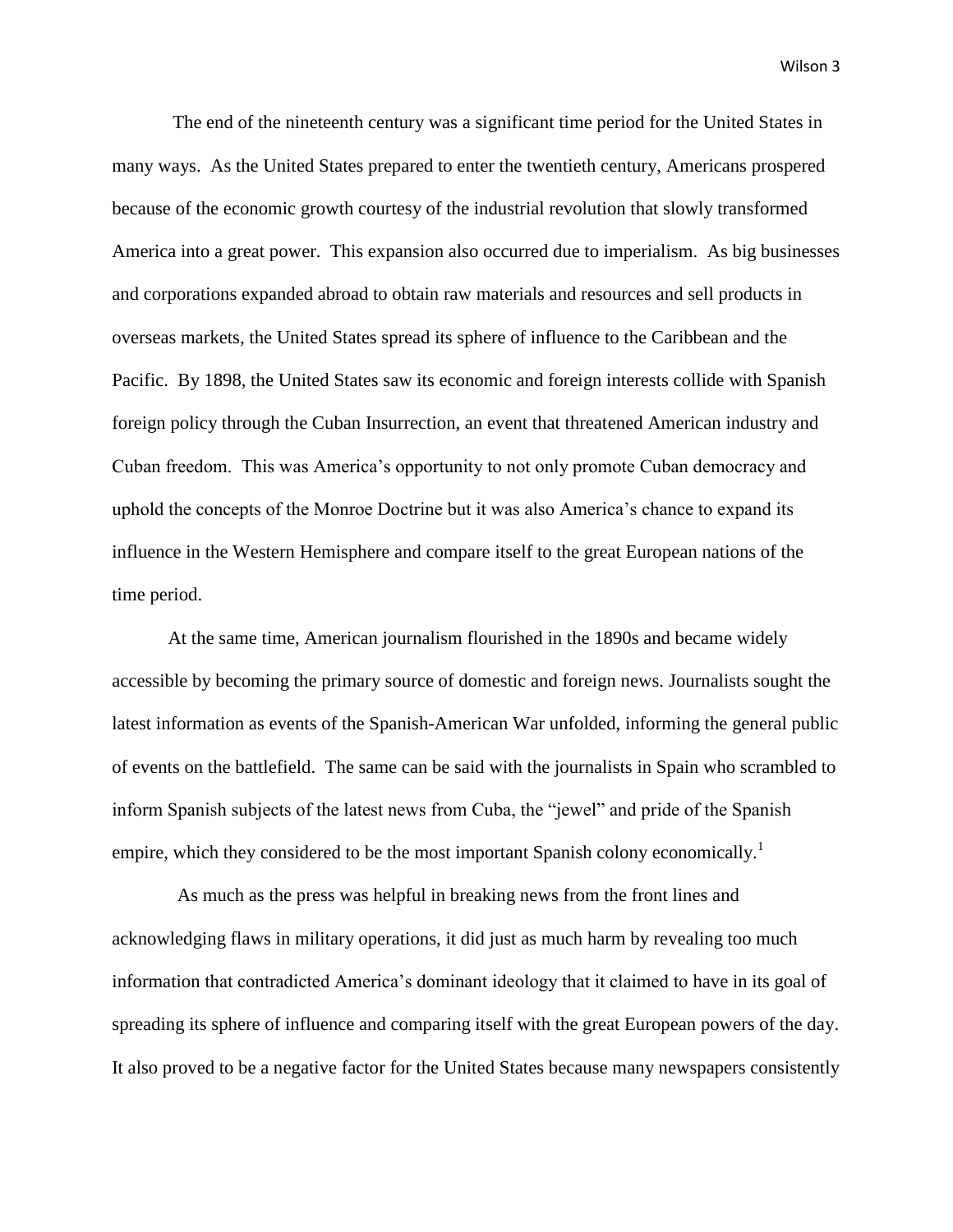The end of the nineteenth century was a significant time period for the United States in many ways. As the United States prepared to enter the twentieth century, Americans prospered because of the economic growth courtesy of the industrial revolution that slowly transformed America into a great power. This expansion also occurred due to imperialism. As big businesses and corporations expanded abroad to obtain raw materials and resources and sell products in overseas markets, the United States spread its sphere of influence to the Caribbean and the Pacific. By 1898, the United States saw its economic and foreign interests collide with Spanish foreign policy through the Cuban Insurrection, an event that threatened American industry and Cuban freedom. This was America's opportunity to not only promote Cuban democracy and uphold the concepts of the Monroe Doctrine but it was also America's chance to expand its influence in the Western Hemisphere and compare itself to the great European nations of the time period.

At the same time, American journalism flourished in the 1890s and became widely accessible by becoming the primary source of domestic and foreign news. Journalists sought the latest information as events of the Spanish-American War unfolded, informing the general public of events on the battlefield. The same can be said with the journalists in Spain who scrambled to inform Spanish subjects of the latest news from Cuba, the "jewel" and pride of the Spanish empire, which they considered to be the most important Spanish colony economically.[1]

As much as the press was helpful in breaking news from the front lines and acknowledging flaws in military operations, it did just as much harm by revealing too much information that contradicted America's dominant ideology that it claimed to have in its goal of spreading its sphere of influence and comparing itself with the great European powers of the day. It also proved to be a negative factor for the United States because many newspapers consistently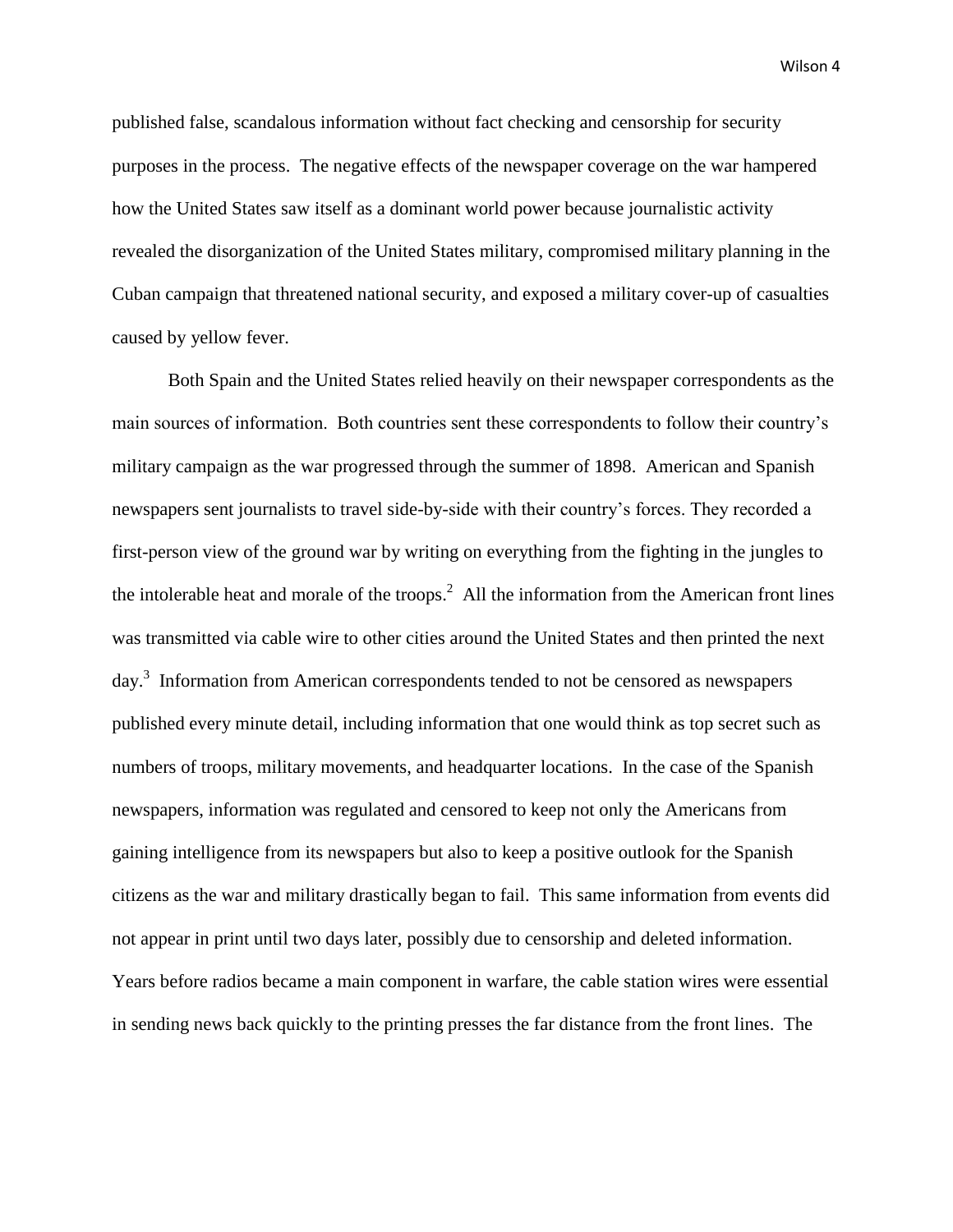published false, scandalous information without fact checking and censorship for security purposes in the process. The negative effects of the newspaper coverage on the war hampered how the United States saw itself as a dominant world power because journalistic activity revealed the disorganization of the United States military, compromised military planning in the Cuban campaign that threatened national security, and exposed a military cover-up of casualties caused by yellow fever.

Both Spain and the United States relied heavily on their newspaper correspondents as the main sources of information. Both countries sent these correspondents to follow their country's military campaign as the war progressed through the summer of 1898. American and Spanish newspapers sent journalists to travel side-by-side with their country's forces. They recorded a first-person view of the ground war by writing on everything from the fighting in the jungles to the intolerable heat and morale of the troops.[2] All the information from the American front lines was transmitted via cable wire to other cities around the United States and then printed the next day.[3] Information from American correspondents tended to not be censored as newspapers published every minute detail, including information that one would think as top secret such as numbers of troops, military movements, and headquarter locations. In the case of the Spanish newspapers, information was regulated and censored to keep not only the Americans from gaining intelligence from its newspapers but also to keep a positive outlook for the Spanish citizens as the war and military drastically began to fail. This same information from events did not appear in print until two days later, possibly due to censorship and deleted information. Years before radios became a main component in warfare, the cable station wires were essential in sending news back quickly to the printing presses the far distance from the front lines. The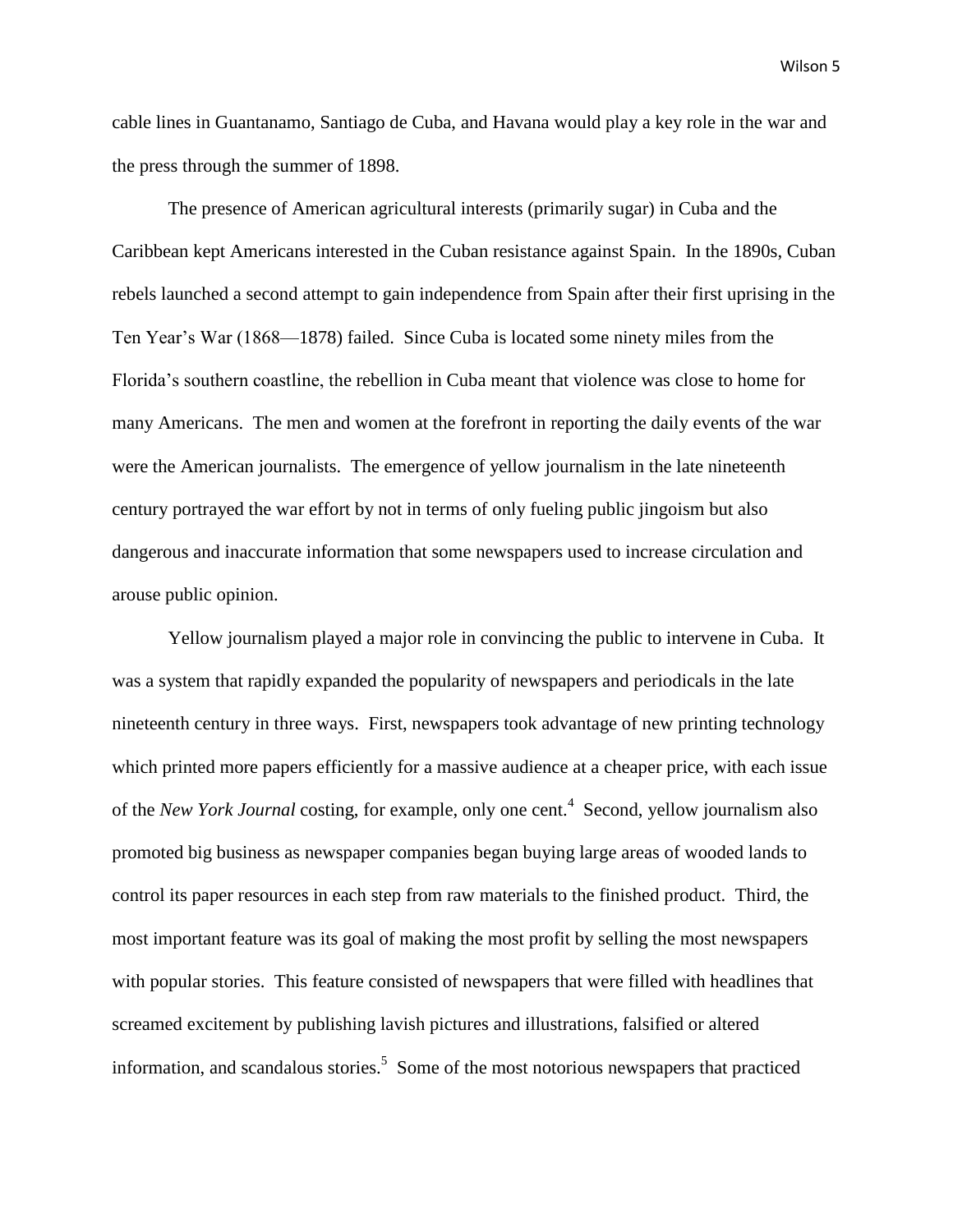cable lines in Guantanamo, Santiago de Cuba, and Havana would play a key role in the war and the press through the summer of 1898.

The presence of American agricultural interests (primarily sugar) in Cuba and the Caribbean kept Americans interested in the Cuban resistance against Spain. In the 1890s, Cuban rebels launched a second attempt to gain independence from Spain after their first uprising in the Ten Year's War (1868—1878) failed. Since Cuba is located some ninety miles from the Florida's southern coastline, the rebellion in Cuba meant that violence was close to home for many Americans. The men and women at the forefront in reporting the daily events of the war were the American journalists. The emergence of yellow journalism in the late nineteenth century portrayed the war effort by not in terms of only fueling public jingoism but also dangerous and inaccurate information that some newspapers used to increase circulation and arouse public opinion.

Yellow journalism played a major role in convincing the public to intervene in Cuba. It was a system that rapidly expanded the popularity of newspapers and periodicals in the late nineteenth century in three ways. First, newspapers took advantage of new printing technology which printed more papers efficiently for a massive audience at a cheaper price, with each issue of the *New York Journal* costing, for example, only one cent.[4] Second, yellow journalism also promoted big business as newspaper companies began buying large areas of wooded lands to control its paper resources in each step from raw materials to the finished product. Third, the most important feature was its goal of making the most profit by selling the most newspapers with popular stories. This feature consisted of newspapers that were filled with headlines that screamed excitement by publishing lavish pictures and illustrations, falsified or altered information, and scandalous stories.[5] Some of the most notorious newspapers that practiced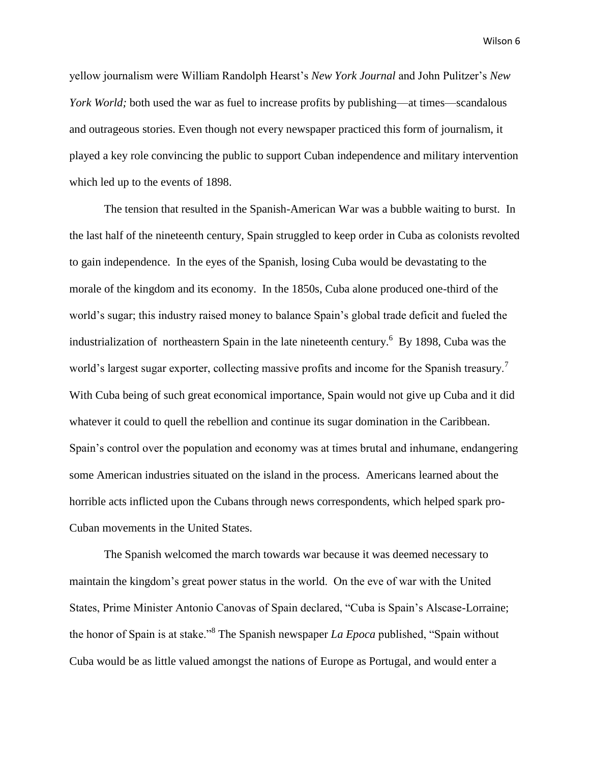yellow journalism were William Randolph Hearst's *New York Journal* and John Pulitzer's *New York World;* both used the war as fuel to increase profits by publishing—at times—scandalous and outrageous stories. Even though not every newspaper practiced this form of journalism, it played a key role convincing the public to support Cuban independence and military intervention which led up to the events of 1898.

The tension that resulted in the Spanish-American War was a bubble waiting to burst. In the last half of the nineteenth century, Spain struggled to keep order in Cuba as colonists revolted to gain independence. In the eyes of the Spanish, losing Cuba would be devastating to the morale of the kingdom and its economy. In the 1850s, Cuba alone produced one-third of the world's sugar; this industry raised money to balance Spain's global trade deficit and fueled the industrialization of northeastern Spain in the late nineteenth century.[6] By 1898, Cuba was the world's largest sugar exporter, collecting massive profits and income for the Spanish treasury.[7] With Cuba being of such great economical importance, Spain would not give up Cuba and it did whatever it could to quell the rebellion and continue its sugar domination in the Caribbean. Spain's control over the population and economy was at times brutal and inhumane, endangering some American industries situated on the island in the process. Americans learned about the horrible acts inflicted upon the Cubans through news correspondents, which helped spark pro-Cuban movements in the United States.

The Spanish welcomed the march towards war because it was deemed necessary to maintain the kingdom's great power status in the world. On the eve of war with the United States, Prime Minister Antonio Canovas of Spain declared, "Cuba is Spain's Alscase-Lorraine; the honor of Spain is at stake."[8] The Spanish newspaper *La Epoca* published, "Spain without Cuba would be as little valued amongst the nations of Europe as Portugal, and would enter a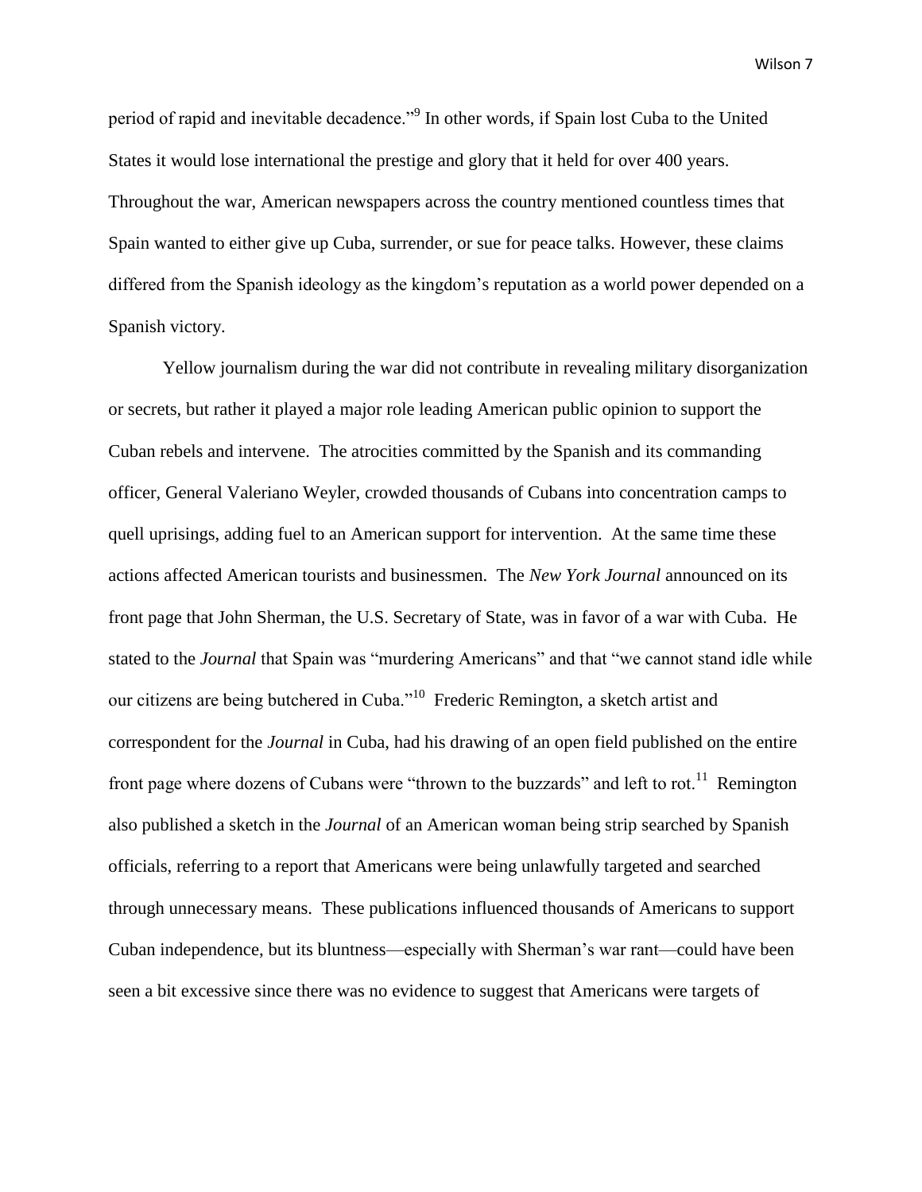period of rapid and inevitable decadence."[9] In other words, if Spain lost Cuba to the United States it would lose international the prestige and glory that it held for over 400 years. Throughout the war, American newspapers across the country mentioned countless times that Spain wanted to either give up Cuba, surrender, or sue for peace talks. However, these claims differed from the Spanish ideology as the kingdom's reputation as a world power depended on a Spanish victory.

Yellow journalism during the war did not contribute in revealing military disorganization or secrets, but rather it played a major role leading American public opinion to support the Cuban rebels and intervene. The atrocities committed by the Spanish and its commanding officer, General Valeriano Weyler, crowded thousands of Cubans into concentration camps to quell uprisings, adding fuel to an American support for intervention. At the same time these actions affected American tourists and businessmen. The *New York Journal* announced on its front page that John Sherman, the U.S. Secretary of State, was in favor of a war with Cuba. He stated to the *Journal* that Spain was "murdering Americans" and that "we cannot stand idle while our citizens are being butchered in Cuba."[10] Frederic Remington, a sketch artist and correspondent for the *Journal* in Cuba, had his drawing of an open field published on the entire front page where dozens of Cubans were "thrown to the buzzards" and left to rot.[11] Remington also published a sketch in the *Journal* of an American woman being strip searched by Spanish officials, referring to a report that Americans were being unlawfully targeted and searched through unnecessary means. These publications influenced thousands of Americans to support Cuban independence, but its bluntness—especially with Sherman's war rant—could have been seen a bit excessive since there was no evidence to suggest that Americans were targets of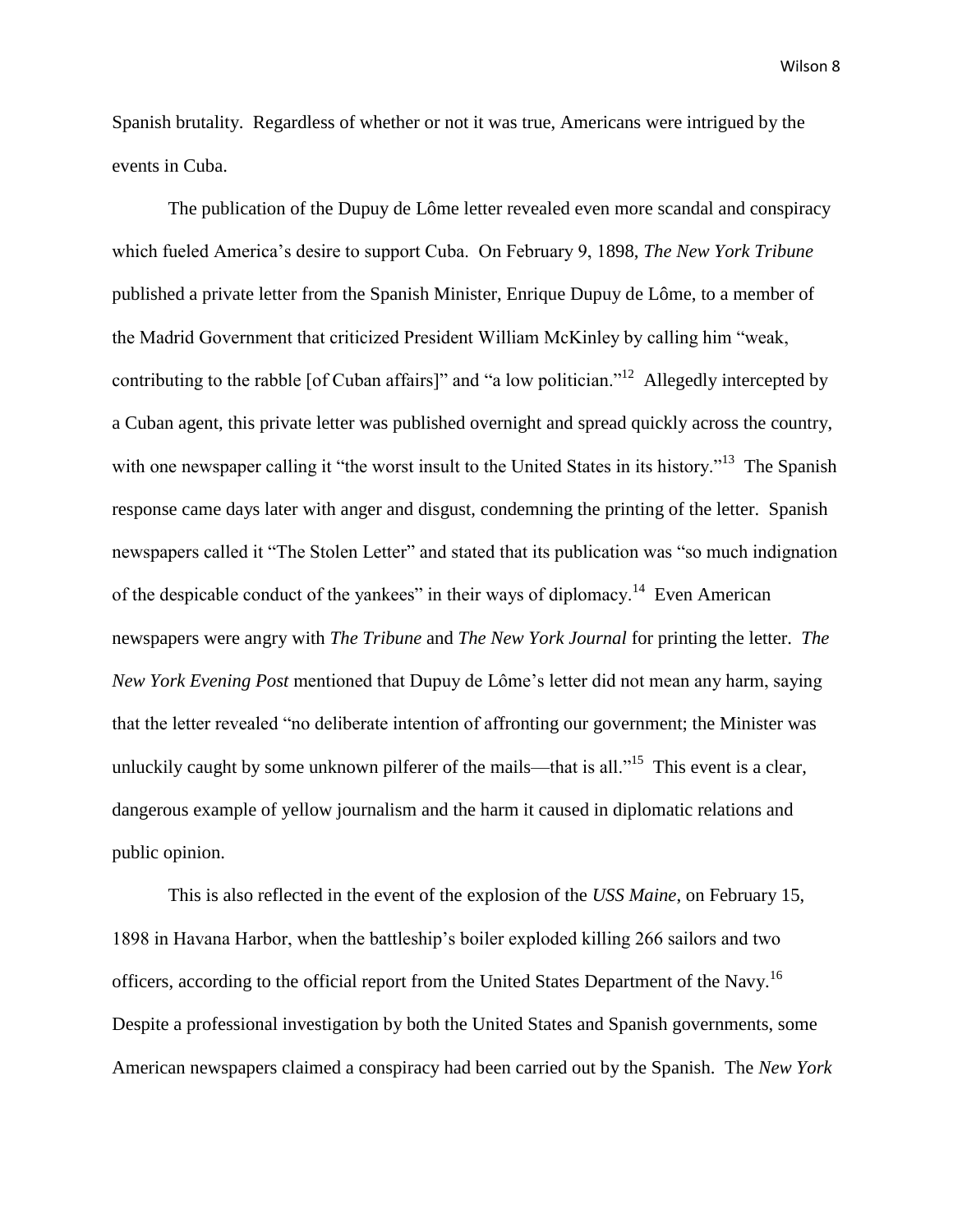Spanish brutality. Regardless of whether or not it was true, Americans were intrigued by the events in Cuba.

The publication of the Dupuy de Lôme letter revealed even more scandal and conspiracy which fueled America's desire to support Cuba. On February 9, 1898, *The New York Tribune* published a private letter from the Spanish Minister, Enrique Dupuy de Lôme, to a member of the Madrid Government that criticized President William McKinley by calling him "weak, contributing to the rabble [of Cuban affairs]" and "a low politician."[12] Allegedly intercepted by a Cuban agent, this private letter was published overnight and spread quickly across the country, with one newspaper calling it "the worst insult to the United States in its history."[13] The Spanish response came days later with anger and disgust, condemning the printing of the letter. Spanish newspapers called it "The Stolen Letter" and stated that its publication was "so much indignation of the despicable conduct of the yankees" in their ways of diplomacy.[14] Even American newspapers were angry with *The Tribune* and *The New York Journal* for printing the letter. *The New York Evening Post* mentioned that Dupuy de Lôme's letter did not mean any harm, saying that the letter revealed "no deliberate intention of affronting our government; the Minister was unluckily caught by some unknown pilferer of the mails—that is all."[15] This event is a clear, dangerous example of yellow journalism and the harm it caused in diplomatic relations and public opinion.

This is also reflected in the event of the explosion of the *USS Maine*, on February 15, 1898 in Havana Harbor, when the battleship's boiler exploded killing 266 sailors and two officers, according to the official report from the United States Department of the Navy.[16] Despite a professional investigation by both the United States and Spanish governments, some American newspapers claimed a conspiracy had been carried out by the Spanish. The *New York*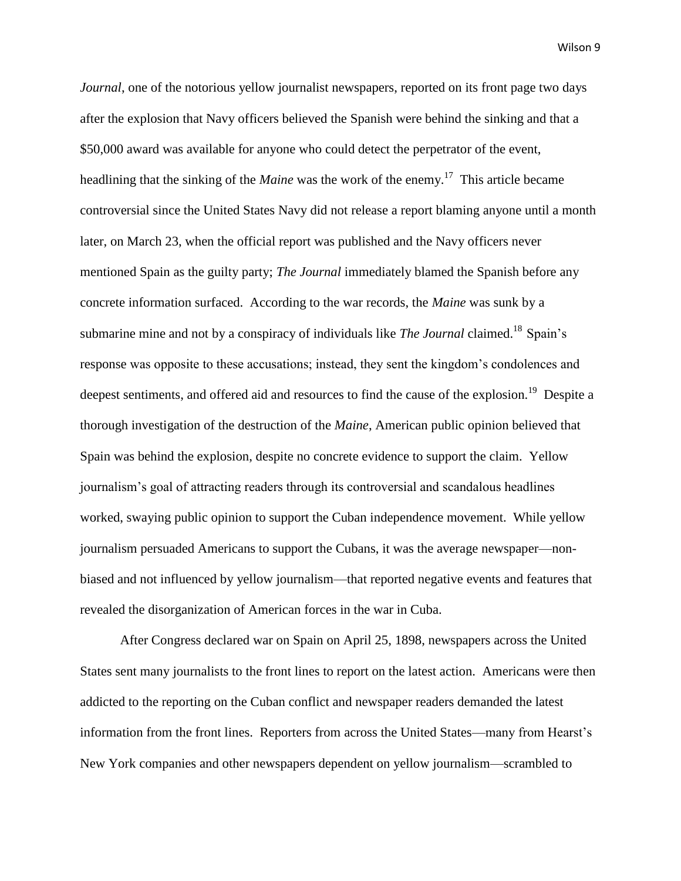*Journal*, one of the notorious yellow journalist newspapers, reported on its front page two days after the explosion that Navy officers believed the Spanish were behind the sinking and that a $50,000 award was available for anyone who could detect the perpetrator of the event, headlining that the sinking of the *Maine* was the work of the enemy.[17] This article became controversial since the United States Navy did not release a report blaming anyone until a month later, on March 23, when the official report was published and the Navy officers never mentioned Spain as the guilty party; *The Journal* immediately blamed the Spanish before any concrete information surfaced. According to the war records, the *Maine* was sunk by a submarine mine and not by a conspiracy of individuals like *The Journal* claimed.[18] Spain's response was opposite to these accusations; instead, they sent the kingdom's condolences and deepest sentiments, and offered aid and resources to find the cause of the explosion.[19] Despite a thorough investigation of the destruction of the *Maine*, American public opinion believed that Spain was behind the explosion, despite no concrete evidence to support the claim. Yellow journalism's goal of attracting readers through its controversial and scandalous headlines worked, swaying public opinion to support the Cuban independence movement. While yellow journalism persuaded Americans to support the Cubans, it was the average newspaper—non-biased and not influenced by yellow journalism—that reported negative events and features that revealed the disorganization of American forces in the war in Cuba.

After Congress declared war on Spain on April 25, 1898, newspapers across the United States sent many journalists to the front lines to report on the latest action. Americans were then addicted to the reporting on the Cuban conflict and newspaper readers demanded the latest information from the front lines. Reporters from across the United States—many from Hearst's New York companies and other newspapers dependent on yellow journalism—scrambled to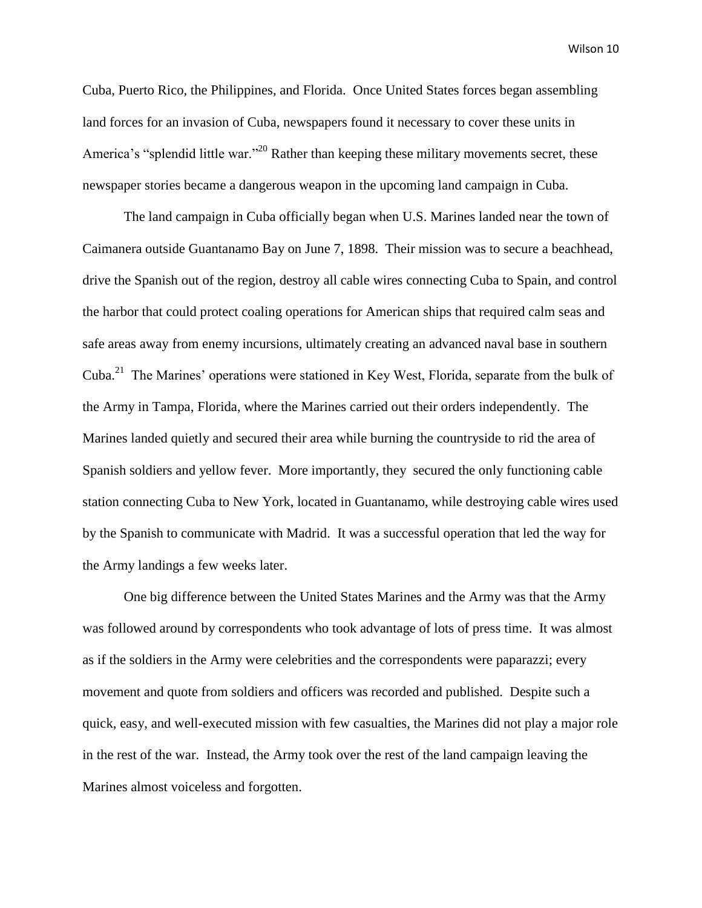Cuba, Puerto Rico, the Philippines, and Florida. Once United States forces began assembling land forces for an invasion of Cuba, newspapers found it necessary to cover these units in America's "splendid little war."[20] Rather than keeping these military movements secret, these newspaper stories became a dangerous weapon in the upcoming land campaign in Cuba.

The land campaign in Cuba officially began when U.S. Marines landed near the town of Caimanera outside Guantanamo Bay on June 7, 1898. Their mission was to secure a beachhead, drive the Spanish out of the region, destroy all cable wires connecting Cuba to Spain, and control the harbor that could protect coaling operations for American ships that required calm seas and safe areas away from enemy incursions, ultimately creating an advanced naval base in southern Cuba.[21] The Marines' operations were stationed in Key West, Florida, separate from the bulk of the Army in Tampa, Florida, where the Marines carried out their orders independently. The Marines landed quietly and secured their area while burning the countryside to rid the area of Spanish soldiers and yellow fever. More importantly, they secured the only functioning cable station connecting Cuba to New York, located in Guantanamo, while destroying cable wires used by the Spanish to communicate with Madrid. It was a successful operation that led the way for the Army landings a few weeks later.

One big difference between the United States Marines and the Army was that the Army was followed around by correspondents who took advantage of lots of press time. It was almost as if the soldiers in the Army were celebrities and the correspondents were paparazzi; every movement and quote from soldiers and officers was recorded and published. Despite such a quick, easy, and well-executed mission with few casualties, the Marines did not play a major role in the rest of the war. Instead, the Army took over the rest of the land campaign leaving the Marines almost voiceless and forgotten.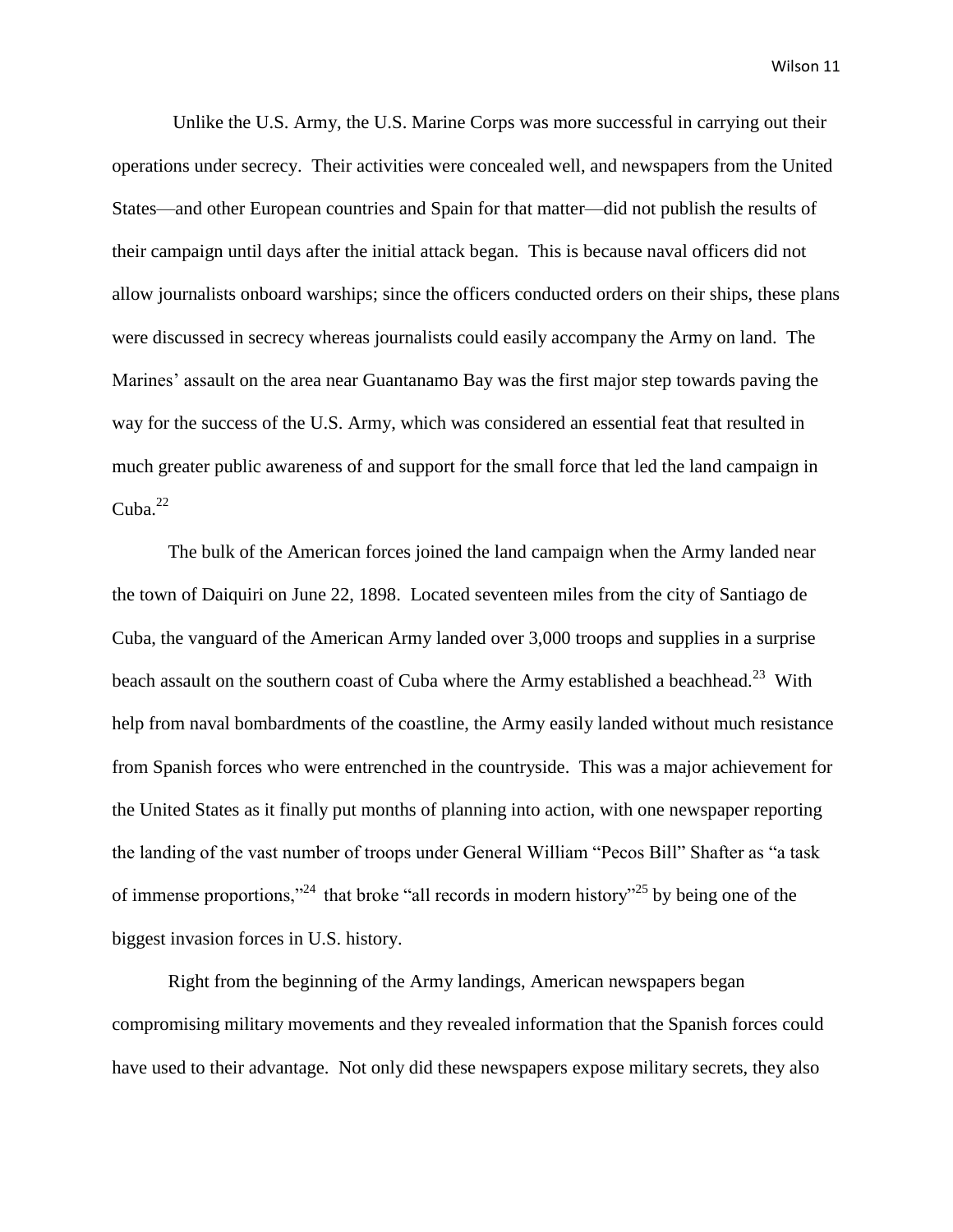Unlike the U.S. Army, the U.S. Marine Corps was more successful in carrying out their operations under secrecy. Their activities were concealed well, and newspapers from the United States—and other European countries and Spain for that matter—did not publish the results of their campaign until days after the initial attack began. This is because naval officers did not allow journalists onboard warships; since the officers conducted orders on their ships, these plans were discussed in secrecy whereas journalists could easily accompany the Army on land. The Marines' assault on the area near Guantanamo Bay was the first major step towards paving the way for the success of the U.S. Army, which was considered an essential feat that resulted in much greater public awareness of and support for the small force that led the land campaign in Cuba.[22]

The bulk of the American forces joined the land campaign when the Army landed near the town of Daiquiri on June 22, 1898. Located seventeen miles from the city of Santiago de Cuba, the vanguard of the American Army landed over 3,000 troops and supplies in a surprise beach assault on the southern coast of Cuba where the Army established a beachhead.[23] With help from naval bombardments of the coastline, the Army easily landed without much resistance from Spanish forces who were entrenched in the countryside. This was a major achievement for the United States as it finally put months of planning into action, with one newspaper reporting the landing of the vast number of troops under General William "Pecos Bill" Shafter as "a task of immense proportions,"[24] that broke "all records in modern history"[25] by being one of the biggest invasion forces in U.S. history.

Right from the beginning of the Army landings, American newspapers began compromising military movements and they revealed information that the Spanish forces could have used to their advantage. Not only did these newspapers expose military secrets, they also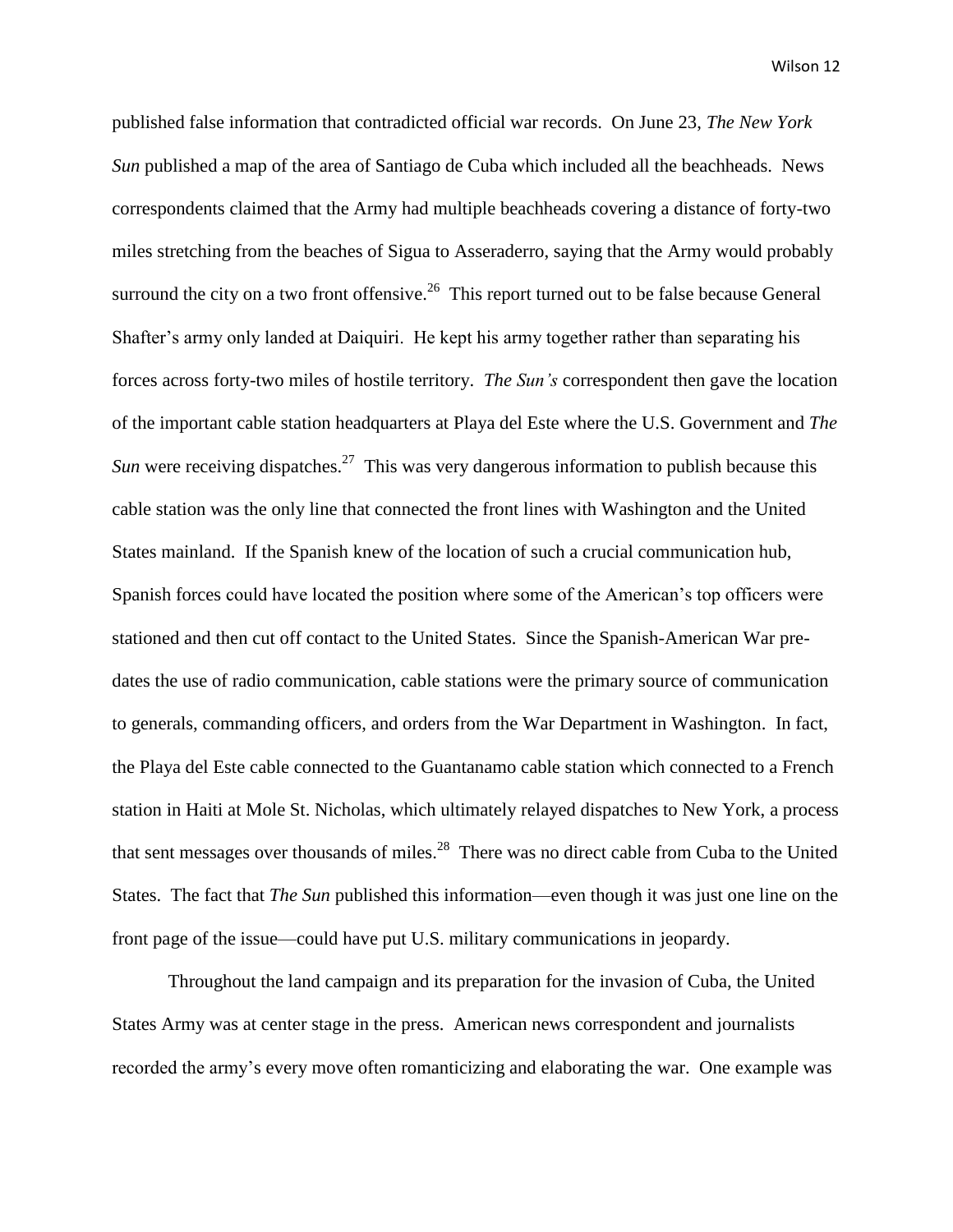published false information that contradicted official war records. On June 23, *The New York Sun* published a map of the area of Santiago de Cuba which included all the beachheads. News correspondents claimed that the Army had multiple beachheads covering a distance of forty-two miles stretching from the beaches of Sigua to Asseraderro, saying that the Army would probably surround the city on a two front offensive.[26] This report turned out to be false because General Shafter's army only landed at Daiquiri. He kept his army together rather than separating his forces across forty-two miles of hostile territory. *The Sun's* correspondent then gave the location of the important cable station headquarters at Playa del Este where the U.S. Government and *The Sun* were receiving dispatches.[27] This was very dangerous information to publish because this cable station was the only line that connected the front lines with Washington and the United States mainland. If the Spanish knew of the location of such a crucial communication hub, Spanish forces could have located the position where some of the American's top officers were stationed and then cut off contact to the United States. Since the Spanish-American War pre-dates the use of radio communication, cable stations were the primary source of communication to generals, commanding officers, and orders from the War Department in Washington. In fact, the Playa del Este cable connected to the Guantanamo cable station which connected to a French station in Haiti at Mole St. Nicholas, which ultimately relayed dispatches to New York, a process that sent messages over thousands of miles.[28] There was no direct cable from Cuba to the United States. The fact that *The Sun* published this information—even though it was just one line on the front page of the issue—could have put U.S. military communications in jeopardy.

Throughout the land campaign and its preparation for the invasion of Cuba, the United States Army was at center stage in the press. American news correspondent and journalists recorded the army's every move often romanticizing and elaborating the war. One example was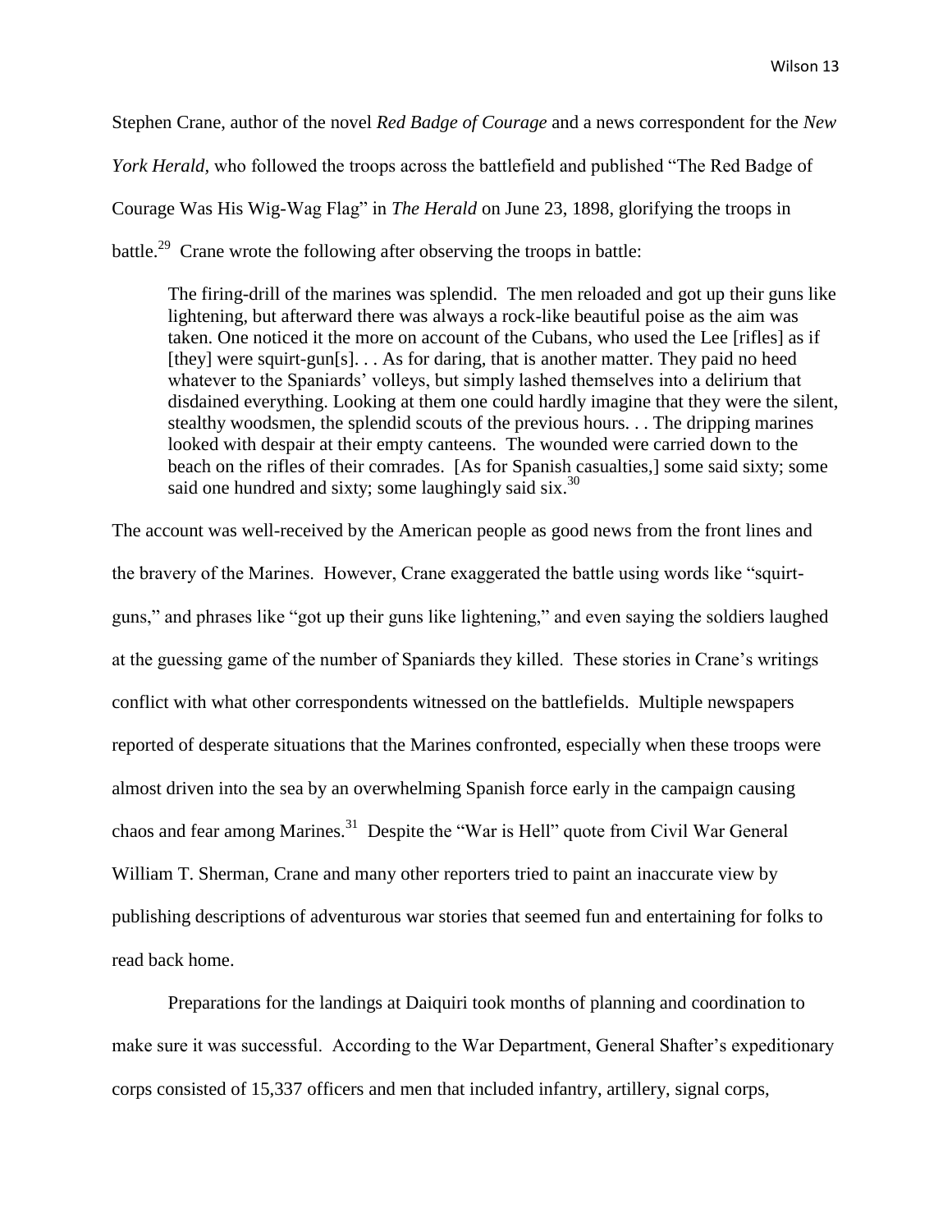Stephen Crane, author of the novel *Red Badge of Courage* and a news correspondent for the *New York Herald*, who followed the troops across the battlefield and published "The Red Badge of Courage Was His Wig-Wag Flag" in *The Herald* on June 23, 1898, glorifying the troops in battle.[29] Crane wrote the following after observing the troops in battle:

> The firing-drill of the marines was splendid. The men reloaded and got up their guns like lightening, but afterward there was always a rock-like beautiful poise as the aim was taken. One noticed it the more on account of the Cubans, who used the Lee [rifles] as if [they] were squirt-gun[s]. . . As for daring, that is another matter. They paid no heed whatever to the Spaniards' volleys, but simply lashed themselves into a delirium that disdained everything. Looking at them one could hardly imagine that they were the silent, stealthy woodsmen, the splendid scouts of the previous hours. . . The dripping marines looked with despair at their empty canteens. The wounded were carried down to the beach on the rifles of their comrades. [As for Spanish casualties,] some said sixty; some said one hundred and sixty; some laughingly said six.[30]

The account was well-received by the American people as good news from the front lines and the bravery of the Marines. However, Crane exaggerated the battle using words like "squirt-guns," and phrases like "got up their guns like lightening," and even saying the soldiers laughed at the guessing game of the number of Spaniards they killed. These stories in Crane's writings conflict with what other correspondents witnessed on the battlefields. Multiple newspapers reported of desperate situations that the Marines confronted, especially when these troops were almost driven into the sea by an overwhelming Spanish force early in the campaign causing chaos and fear among Marines.[31] Despite the "War is Hell" quote from Civil War General William T. Sherman, Crane and many other reporters tried to paint an inaccurate view by publishing descriptions of adventurous war stories that seemed fun and entertaining for folks to read back home.

Preparations for the landings at Daiquiri took months of planning and coordination to make sure it was successful. According to the War Department, General Shafter's expeditionary corps consisted of 15,337 officers and men that included infantry, artillery, signal corps,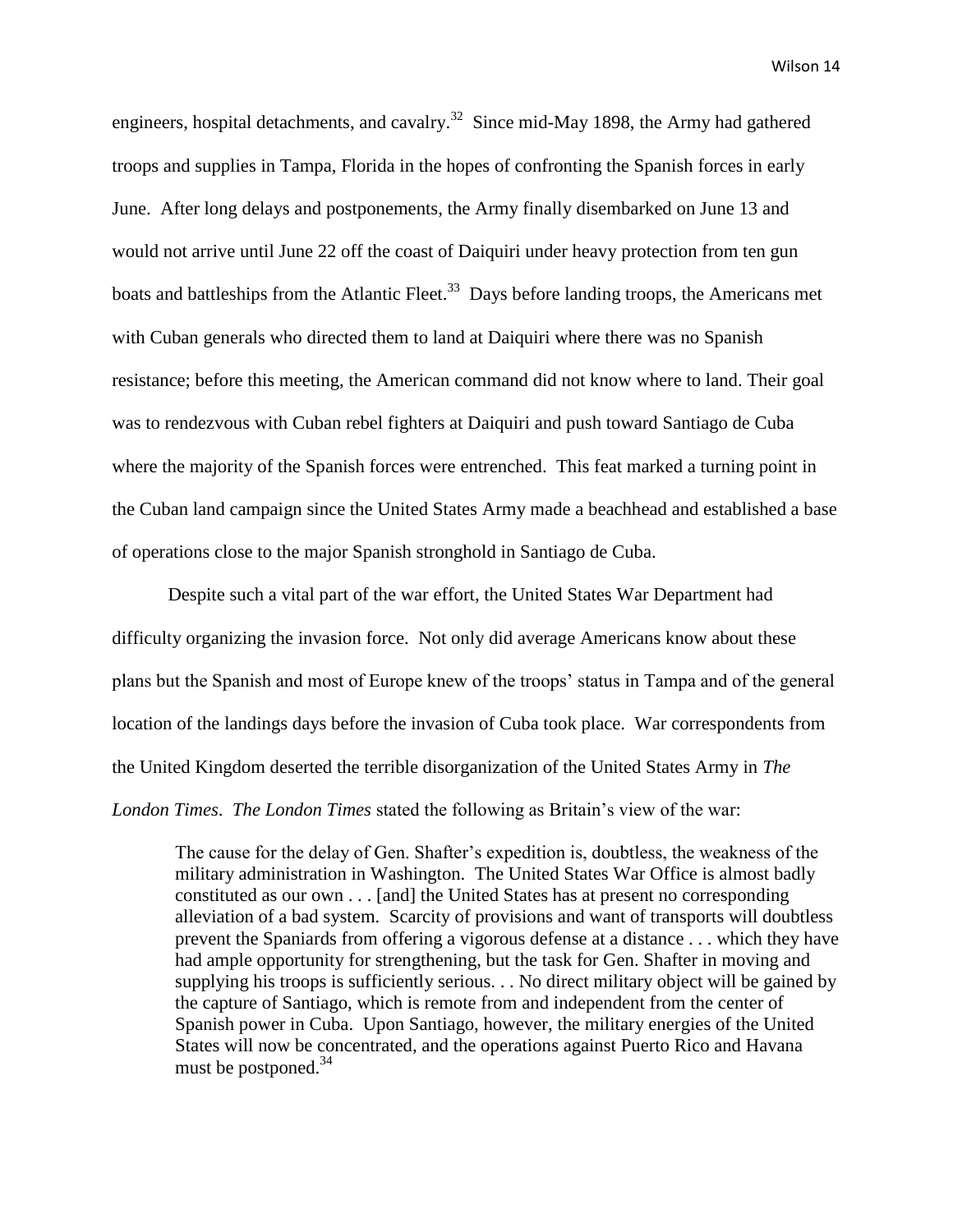engineers, hospital detachments, and cavalry.[32] Since mid-May 1898, the Army had gathered troops and supplies in Tampa, Florida in the hopes of confronting the Spanish forces in early June. After long delays and postponements, the Army finally disembarked on June 13 and would not arrive until June 22 off the coast of Daiquiri under heavy protection from ten gun boats and battleships from the Atlantic Fleet.[33] Days before landing troops, the Americans met with Cuban generals who directed them to land at Daiquiri where there was no Spanish resistance; before this meeting, the American command did not know where to land. Their goal was to rendezvous with Cuban rebel fighters at Daiquiri and push toward Santiago de Cuba where the majority of the Spanish forces were entrenched. This feat marked a turning point in the Cuban land campaign since the United States Army made a beachhead and established a base of operations close to the major Spanish stronghold in Santiago de Cuba.

Despite such a vital part of the war effort, the United States War Department had difficulty organizing the invasion force. Not only did average Americans know about these plans but the Spanish and most of Europe knew of the troops' status in Tampa and of the general location of the landings days before the invasion of Cuba took place. War correspondents from the United Kingdom deserted the terrible disorganization of the United States Army in *The London Times*. *The London Times* stated the following as Britain's view of the war:

> The cause for the delay of Gen. Shafter's expedition is, doubtless, the weakness of the military administration in Washington. The United States War Office is almost badly constituted as our own . . . [and] the United States has at present no corresponding alleviation of a bad system. Scarcity of provisions and want of transports will doubtless prevent the Spaniards from offering a vigorous defense at a distance . . . which they have had ample opportunity for strengthening, but the task for Gen. Shafter in moving and supplying his troops is sufficiently serious. . . No direct military object will be gained by the capture of Santiago, which is remote from and independent from the center of Spanish power in Cuba. Upon Santiago, however, the military energies of the United States will now be concentrated, and the operations against Puerto Rico and Havana must be postponed.[34]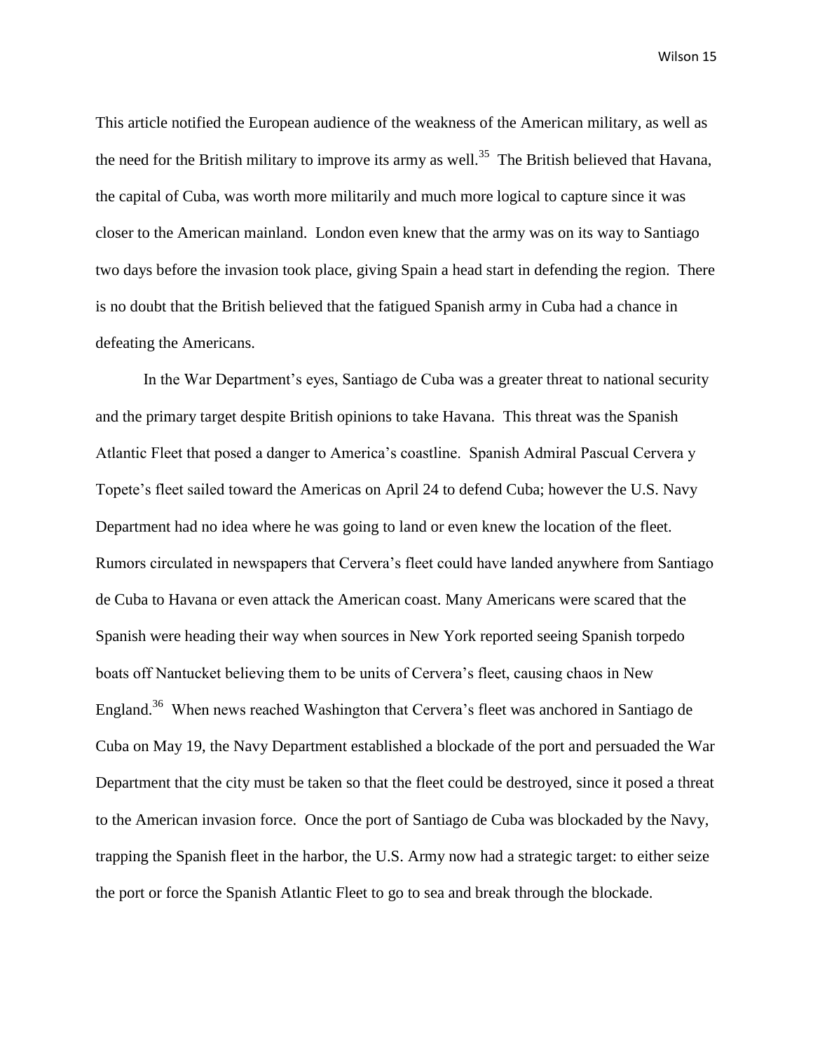This article notified the European audience of the weakness of the American military, as well as the need for the British military to improve its army as well.[35] The British believed that Havana, the capital of Cuba, was worth more militarily and much more logical to capture since it was closer to the American mainland. London even knew that the army was on its way to Santiago two days before the invasion took place, giving Spain a head start in defending the region. There is no doubt that the British believed that the fatigued Spanish army in Cuba had a chance in defeating the Americans.

In the War Department's eyes, Santiago de Cuba was a greater threat to national security and the primary target despite British opinions to take Havana. This threat was the Spanish Atlantic Fleet that posed a danger to America's coastline. Spanish Admiral Pascual Cervera y Topete's fleet sailed toward the Americas on April 24 to defend Cuba; however the U.S. Navy Department had no idea where he was going to land or even knew the location of the fleet. Rumors circulated in newspapers that Cervera's fleet could have landed anywhere from Santiago de Cuba to Havana or even attack the American coast. Many Americans were scared that the Spanish were heading their way when sources in New York reported seeing Spanish torpedo boats off Nantucket believing them to be units of Cervera's fleet, causing chaos in New England.[36] When news reached Washington that Cervera's fleet was anchored in Santiago de Cuba on May 19, the Navy Department established a blockade of the port and persuaded the War Department that the city must be taken so that the fleet could be destroyed, since it posed a threat to the American invasion force. Once the port of Santiago de Cuba was blockaded by the Navy, trapping the Spanish fleet in the harbor, the U.S. Army now had a strategic target: to either seize the port or force the Spanish Atlantic Fleet to go to sea and break through the blockade.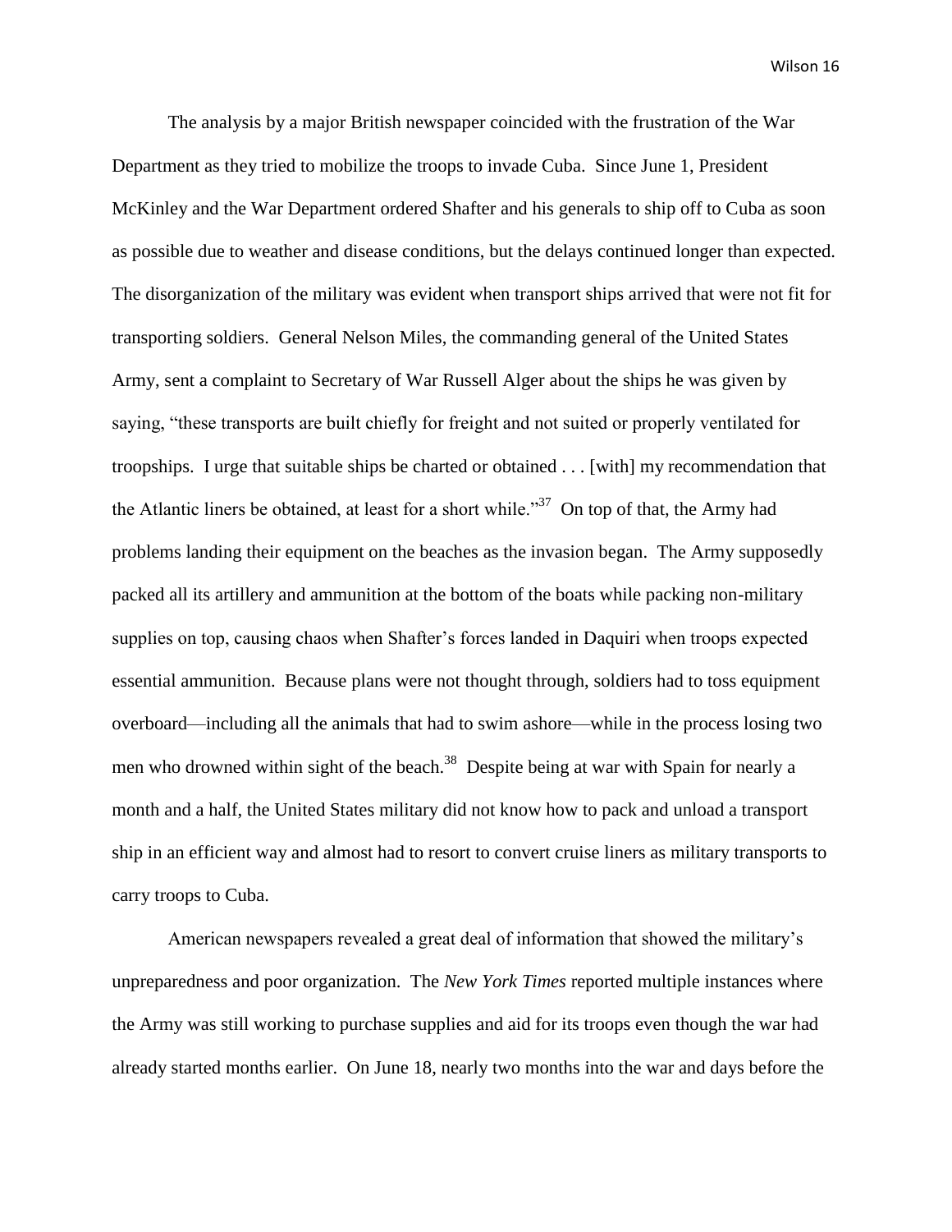The analysis by a major British newspaper coincided with the frustration of the War Department as they tried to mobilize the troops to invade Cuba. Since June 1, President McKinley and the War Department ordered Shafter and his generals to ship off to Cuba as soon as possible due to weather and disease conditions, but the delays continued longer than expected. The disorganization of the military was evident when transport ships arrived that were not fit for transporting soldiers. General Nelson Miles, the commanding general of the United States Army, sent a complaint to Secretary of War Russell Alger about the ships he was given by saying, "these transports are built chiefly for freight and not suited or properly ventilated for troopships. I urge that suitable ships be charted or obtained . . . [with] my recommendation that the Atlantic liners be obtained, at least for a short while."[37] On top of that, the Army had problems landing their equipment on the beaches as the invasion began. The Army supposedly packed all its artillery and ammunition at the bottom of the boats while packing non-military supplies on top, causing chaos when Shafter's forces landed in Daquiri when troops expected essential ammunition. Because plans were not thought through, soldiers had to toss equipment overboard—including all the animals that had to swim ashore—while in the process losing two men who drowned within sight of the beach.[38] Despite being at war with Spain for nearly a month and a half, the United States military did not know how to pack and unload a transport ship in an efficient way and almost had to resort to convert cruise liners as military transports to carry troops to Cuba.

American newspapers revealed a great deal of information that showed the military's unpreparedness and poor organization. The *New York Times* reported multiple instances where the Army was still working to purchase supplies and aid for its troops even though the war had already started months earlier. On June 18, nearly two months into the war and days before the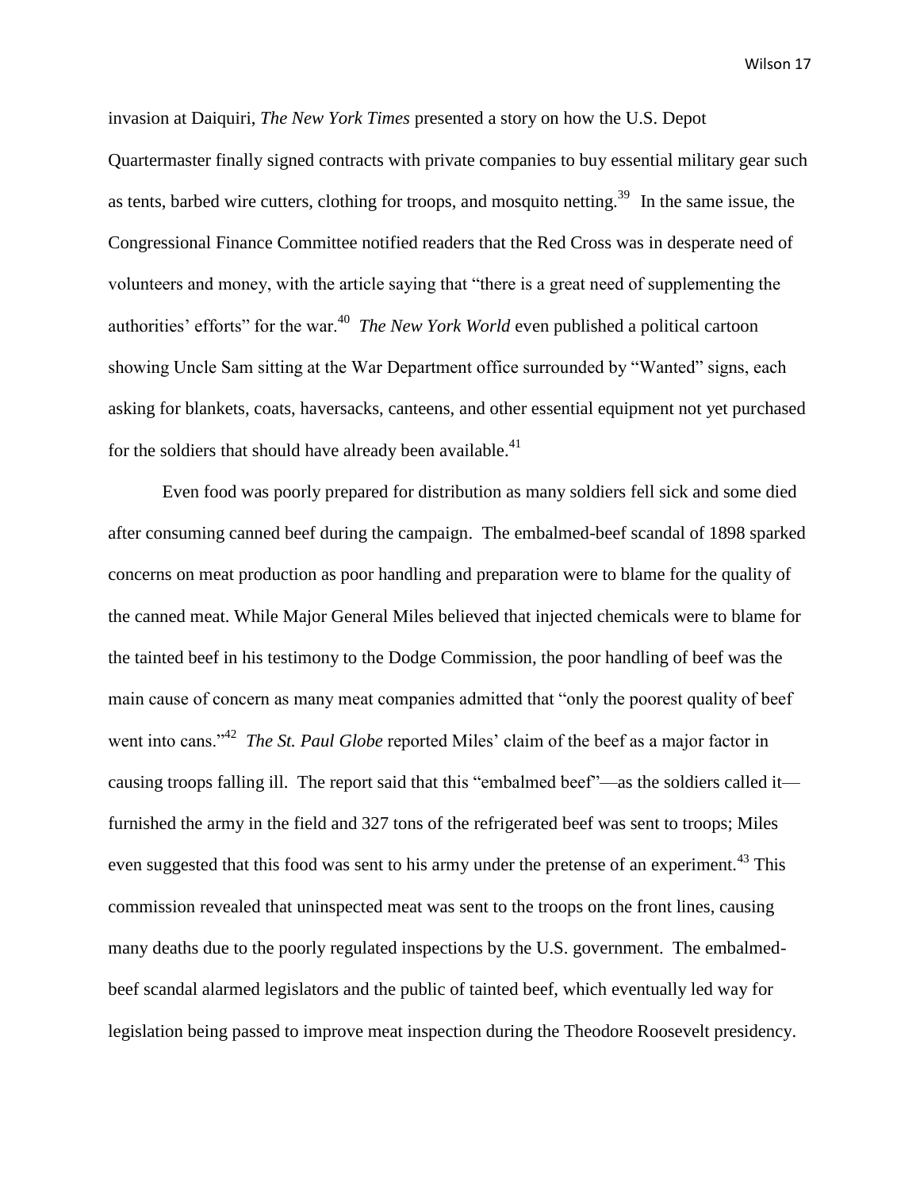invasion at Daiquiri, *The New York Times* presented a story on how the U.S. Depot Quartermaster finally signed contracts with private companies to buy essential military gear such as tents, barbed wire cutters, clothing for troops, and mosquito netting.[39] In the same issue, the Congressional Finance Committee notified readers that the Red Cross was in desperate need of volunteers and money, with the article saying that "there is a great need of supplementing the authorities' efforts" for the war.[40] *The New York World* even published a political cartoon showing Uncle Sam sitting at the War Department office surrounded by "Wanted" signs, each asking for blankets, coats, haversacks, canteens, and other essential equipment not yet purchased for the soldiers that should have already been available.[41]

Even food was poorly prepared for distribution as many soldiers fell sick and some died after consuming canned beef during the campaign. The embalmed-beef scandal of 1898 sparked concerns on meat production as poor handling and preparation were to blame for the quality of the canned meat. While Major General Miles believed that injected chemicals were to blame for the tainted beef in his testimony to the Dodge Commission, the poor handling of beef was the main cause of concern as many meat companies admitted that "only the poorest quality of beef went into cans."[42] *The St. Paul Globe* reported Miles' claim of the beef as a major factor in causing troops falling ill. The report said that this "embalmed beef"—as the soldiers called it—furnished the army in the field and 327 tons of the refrigerated beef was sent to troops; Miles even suggested that this food was sent to his army under the pretense of an experiment.[43] This commission revealed that uninspected meat was sent to the troops on the front lines, causing many deaths due to the poorly regulated inspections by the U.S. government. The embalmed-beef scandal alarmed legislators and the public of tainted beef, which eventually led way for legislation being passed to improve meat inspection during the Theodore Roosevelt presidency.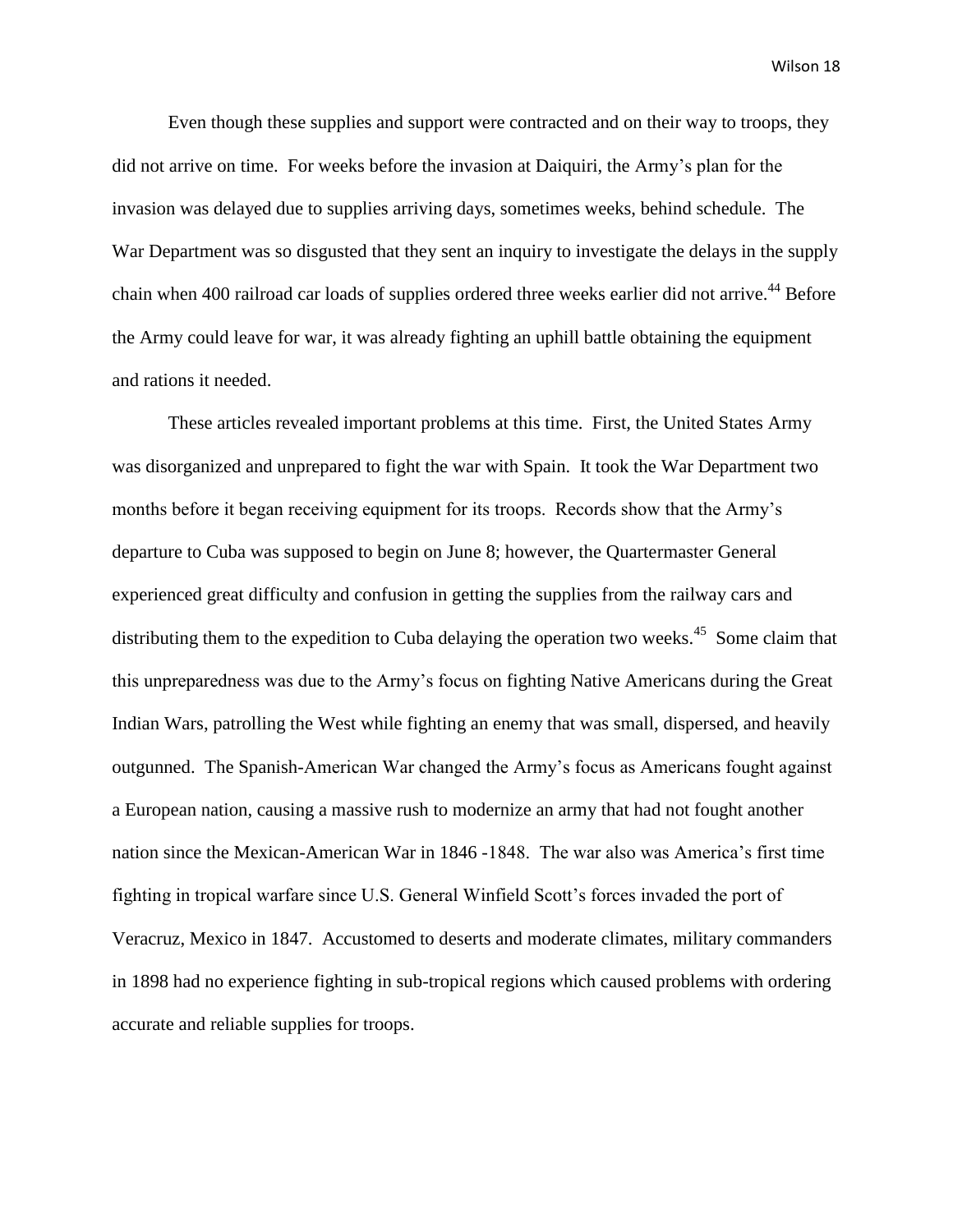Even though these supplies and support were contracted and on their way to troops, they did not arrive on time. For weeks before the invasion at Daiquiri, the Army's plan for the invasion was delayed due to supplies arriving days, sometimes weeks, behind schedule. The War Department was so disgusted that they sent an inquiry to investigate the delays in the supply chain when 400 railroad car loads of supplies ordered three weeks earlier did not arrive.[44] Before the Army could leave for war, it was already fighting an uphill battle obtaining the equipment and rations it needed.

These articles revealed important problems at this time. First, the United States Army was disorganized and unprepared to fight the war with Spain. It took the War Department two months before it began receiving equipment for its troops. Records show that the Army's departure to Cuba was supposed to begin on June 8; however, the Quartermaster General experienced great difficulty and confusion in getting the supplies from the railway cars and distributing them to the expedition to Cuba delaying the operation two weeks.[45] Some claim that this unpreparedness was due to the Army's focus on fighting Native Americans during the Great Indian Wars, patrolling the West while fighting an enemy that was small, dispersed, and heavily outgunned. The Spanish-American War changed the Army's focus as Americans fought against a European nation, causing a massive rush to modernize an army that had not fought another nation since the Mexican-American War in 1846 -1848. The war also was America's first time fighting in tropical warfare since U.S. General Winfield Scott's forces invaded the port of Veracruz, Mexico in 1847. Accustomed to deserts and moderate climates, military commanders in 1898 had no experience fighting in sub-tropical regions which caused problems with ordering accurate and reliable supplies for troops.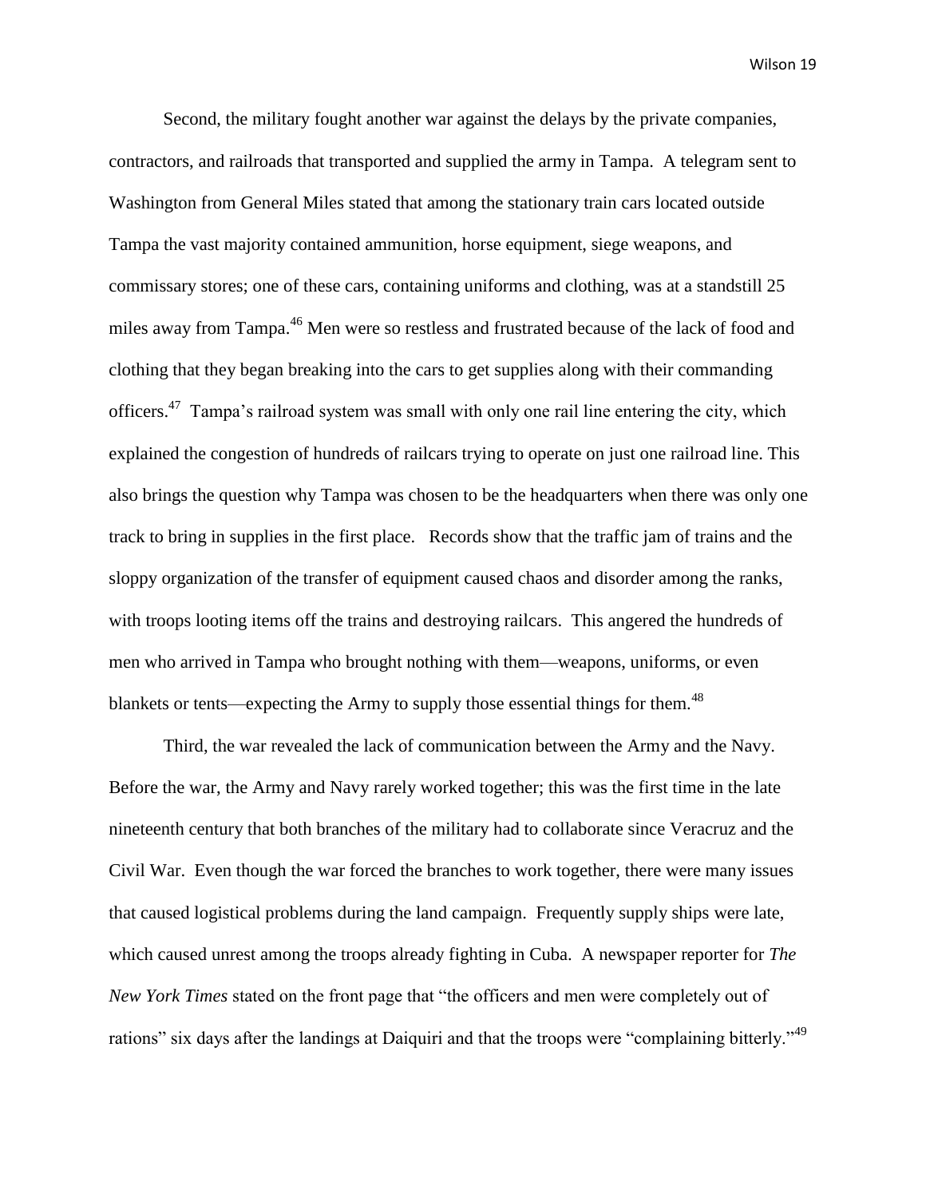Second, the military fought another war against the delays by the private companies, contractors, and railroads that transported and supplied the army in Tampa. A telegram sent to Washington from General Miles stated that among the stationary train cars located outside Tampa the vast majority contained ammunition, horse equipment, siege weapons, and commissary stores; one of these cars, containing uniforms and clothing, was at a standstill 25 miles away from Tampa.[46] Men were so restless and frustrated because of the lack of food and clothing that they began breaking into the cars to get supplies along with their commanding officers.[47] Tampa's railroad system was small with only one rail line entering the city, which explained the congestion of hundreds of railcars trying to operate on just one railroad line. This also brings the question why Tampa was chosen to be the headquarters when there was only one track to bring in supplies in the first place. Records show that the traffic jam of trains and the sloppy organization of the transfer of equipment caused chaos and disorder among the ranks, with troops looting items off the trains and destroying railcars. This angered the hundreds of men who arrived in Tampa who brought nothing with them—weapons, uniforms, or even blankets or tents—expecting the Army to supply those essential things for them.[48]

Third, the war revealed the lack of communication between the Army and the Navy. Before the war, the Army and Navy rarely worked together; this was the first time in the late nineteenth century that both branches of the military had to collaborate since Veracruz and the Civil War. Even though the war forced the branches to work together, there were many issues that caused logistical problems during the land campaign. Frequently supply ships were late, which caused unrest among the troops already fighting in Cuba. A newspaper reporter for *The New York Times* stated on the front page that "the officers and men were completely out of rations" six days after the landings at Daiquiri and that the troops were "complaining bitterly."[49]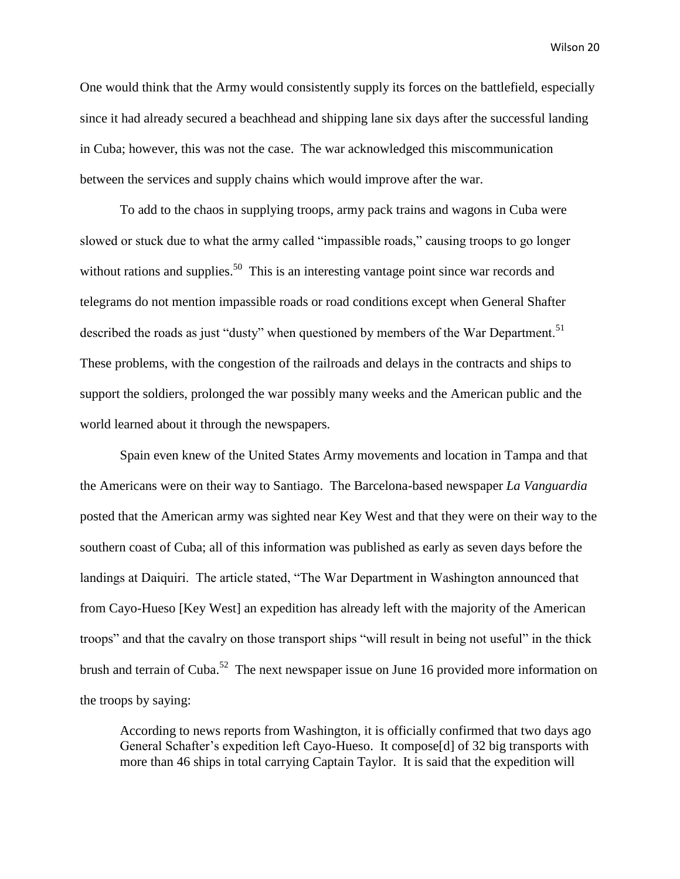One would think that the Army would consistently supply its forces on the battlefield, especially since it had already secured a beachhead and shipping lane six days after the successful landing in Cuba; however, this was not the case. The war acknowledged this miscommunication between the services and supply chains which would improve after the war.

To add to the chaos in supplying troops, army pack trains and wagons in Cuba were slowed or stuck due to what the army called "impassible roads," causing troops to go longer without rations and supplies.[50] This is an interesting vantage point since war records and telegrams do not mention impassible roads or road conditions except when General Shafter described the roads as just "dusty" when questioned by members of the War Department.[51] These problems, with the congestion of the railroads and delays in the contracts and ships to support the soldiers, prolonged the war possibly many weeks and the American public and the world learned about it through the newspapers.

Spain even knew of the United States Army movements and location in Tampa and that the Americans were on their way to Santiago. The Barcelona-based newspaper *La Vanguardia* posted that the American army was sighted near Key West and that they were on their way to the southern coast of Cuba; all of this information was published as early as seven days before the landings at Daiquiri. The article stated, "The War Department in Washington announced that from Cayo-Hueso [Key West] an expedition has already left with the majority of the American troops" and that the cavalry on those transport ships "will result in being not useful" in the thick brush and terrain of Cuba.[52] The next newspaper issue on June 16 provided more information on the troops by saying:

> According to news reports from Washington, it is officially confirmed that two days ago General Schafter's expedition left Cayo-Hueso. It compose[d] of 32 big transports with more than 46 ships in total carrying Captain Taylor. It is said that the expedition will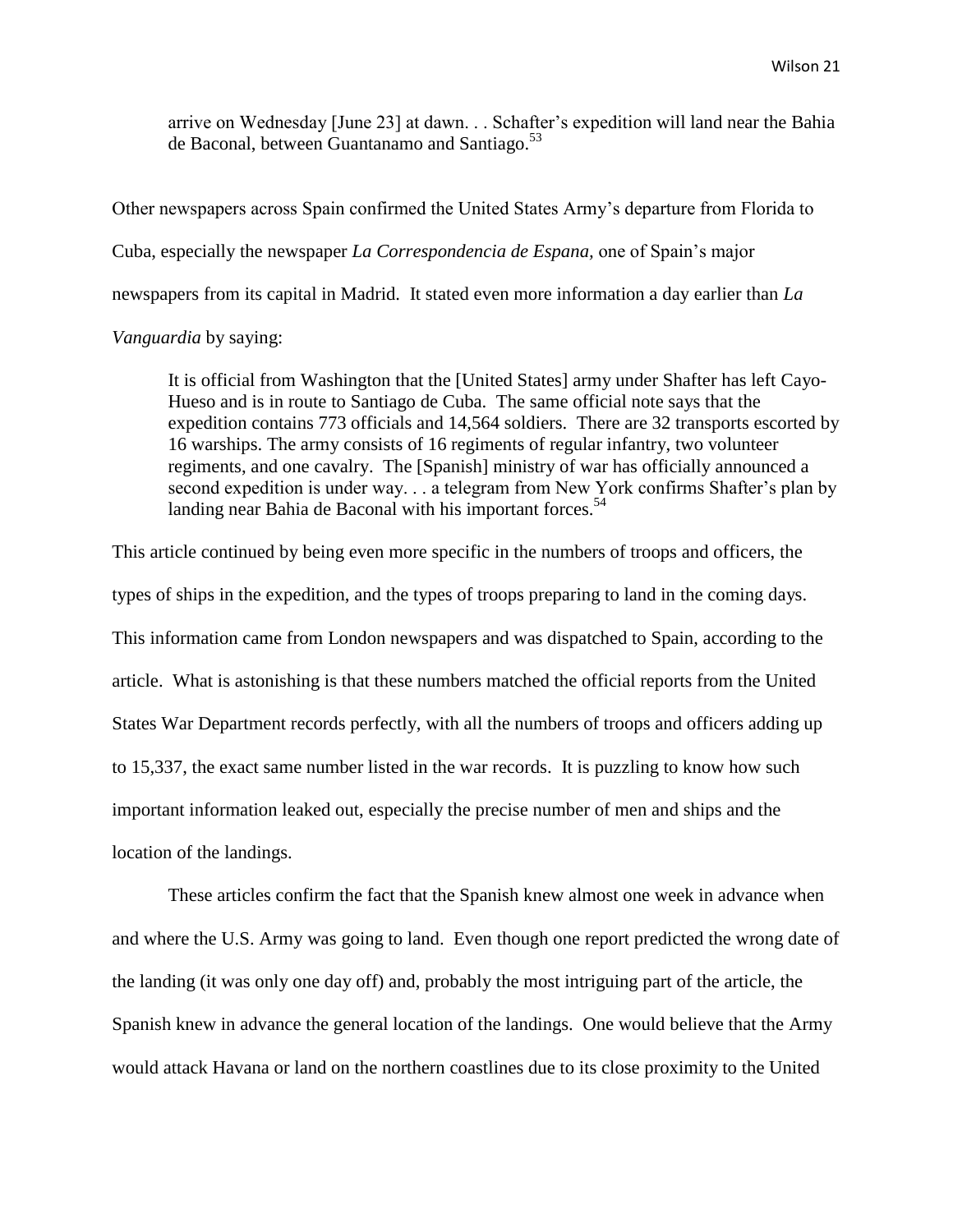> arrive on Wednesday [June 23] at dawn. . . Schafter's expedition will land near the Bahia de Baconal, between Guantanamo and Santiago.[53]

Other newspapers across Spain confirmed the United States Army's departure from Florida to Cuba, especially the newspaper *La Correspondencia de Espana,* one of Spain's major newspapers from its capital in Madrid. It stated even more information a day earlier than *La Vanguardia* by saying:

> It is official from Washington that the [United States] army under Shafter has left Cayo-Hueso and is in route to Santiago de Cuba. The same official note says that the expedition contains 773 officials and 14,564 soldiers. There are 32 transports escorted by 16 warships. The army consists of 16 regiments of regular infantry, two volunteer regiments, and one cavalry. The [Spanish] ministry of war has officially announced a second expedition is under way. . . a telegram from New York confirms Shafter's plan by landing near Bahia de Baconal with his important forces.[54]

This article continued by being even more specific in the numbers of troops and officers, the types of ships in the expedition, and the types of troops preparing to land in the coming days. This information came from London newspapers and was dispatched to Spain, according to the article. What is astonishing is that these numbers matched the official reports from the United States War Department records perfectly, with all the numbers of troops and officers adding up to 15,337, the exact same number listed in the war records. It is puzzling to know how such important information leaked out, especially the precise number of men and ships and the location of the landings.

These articles confirm the fact that the Spanish knew almost one week in advance when and where the U.S. Army was going to land. Even though one report predicted the wrong date of the landing (it was only one day off) and, probably the most intriguing part of the article, the Spanish knew in advance the general location of the landings. One would believe that the Army would attack Havana or land on the northern coastlines due to its close proximity to the United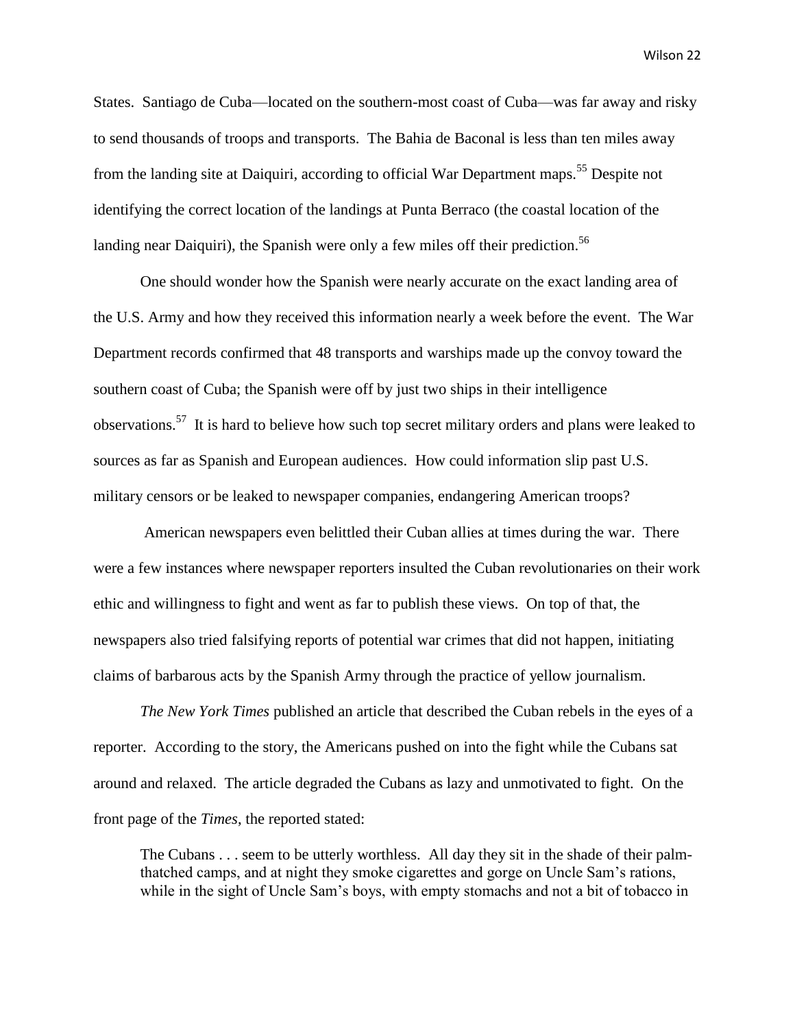States. Santiago de Cuba—located on the southern-most coast of Cuba—was far away and risky to send thousands of troops and transports. The Bahia de Baconal is less than ten miles away from the landing site at Daiquiri, according to official War Department maps.[55] Despite not identifying the correct location of the landings at Punta Berraco (the coastal location of the landing near Daiquiri), the Spanish were only a few miles off their prediction.[56]

One should wonder how the Spanish were nearly accurate on the exact landing area of the U.S. Army and how they received this information nearly a week before the event. The War Department records confirmed that 48 transports and warships made up the convoy toward the southern coast of Cuba; the Spanish were off by just two ships in their intelligence observations.[57] It is hard to believe how such top secret military orders and plans were leaked to sources as far as Spanish and European audiences. How could information slip past U.S. military censors or be leaked to newspaper companies, endangering American troops?

American newspapers even belittled their Cuban allies at times during the war. There were a few instances where newspaper reporters insulted the Cuban revolutionaries on their work ethic and willingness to fight and went as far to publish these views. On top of that, the newspapers also tried falsifying reports of potential war crimes that did not happen, initiating claims of barbarous acts by the Spanish Army through the practice of yellow journalism.

*The New York Times* published an article that described the Cuban rebels in the eyes of a reporter. According to the story, the Americans pushed on into the fight while the Cubans sat around and relaxed. The article degraded the Cubans as lazy and unmotivated to fight. On the front page of the *Times*, the reported stated:

> The Cubans . . . seem to be utterly worthless. All day they sit in the shade of their palm-thatched camps, and at night they smoke cigarettes and gorge on Uncle Sam's rations, while in the sight of Uncle Sam's boys, with empty stomachs and not a bit of tobacco in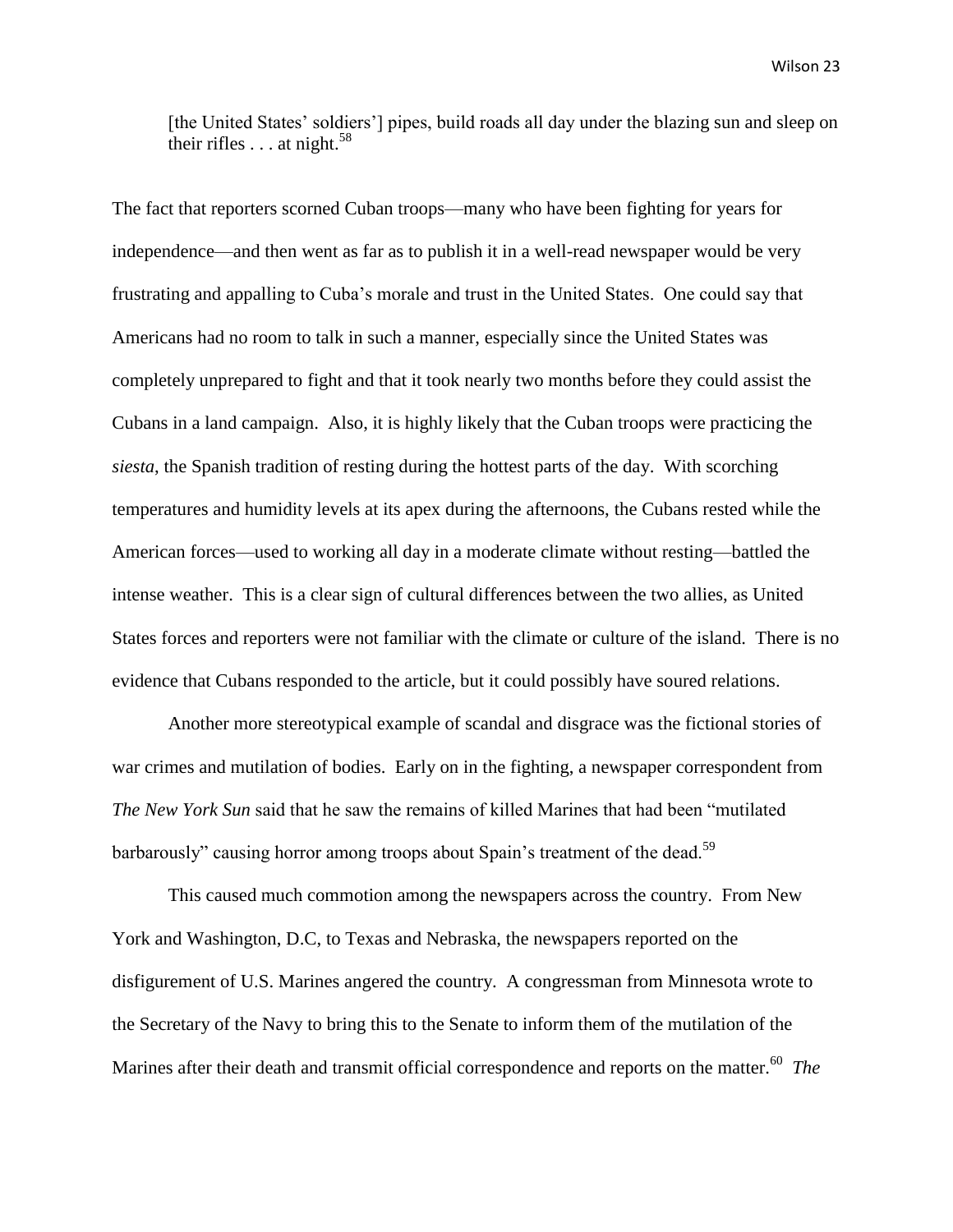> [the United States' soldiers'] pipes, build roads all day under the blazing sun and sleep on their rifles . . . at night.[58]

The fact that reporters scorned Cuban troops—many who have been fighting for years for independence—and then went as far as to publish it in a well-read newspaper would be very frustrating and appalling to Cuba's morale and trust in the United States. One could say that Americans had no room to talk in such a manner, especially since the United States was completely unprepared to fight and that it took nearly two months before they could assist the Cubans in a land campaign. Also, it is highly likely that the Cuban troops were practicing the *siesta*, the Spanish tradition of resting during the hottest parts of the day. With scorching temperatures and humidity levels at its apex during the afternoons, the Cubans rested while the American forces—used to working all day in a moderate climate without resting—battled the intense weather. This is a clear sign of cultural differences between the two allies, as United States forces and reporters were not familiar with the climate or culture of the island. There is no evidence that Cubans responded to the article, but it could possibly have soured relations.

Another more stereotypical example of scandal and disgrace was the fictional stories of war crimes and mutilation of bodies. Early on in the fighting, a newspaper correspondent from *The New York Sun* said that he saw the remains of killed Marines that had been "mutilated barbarously" causing horror among troops about Spain's treatment of the dead.[59]

This caused much commotion among the newspapers across the country. From New York and Washington, D.C, to Texas and Nebraska, the newspapers reported on the disfigurement of U.S. Marines angered the country. A congressman from Minnesota wrote to the Secretary of the Navy to bring this to the Senate to inform them of the mutilation of the Marines after their death and transmit official correspondence and reports on the matter.[60] *The*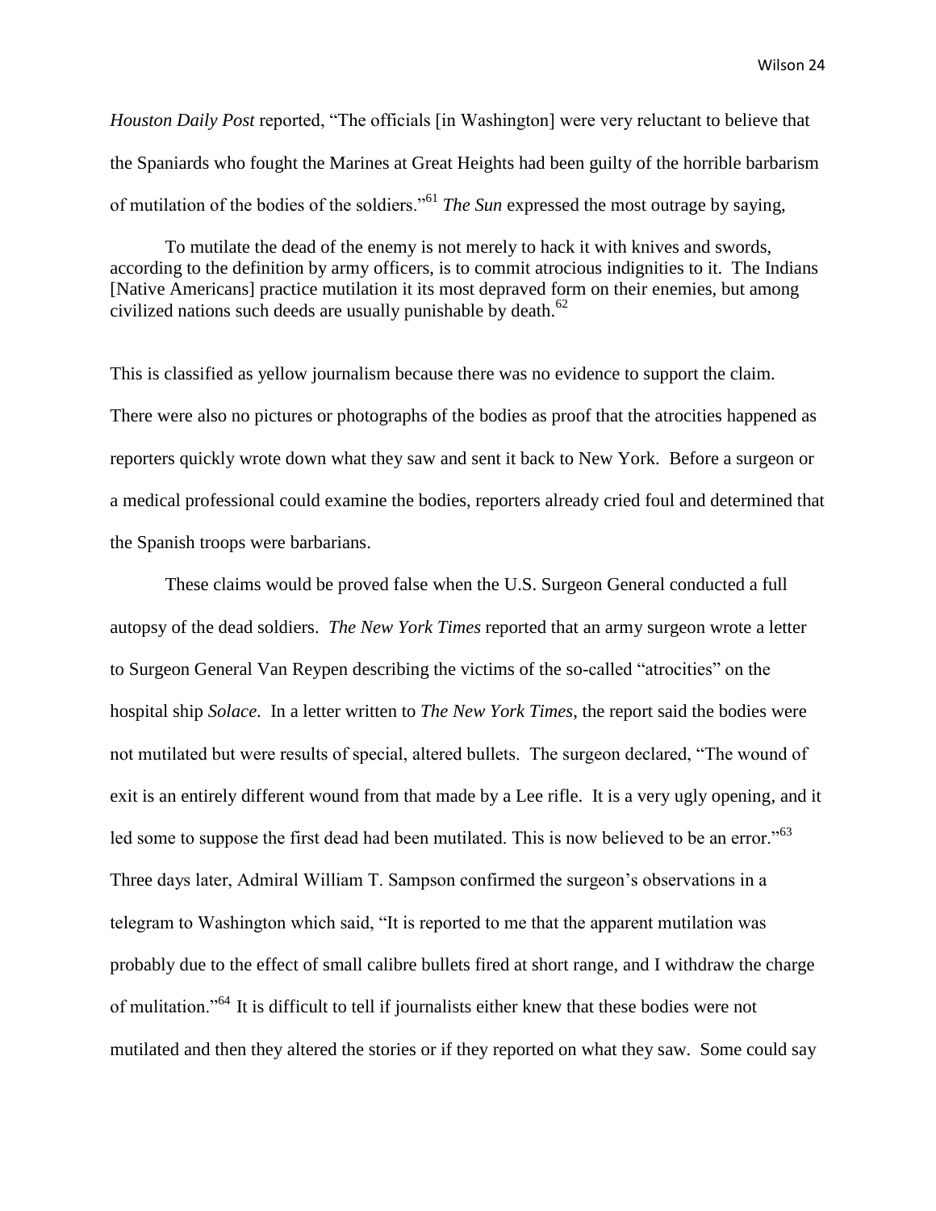*Houston Daily Post* reported, "The officials [in Washington] were very reluctant to believe that the Spaniards who fought the Marines at Great Heights had been guilty of the horrible barbarism of mutilation of the bodies of the soldiers."[61] *The Sun* expressed the most outrage by saying,

> To mutilate the dead of the enemy is not merely to hack it with knives and swords, according to the definition by army officers, is to commit atrocious indignities to it. The Indians [Native Americans] practice mutilation it its most depraved form on their enemies, but among civilized nations such deeds are usually punishable by death.[62]

This is classified as yellow journalism because there was no evidence to support the claim. There were also no pictures or photographs of the bodies as proof that the atrocities happened as reporters quickly wrote down what they saw and sent it back to New York. Before a surgeon or a medical professional could examine the bodies, reporters already cried foul and determined that the Spanish troops were barbarians.

These claims would be proved false when the U.S. Surgeon General conducted a full autopsy of the dead soldiers. *The New York Times* reported that an army surgeon wrote a letter to Surgeon General Van Reypen describing the victims of the so-called "atrocities" on the hospital ship *Solace*. In a letter written to *The New York Times*, the report said the bodies were not mutilated but were results of special, altered bullets. The surgeon declared, "The wound of exit is an entirely different wound from that made by a Lee rifle. It is a very ugly opening, and it led some to suppose the first dead had been mutilated. This is now believed to be an error."[63] Three days later, Admiral William T. Sampson confirmed the surgeon's observations in a telegram to Washington which said, "It is reported to me that the apparent mutilation was probably due to the effect of small calibre bullets fired at short range, and I withdraw the charge of mulitation."[64] It is difficult to tell if journalists either knew that these bodies were not mutilated and then they altered the stories or if they reported on what they saw. Some could say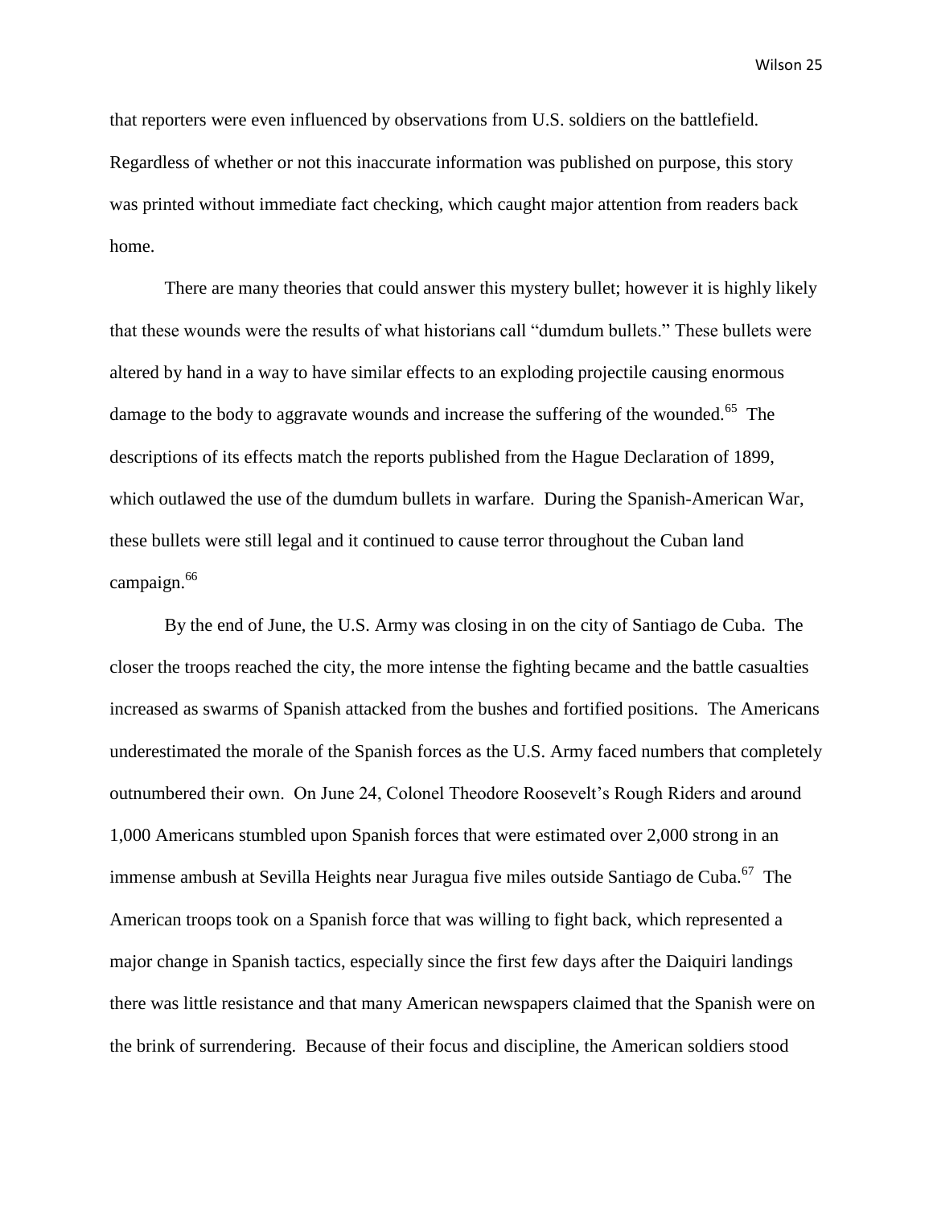that reporters were even influenced by observations from U.S. soldiers on the battlefield. Regardless of whether or not this inaccurate information was published on purpose, this story was printed without immediate fact checking, which caught major attention from readers back home.

There are many theories that could answer this mystery bullet; however it is highly likely that these wounds were the results of what historians call "dumdum bullets." These bullets were altered by hand in a way to have similar effects to an exploding projectile causing enormous damage to the body to aggravate wounds and increase the suffering of the wounded.[65] The descriptions of its effects match the reports published from the Hague Declaration of 1899, which outlawed the use of the dumdum bullets in warfare. During the Spanish-American War, these bullets were still legal and it continued to cause terror throughout the Cuban land campaign.[66]

By the end of June, the U.S. Army was closing in on the city of Santiago de Cuba. The closer the troops reached the city, the more intense the fighting became and the battle casualties increased as swarms of Spanish attacked from the bushes and fortified positions. The Americans underestimated the morale of the Spanish forces as the U.S. Army faced numbers that completely outnumbered their own. On June 24, Colonel Theodore Roosevelt's Rough Riders and around 1,000 Americans stumbled upon Spanish forces that were estimated over 2,000 strong in an immense ambush at Sevilla Heights near Juragua five miles outside Santiago de Cuba.[67] The American troops took on a Spanish force that was willing to fight back, which represented a major change in Spanish tactics, especially since the first few days after the Daiquiri landings there was little resistance and that many American newspapers claimed that the Spanish were on the brink of surrendering. Because of their focus and discipline, the American soldiers stood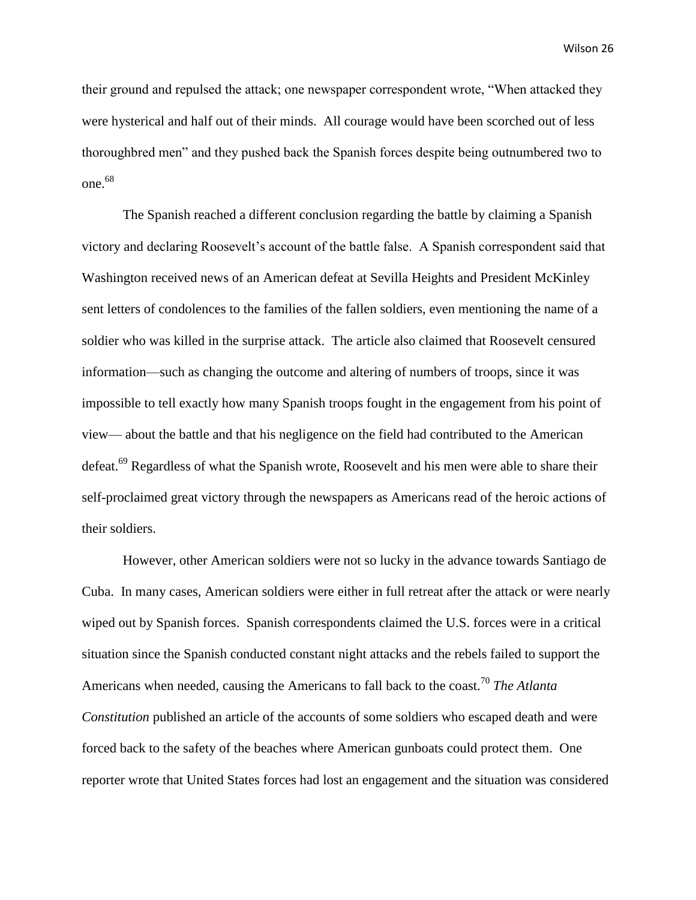their ground and repulsed the attack; one newspaper correspondent wrote, "When attacked they were hysterical and half out of their minds. All courage would have been scorched out of less thoroughbred men" and they pushed back the Spanish forces despite being outnumbered two to one.[68]

The Spanish reached a different conclusion regarding the battle by claiming a Spanish victory and declaring Roosevelt's account of the battle false. A Spanish correspondent said that Washington received news of an American defeat at Sevilla Heights and President McKinley sent letters of condolences to the families of the fallen soldiers, even mentioning the name of a soldier who was killed in the surprise attack. The article also claimed that Roosevelt censured information—such as changing the outcome and altering of numbers of troops, since it was impossible to tell exactly how many Spanish troops fought in the engagement from his point of view— about the battle and that his negligence on the field had contributed to the American defeat.[69] Regardless of what the Spanish wrote, Roosevelt and his men were able to share their self-proclaimed great victory through the newspapers as Americans read of the heroic actions of their soldiers.

However, other American soldiers were not so lucky in the advance towards Santiago de Cuba. In many cases, American soldiers were either in full retreat after the attack or were nearly wiped out by Spanish forces. Spanish correspondents claimed the U.S. forces were in a critical situation since the Spanish conducted constant night attacks and the rebels failed to support the Americans when needed, causing the Americans to fall back to the coast.[70] *The Atlanta Constitution* published an article of the accounts of some soldiers who escaped death and were forced back to the safety of the beaches where American gunboats could protect them. One reporter wrote that United States forces had lost an engagement and the situation was considered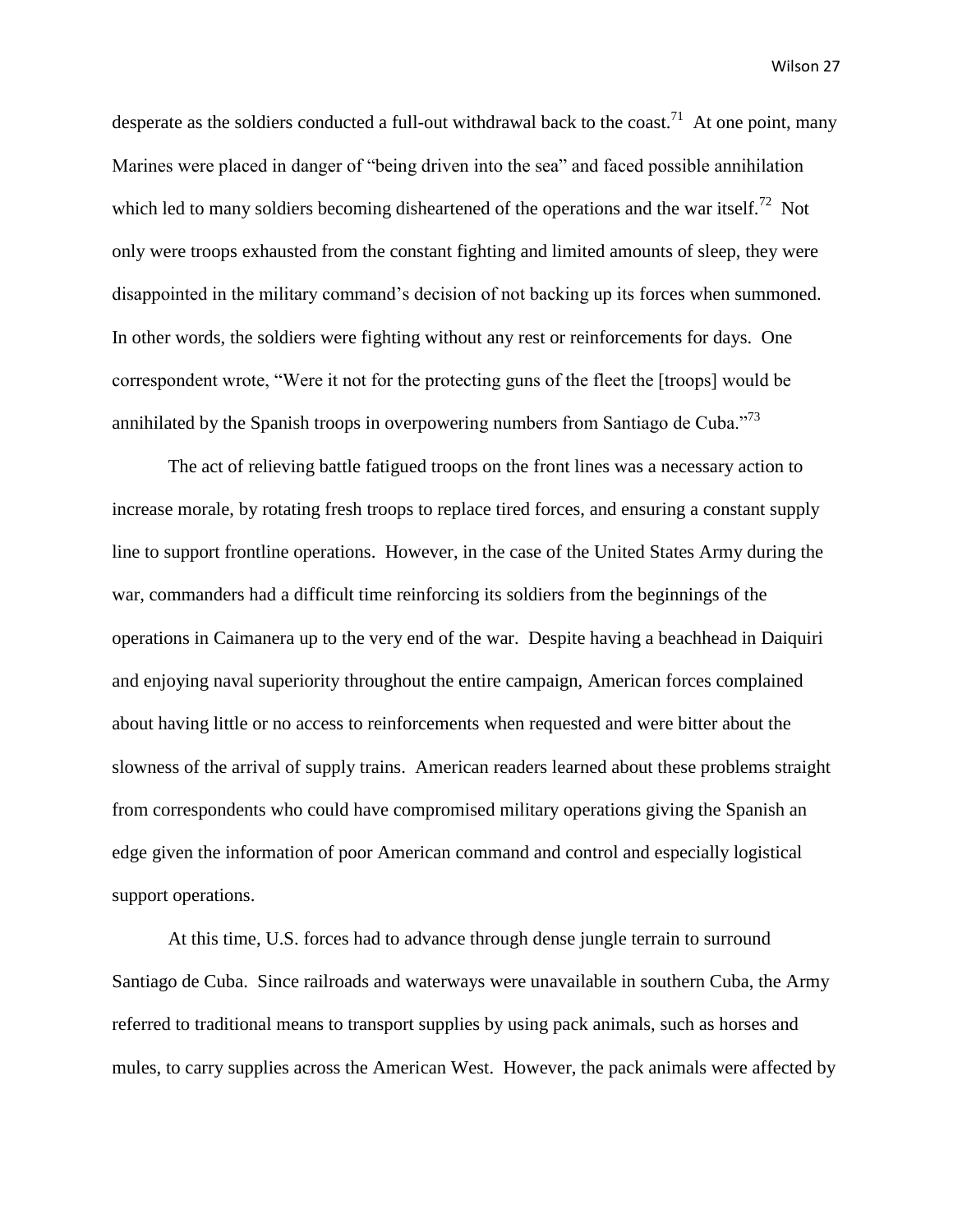desperate as the soldiers conducted a full-out withdrawal back to the coast.[71] At one point, many Marines were placed in danger of "being driven into the sea" and faced possible annihilation which led to many soldiers becoming disheartened of the operations and the war itself.[72] Not only were troops exhausted from the constant fighting and limited amounts of sleep, they were disappointed in the military command's decision of not backing up its forces when summoned. In other words, the soldiers were fighting without any rest or reinforcements for days. One correspondent wrote, "Were it not for the protecting guns of the fleet the [troops] would be annihilated by the Spanish troops in overpowering numbers from Santiago de Cuba."[73]

The act of relieving battle fatigued troops on the front lines was a necessary action to increase morale, by rotating fresh troops to replace tired forces, and ensuring a constant supply line to support frontline operations. However, in the case of the United States Army during the war, commanders had a difficult time reinforcing its soldiers from the beginnings of the operations in Caimanera up to the very end of the war. Despite having a beachhead in Daiquiri and enjoying naval superiority throughout the entire campaign, American forces complained about having little or no access to reinforcements when requested and were bitter about the slowness of the arrival of supply trains. American readers learned about these problems straight from correspondents who could have compromised military operations giving the Spanish an edge given the information of poor American command and control and especially logistical support operations.

At this time, U.S. forces had to advance through dense jungle terrain to surround Santiago de Cuba. Since railroads and waterways were unavailable in southern Cuba, the Army referred to traditional means to transport supplies by using pack animals, such as horses and mules, to carry supplies across the American West. However, the pack animals were affected by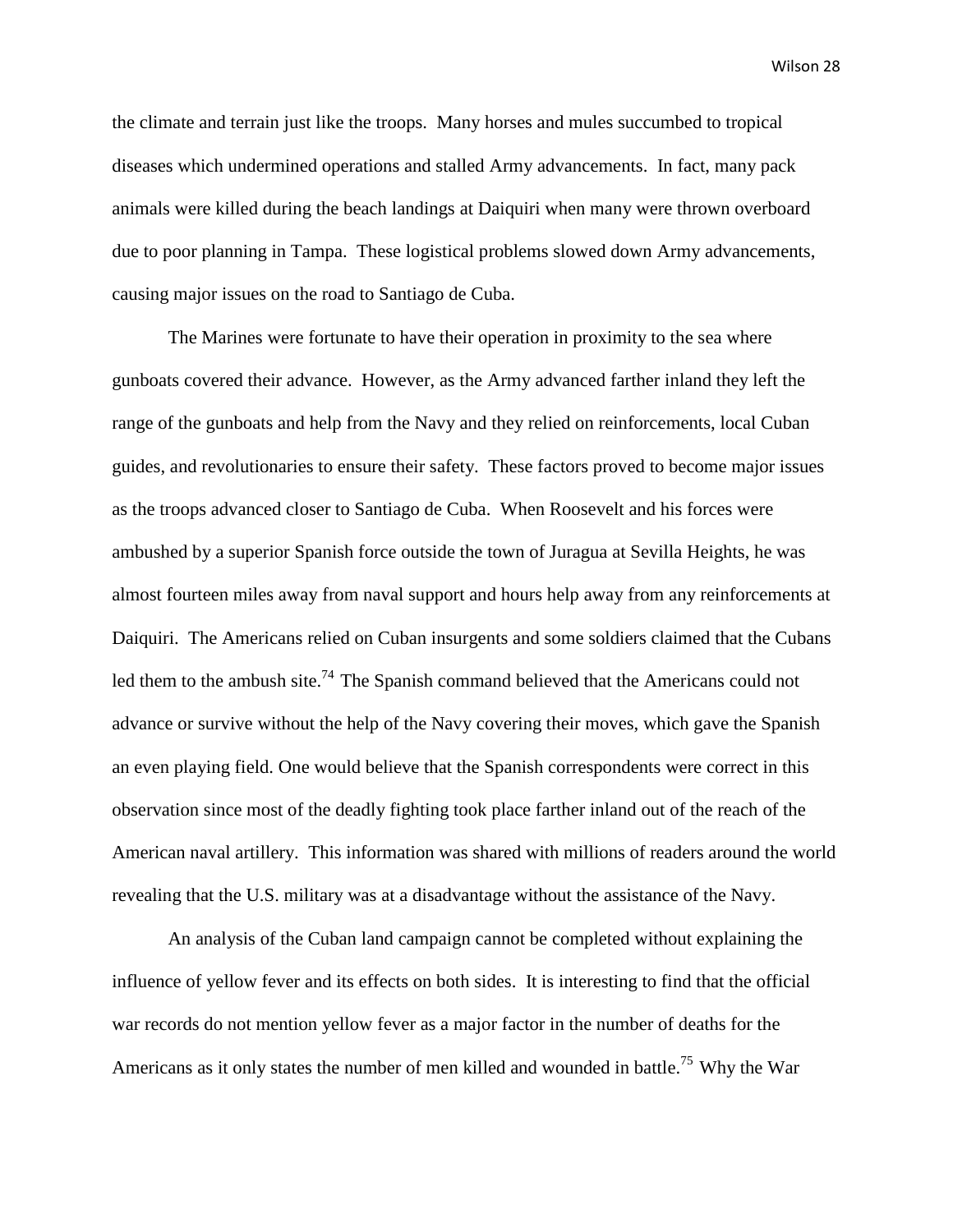the climate and terrain just like the troops. Many horses and mules succumbed to tropical diseases which undermined operations and stalled Army advancements. In fact, many pack animals were killed during the beach landings at Daiquiri when many were thrown overboard due to poor planning in Tampa. These logistical problems slowed down Army advancements, causing major issues on the road to Santiago de Cuba.

The Marines were fortunate to have their operation in proximity to the sea where gunboats covered their advance. However, as the Army advanced farther inland they left the range of the gunboats and help from the Navy and they relied on reinforcements, local Cuban guides, and revolutionaries to ensure their safety. These factors proved to become major issues as the troops advanced closer to Santiago de Cuba. When Roosevelt and his forces were ambushed by a superior Spanish force outside the town of Juragua at Sevilla Heights, he was almost fourteen miles away from naval support and hours help away from any reinforcements at Daiquiri. The Americans relied on Cuban insurgents and some soldiers claimed that the Cubans led them to the ambush site.[74] The Spanish command believed that the Americans could not advance or survive without the help of the Navy covering their moves, which gave the Spanish an even playing field. One would believe that the Spanish correspondents were correct in this observation since most of the deadly fighting took place farther inland out of the reach of the American naval artillery. This information was shared with millions of readers around the world revealing that the U.S. military was at a disadvantage without the assistance of the Navy.

An analysis of the Cuban land campaign cannot be completed without explaining the influence of yellow fever and its effects on both sides. It is interesting to find that the official war records do not mention yellow fever as a major factor in the number of deaths for the Americans as it only states the number of men killed and wounded in battle.[75] Why the War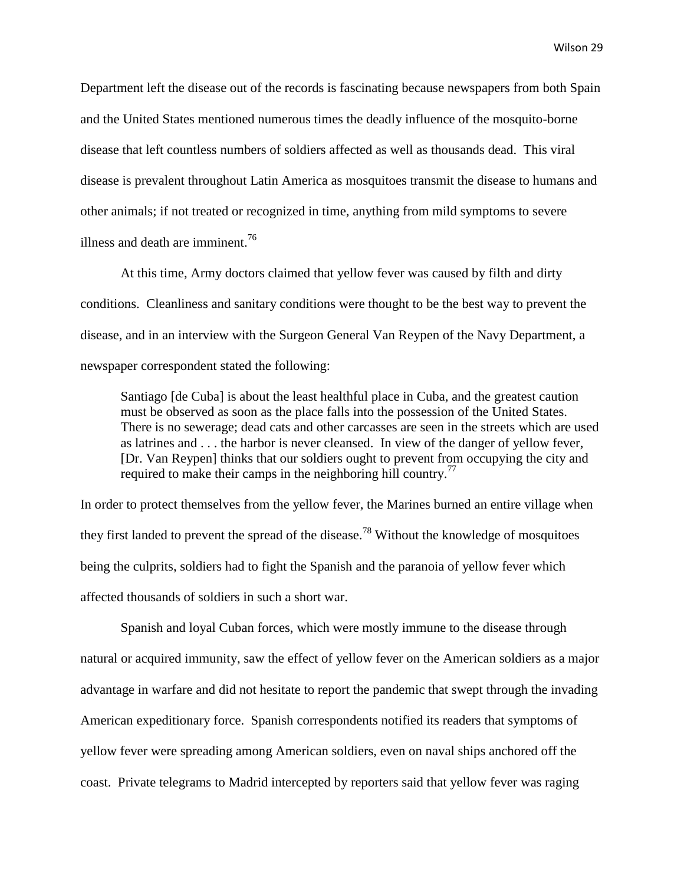Department left the disease out of the records is fascinating because newspapers from both Spain and the United States mentioned numerous times the deadly influence of the mosquito-borne disease that left countless numbers of soldiers affected as well as thousands dead. This viral disease is prevalent throughout Latin America as mosquitoes transmit the disease to humans and other animals; if not treated or recognized in time, anything from mild symptoms to severe illness and death are imminent.[76]

At this time, Army doctors claimed that yellow fever was caused by filth and dirty conditions. Cleanliness and sanitary conditions were thought to be the best way to prevent the disease, and in an interview with the Surgeon General Van Reypen of the Navy Department, a newspaper correspondent stated the following:

> Santiago [de Cuba] is about the least healthful place in Cuba, and the greatest caution must be observed as soon as the place falls into the possession of the United States. There is no sewerage; dead cats and other carcasses are seen in the streets which are used as latrines and . . . the harbor is never cleansed. In view of the danger of yellow fever, [Dr. Van Reypen] thinks that our soldiers ought to prevent from occupying the city and required to make their camps in the neighboring hill country.[77]

In order to protect themselves from the yellow fever, the Marines burned an entire village when they first landed to prevent the spread of the disease.[78] Without the knowledge of mosquitoes being the culprits, soldiers had to fight the Spanish and the paranoia of yellow fever which affected thousands of soldiers in such a short war.

Spanish and loyal Cuban forces, which were mostly immune to the disease through natural or acquired immunity, saw the effect of yellow fever on the American soldiers as a major advantage in warfare and did not hesitate to report the pandemic that swept through the invading American expeditionary force. Spanish correspondents notified its readers that symptoms of yellow fever were spreading among American soldiers, even on naval ships anchored off the coast. Private telegrams to Madrid intercepted by reporters said that yellow fever was raging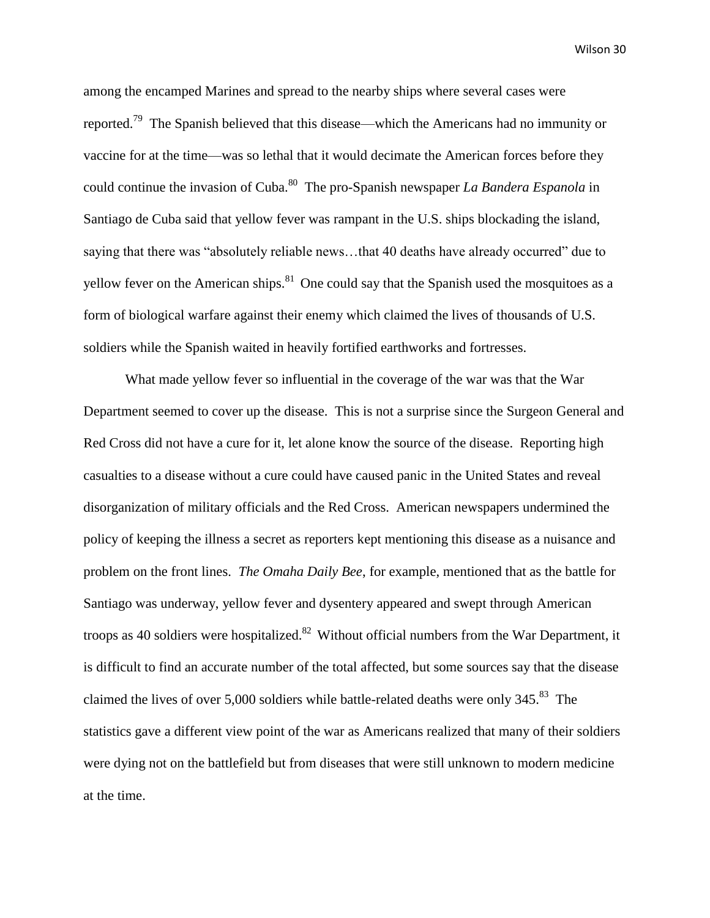among the encamped Marines and spread to the nearby ships where several cases were reported.[79] The Spanish believed that this disease—which the Americans had no immunity or vaccine for at the time—was so lethal that it would decimate the American forces before they could continue the invasion of Cuba.[80] The pro-Spanish newspaper *La Bandera Espanola* in Santiago de Cuba said that yellow fever was rampant in the U.S. ships blockading the island, saying that there was "absolutely reliable news…that 40 deaths have already occurred" due to yellow fever on the American ships.[81] One could say that the Spanish used the mosquitoes as a form of biological warfare against their enemy which claimed the lives of thousands of U.S. soldiers while the Spanish waited in heavily fortified earthworks and fortresses.

What made yellow fever so influential in the coverage of the war was that the War Department seemed to cover up the disease. This is not a surprise since the Surgeon General and Red Cross did not have a cure for it, let alone know the source of the disease. Reporting high casualties to a disease without a cure could have caused panic in the United States and reveal disorganization of military officials and the Red Cross. American newspapers undermined the policy of keeping the illness a secret as reporters kept mentioning this disease as a nuisance and problem on the front lines. *The Omaha Daily Bee*, for example, mentioned that as the battle for Santiago was underway, yellow fever and dysentery appeared and swept through American troops as 40 soldiers were hospitalized.[82] Without official numbers from the War Department, it is difficult to find an accurate number of the total affected, but some sources say that the disease claimed the lives of over 5,000 soldiers while battle-related deaths were only 345.[83] The statistics gave a different view point of the war as Americans realized that many of their soldiers were dying not on the battlefield but from diseases that were still unknown to modern medicine at the time.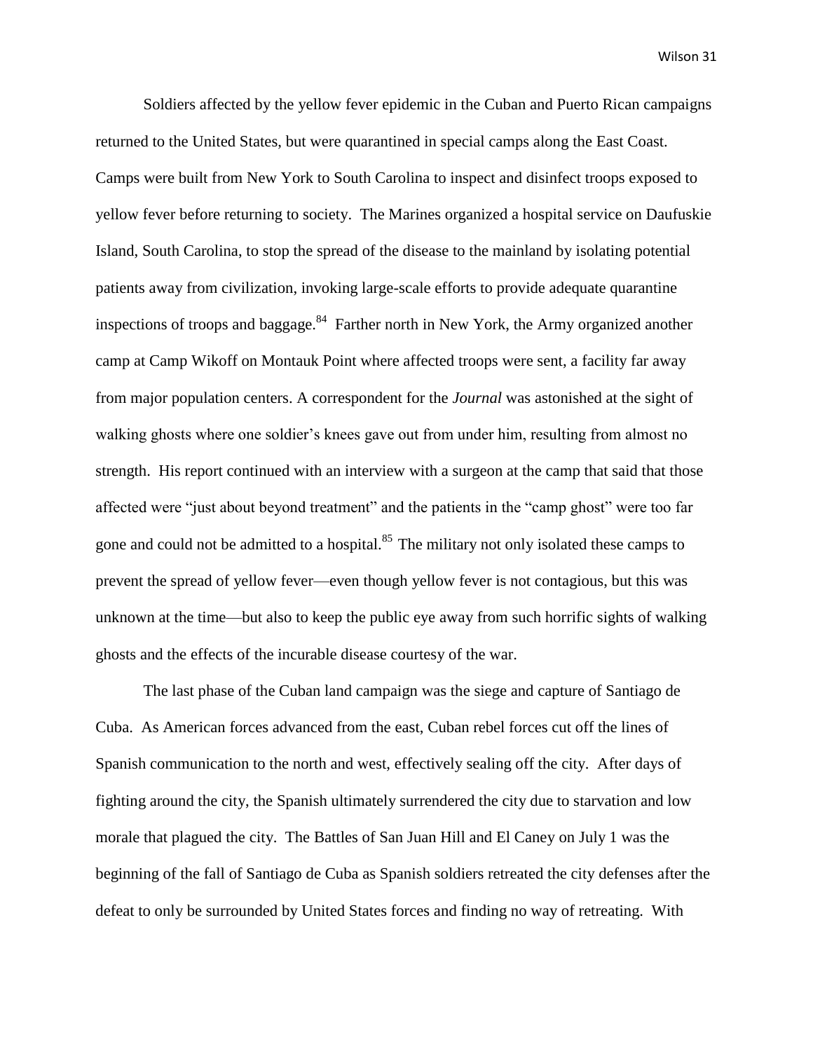Soldiers affected by the yellow fever epidemic in the Cuban and Puerto Rican campaigns returned to the United States, but were quarantined in special camps along the East Coast. Camps were built from New York to South Carolina to inspect and disinfect troops exposed to yellow fever before returning to society. The Marines organized a hospital service on Daufuskie Island, South Carolina, to stop the spread of the disease to the mainland by isolating potential patients away from civilization, invoking large-scale efforts to provide adequate quarantine inspections of troops and baggage.[84] Farther north in New York, the Army organized another camp at Camp Wikoff on Montauk Point where affected troops were sent, a facility far away from major population centers. A correspondent for the *Journal* was astonished at the sight of walking ghosts where one soldier's knees gave out from under him, resulting from almost no strength. His report continued with an interview with a surgeon at the camp that said that those affected were "just about beyond treatment" and the patients in the "camp ghost" were too far gone and could not be admitted to a hospital.[85] The military not only isolated these camps to prevent the spread of yellow fever—even though yellow fever is not contagious, but this was unknown at the time—but also to keep the public eye away from such horrific sights of walking ghosts and the effects of the incurable disease courtesy of the war.

The last phase of the Cuban land campaign was the siege and capture of Santiago de Cuba. As American forces advanced from the east, Cuban rebel forces cut off the lines of Spanish communication to the north and west, effectively sealing off the city. After days of fighting around the city, the Spanish ultimately surrendered the city due to starvation and low morale that plagued the city. The Battles of San Juan Hill and El Caney on July 1 was the beginning of the fall of Santiago de Cuba as Spanish soldiers retreated the city defenses after the defeat to only be surrounded by United States forces and finding no way of retreating. With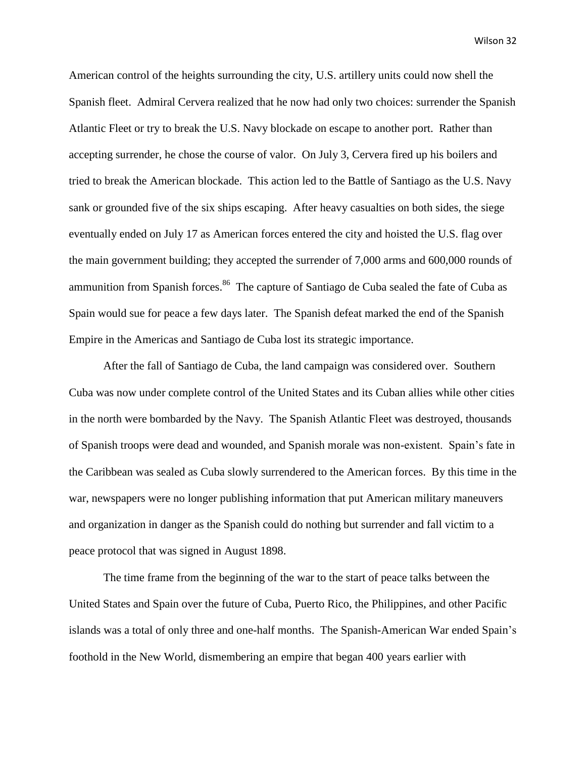American control of the heights surrounding the city, U.S. artillery units could now shell the Spanish fleet. Admiral Cervera realized that he now had only two choices: surrender the Spanish Atlantic Fleet or try to break the U.S. Navy blockade on escape to another port. Rather than accepting surrender, he chose the course of valor. On July 3, Cervera fired up his boilers and tried to break the American blockade. This action led to the Battle of Santiago as the U.S. Navy sank or grounded five of the six ships escaping. After heavy casualties on both sides, the siege eventually ended on July 17 as American forces entered the city and hoisted the U.S. flag over the main government building; they accepted the surrender of 7,000 arms and 600,000 rounds of ammunition from Spanish forces.[86] The capture of Santiago de Cuba sealed the fate of Cuba as Spain would sue for peace a few days later. The Spanish defeat marked the end of the Spanish Empire in the Americas and Santiago de Cuba lost its strategic importance.

After the fall of Santiago de Cuba, the land campaign was considered over. Southern Cuba was now under complete control of the United States and its Cuban allies while other cities in the north were bombarded by the Navy. The Spanish Atlantic Fleet was destroyed, thousands of Spanish troops were dead and wounded, and Spanish morale was non-existent. Spain's fate in the Caribbean was sealed as Cuba slowly surrendered to the American forces. By this time in the war, newspapers were no longer publishing information that put American military maneuvers and organization in danger as the Spanish could do nothing but surrender and fall victim to a peace protocol that was signed in August 1898.

The time frame from the beginning of the war to the start of peace talks between the United States and Spain over the future of Cuba, Puerto Rico, the Philippines, and other Pacific islands was a total of only three and one-half months. The Spanish-American War ended Spain's foothold in the New World, dismembering an empire that began 400 years earlier with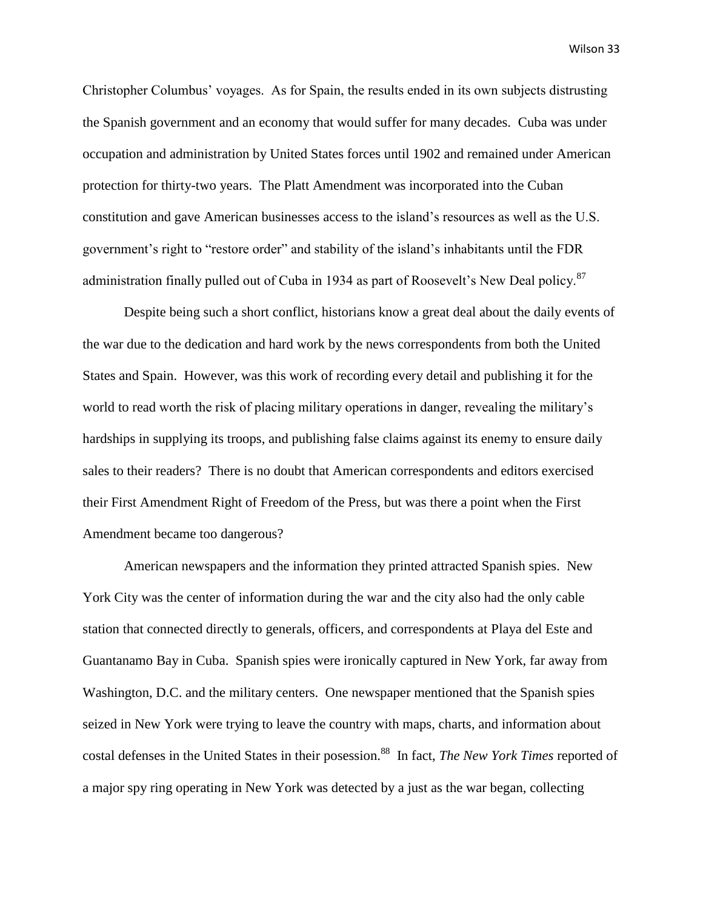Christopher Columbus' voyages. As for Spain, the results ended in its own subjects distrusting the Spanish government and an economy that would suffer for many decades. Cuba was under occupation and administration by United States forces until 1902 and remained under American protection for thirty-two years. The Platt Amendment was incorporated into the Cuban constitution and gave American businesses access to the island's resources as well as the U.S. government's right to "restore order" and stability of the island's inhabitants until the FDR administration finally pulled out of Cuba in 1934 as part of Roosevelt's New Deal policy.[87]

Despite being such a short conflict, historians know a great deal about the daily events of the war due to the dedication and hard work by the news correspondents from both the United States and Spain. However, was this work of recording every detail and publishing it for the world to read worth the risk of placing military operations in danger, revealing the military's hardships in supplying its troops, and publishing false claims against its enemy to ensure daily sales to their readers? There is no doubt that American correspondents and editors exercised their First Amendment Right of Freedom of the Press, but was there a point when the First Amendment became too dangerous?

American newspapers and the information they printed attracted Spanish spies. New York City was the center of information during the war and the city also had the only cable station that connected directly to generals, officers, and correspondents at Playa del Este and Guantanamo Bay in Cuba. Spanish spies were ironically captured in New York, far away from Washington, D.C. and the military centers. One newspaper mentioned that the Spanish spies seized in New York were trying to leave the country with maps, charts, and information about costal defenses in the United States in their posession.[88] In fact, *The New York Times* reported of a major spy ring operating in New York was detected by a just as the war began, collecting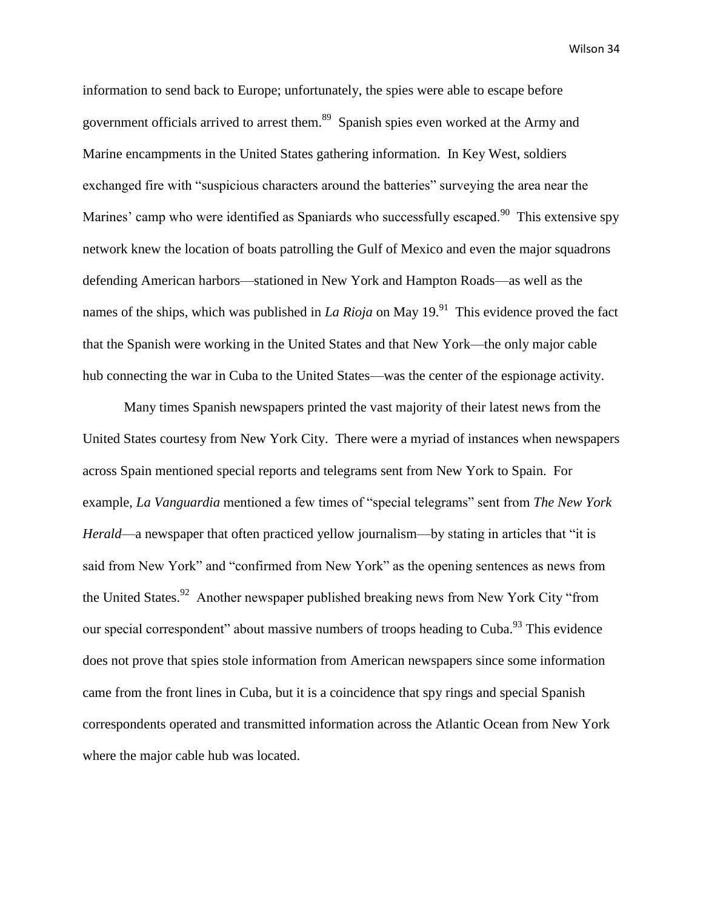information to send back to Europe; unfortunately, the spies were able to escape before government officials arrived to arrest them.[89] Spanish spies even worked at the Army and Marine encampments in the United States gathering information. In Key West, soldiers exchanged fire with "suspicious characters around the batteries" surveying the area near the Marines' camp who were identified as Spaniards who successfully escaped.[90] This extensive spy network knew the location of boats patrolling the Gulf of Mexico and even the major squadrons defending American harbors—stationed in New York and Hampton Roads—as well as the names of the ships, which was published in *La Rioja* on May 19.[91] This evidence proved the fact that the Spanish were working in the United States and that New York—the only major cable hub connecting the war in Cuba to the United States—was the center of the espionage activity.

Many times Spanish newspapers printed the vast majority of their latest news from the United States courtesy from New York City. There were a myriad of instances when newspapers across Spain mentioned special reports and telegrams sent from New York to Spain. For example, *La Vanguardia* mentioned a few times of "special telegrams" sent from *The New York Herald*—a newspaper that often practiced yellow journalism—by stating in articles that "it is said from New York" and "confirmed from New York" as the opening sentences as news from the United States.[92] Another newspaper published breaking news from New York City "from our special correspondent" about massive numbers of troops heading to Cuba.[93] This evidence does not prove that spies stole information from American newspapers since some information came from the front lines in Cuba, but it is a coincidence that spy rings and special Spanish correspondents operated and transmitted information across the Atlantic Ocean from New York where the major cable hub was located.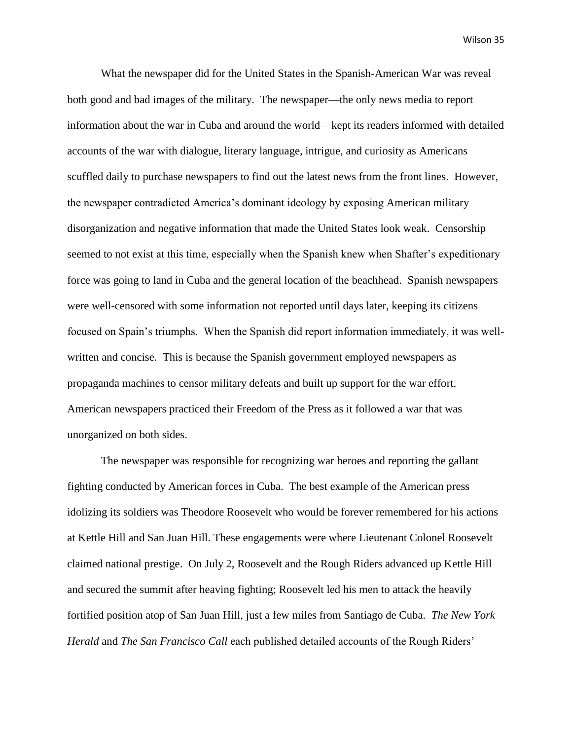What the newspaper did for the United States in the Spanish-American War was reveal both good and bad images of the military. The newspaper—the only news media to report information about the war in Cuba and around the world—kept its readers informed with detailed accounts of the war with dialogue, literary language, intrigue, and curiosity as Americans scuffled daily to purchase newspapers to find out the latest news from the front lines. However, the newspaper contradicted America's dominant ideology by exposing American military disorganization and negative information that made the United States look weak. Censorship seemed to not exist at this time, especially when the Spanish knew when Shafter's expeditionary force was going to land in Cuba and the general location of the beachhead. Spanish newspapers were well-censored with some information not reported until days later, keeping its citizens focused on Spain's triumphs. When the Spanish did report information immediately, it was well-written and concise. This is because the Spanish government employed newspapers as propaganda machines to censor military defeats and built up support for the war effort. American newspapers practiced their Freedom of the Press as it followed a war that was unorganized on both sides.

The newspaper was responsible for recognizing war heroes and reporting the gallant fighting conducted by American forces in Cuba. The best example of the American press idolizing its soldiers was Theodore Roosevelt who would be forever remembered for his actions at Kettle Hill and San Juan Hill. These engagements were where Lieutenant Colonel Roosevelt claimed national prestige. On July 2, Roosevelt and the Rough Riders advanced up Kettle Hill and secured the summit after heaving fighting; Roosevelt led his men to attack the heavily fortified position atop of San Juan Hill, just a few miles from Santiago de Cuba. *The New York Herald* and *The San Francisco Call* each published detailed accounts of the Rough Riders'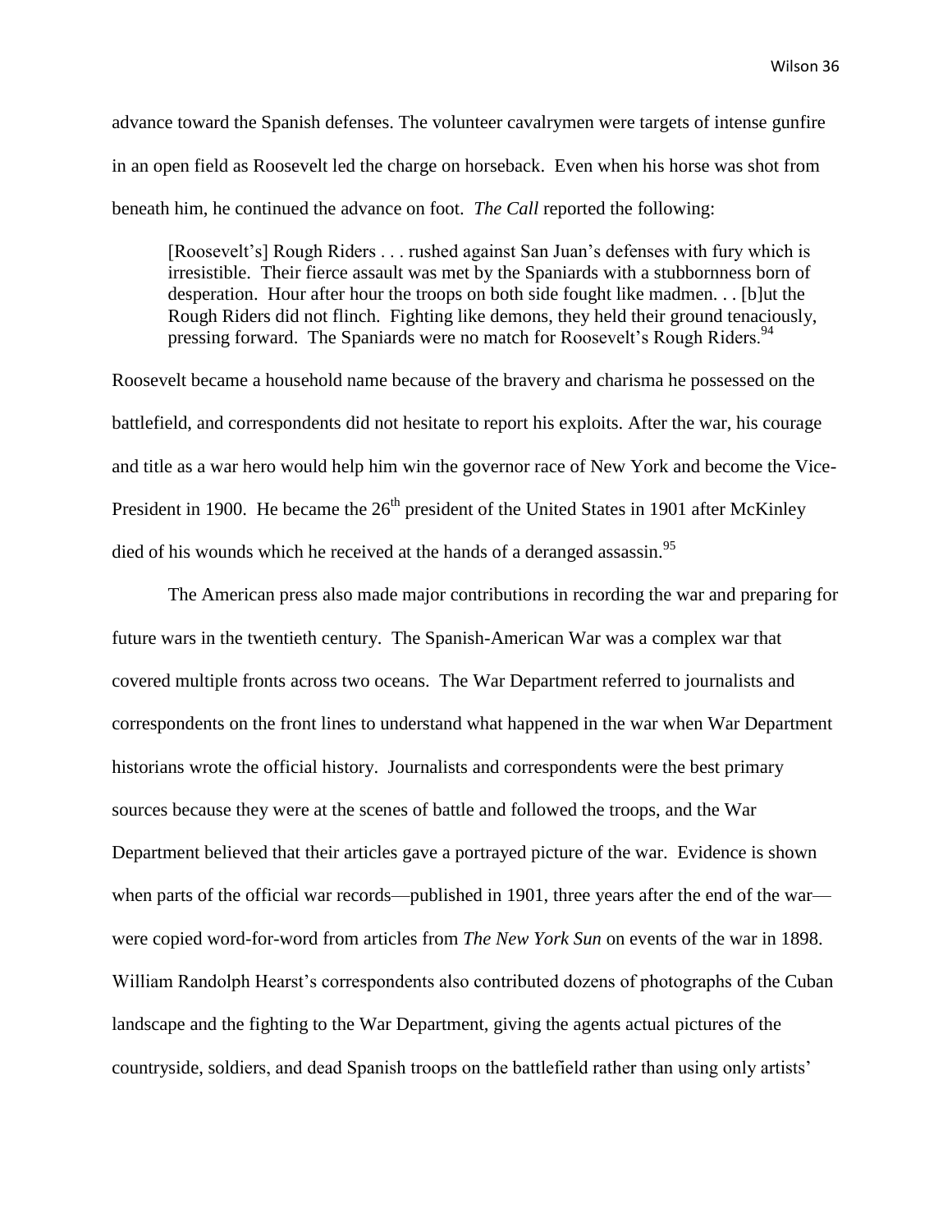advance toward the Spanish defenses. The volunteer cavalrymen were targets of intense gunfire in an open field as Roosevelt led the charge on horseback. Even when his horse was shot from beneath him, he continued the advance on foot. *The Call* reported the following:

> [Roosevelt's] Rough Riders . . . rushed against San Juan's defenses with fury which is irresistible. Their fierce assault was met by the Spaniards with a stubbornness born of desperation. Hour after hour the troops on both side fought like madmen. . . [b]ut the Rough Riders did not flinch. Fighting like demons, they held their ground tenaciously, pressing forward. The Spaniards were no match for Roosevelt's Rough Riders.[94]

Roosevelt became a household name because of the bravery and charisma he possessed on the battlefield, and correspondents did not hesitate to report his exploits. After the war, his courage and title as a war hero would help him win the governor race of New York and become the Vice-President in 1900. He became the 26th president of the United States in 1901 after McKinley died of his wounds which he received at the hands of a deranged assassin.[95]

The American press also made major contributions in recording the war and preparing for future wars in the twentieth century. The Spanish-American War was a complex war that covered multiple fronts across two oceans. The War Department referred to journalists and correspondents on the front lines to understand what happened in the war when War Department historians wrote the official history. Journalists and correspondents were the best primary sources because they were at the scenes of battle and followed the troops, and the War Department believed that their articles gave a portrayed picture of the war. Evidence is shown when parts of the official war records—published in 1901, three years after the end of the war—were copied word-for-word from articles from *The New York Sun* on events of the war in 1898. William Randolph Hearst's correspondents also contributed dozens of photographs of the Cuban landscape and the fighting to the War Department, giving the agents actual pictures of the countryside, soldiers, and dead Spanish troops on the battlefield rather than using only artists'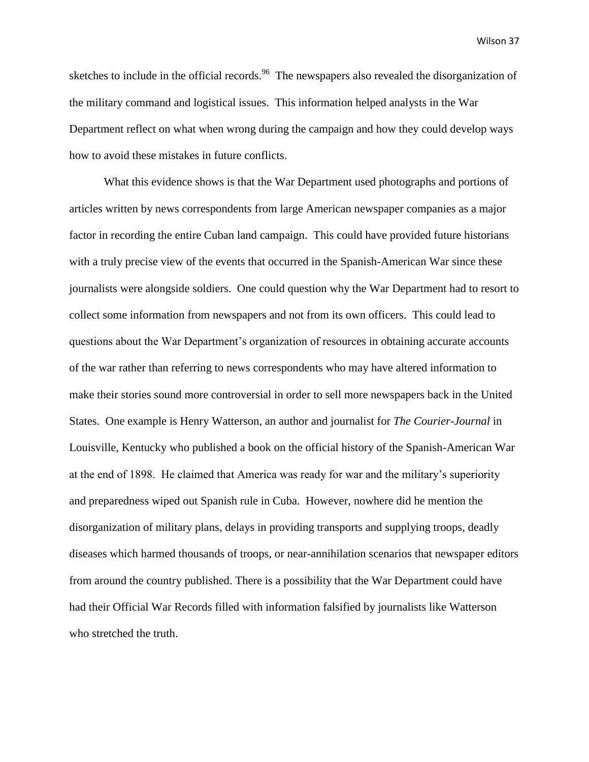sketches to include in the official records.[96] The newspapers also revealed the disorganization of the military command and logistical issues. This information helped analysts in the War Department reflect on what when wrong during the campaign and how they could develop ways how to avoid these mistakes in future conflicts.

What this evidence shows is that the War Department used photographs and portions of articles written by news correspondents from large American newspaper companies as a major factor in recording the entire Cuban land campaign. This could have provided future historians with a truly precise view of the events that occurred in the Spanish-American War since these journalists were alongside soldiers. One could question why the War Department had to resort to collect some information from newspapers and not from its own officers. This could lead to questions about the War Department's organization of resources in obtaining accurate accounts of the war rather than referring to news correspondents who may have altered information to make their stories sound more controversial in order to sell more newspapers back in the United States. One example is Henry Watterson, an author and journalist for *The Courier-Journal* in Louisville, Kentucky who published a book on the official history of the Spanish-American War at the end of 1898. He claimed that America was ready for war and the military's superiority and preparedness wiped out Spanish rule in Cuba. However, nowhere did he mention the disorganization of military plans, delays in providing transports and supplying troops, deadly diseases which harmed thousands of troops, or near-annihilation scenarios that newspaper editors from around the country published. There is a possibility that the War Department could have had their Official War Records filled with information falsified by journalists like Watterson who stretched the truth.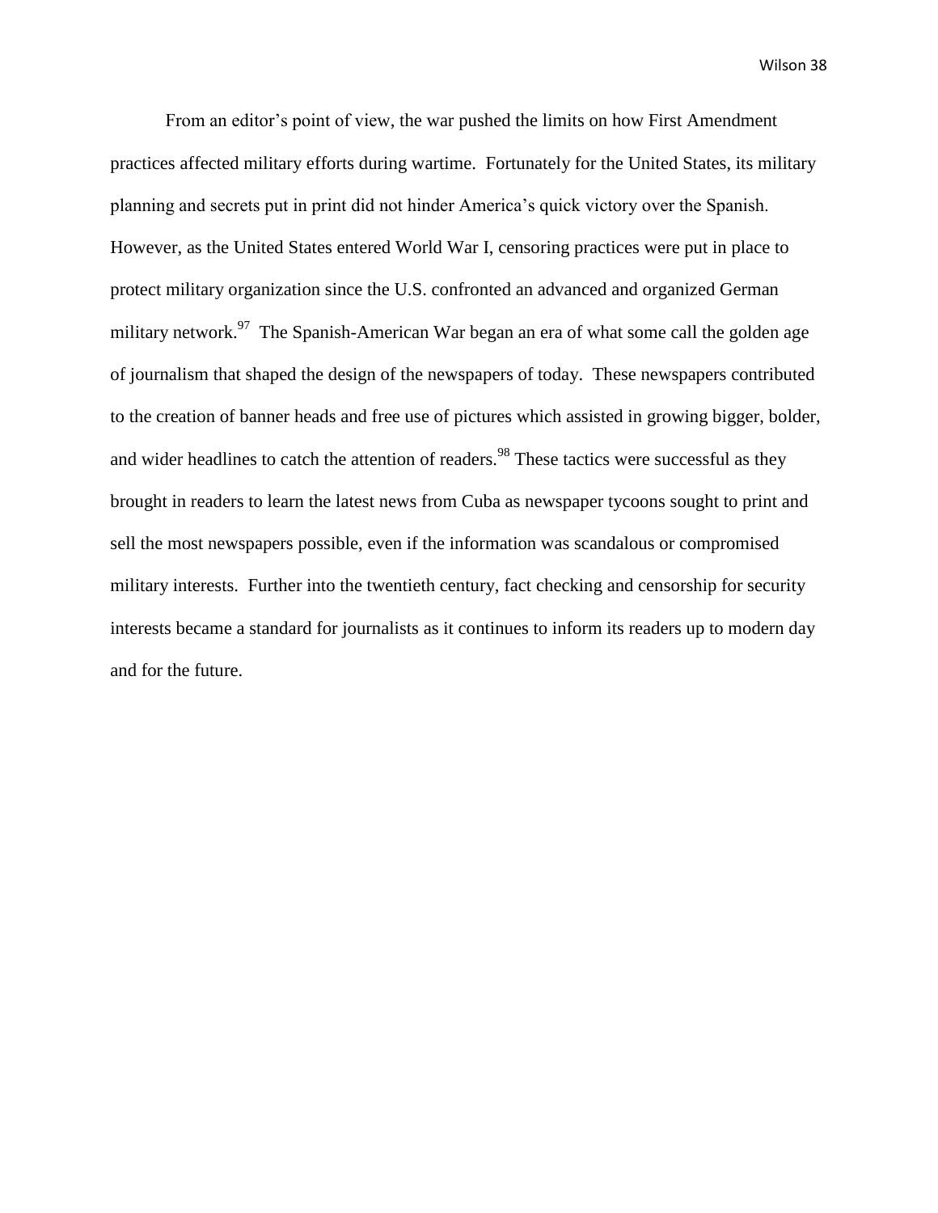From an editor's point of view, the war pushed the limits on how First Amendment practices affected military efforts during wartime. Fortunately for the United States, its military planning and secrets put in print did not hinder America's quick victory over the Spanish. However, as the United States entered World War I, censoring practices were put in place to protect military organization since the U.S. confronted an advanced and organized German military network.[97] The Spanish-American War began an era of what some call the golden age of journalism that shaped the design of the newspapers of today. These newspapers contributed to the creation of banner heads and free use of pictures which assisted in growing bigger, bolder, and wider headlines to catch the attention of readers.[98] These tactics were successful as they brought in readers to learn the latest news from Cuba as newspaper tycoons sought to print and sell the most newspapers possible, even if the information was scandalous or compromised military interests. Further into the twentieth century, fact checking and censorship for security interests became a standard for journalists as it continues to inform its readers up to modern day and for the future.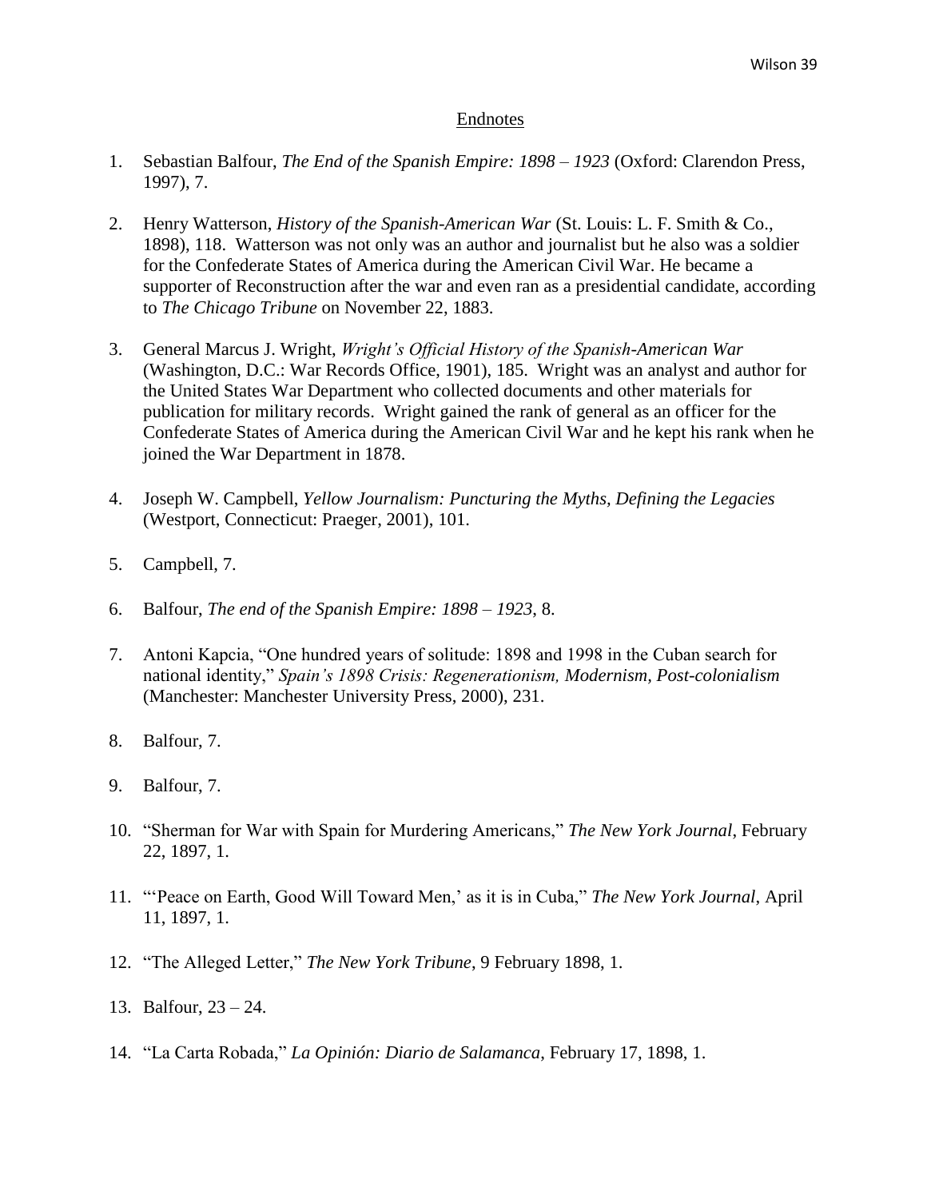## Endnotes

1. Sebastian Balfour, *The End of the Spanish Empire: 1898 – 1923* (Oxford: Clarendon Press, 1997), 7.

2. Henry Watterson, *History of the Spanish-American War* (St. Louis: L. F. Smith & Co., 1898), 118. Watterson was not only was an author and journalist but he also was a soldier for the Confederate States of America during the American Civil War. He became a supporter of Reconstruction after the war and even ran as a presidential candidate, according to *The Chicago Tribune* on November 22, 1883.

3. General Marcus J. Wright, *Wright's Official History of the Spanish-American War* (Washington, D.C.: War Records Office, 1901), 185. Wright was an analyst and author for the United States War Department who collected documents and other materials for publication for military records. Wright gained the rank of general as an officer for the Confederate States of America during the American Civil War and he kept his rank when he joined the War Department in 1878.

4. Joseph W. Campbell, *Yellow Journalism: Puncturing the Myths, Defining the Legacies* (Westport, Connecticut: Praeger, 2001), 101.

5. Campbell, 7.

6. Balfour, *The end of the Spanish Empire: 1898 – 1923*, 8.

7. Antoni Kapcia, "One hundred years of solitude: 1898 and 1998 in the Cuban search for national identity," *Spain's 1898 Crisis: Regenerationism, Modernism, Post-colonialism* (Manchester: Manchester University Press, 2000), 231.

8. Balfour, 7.

9. Balfour, 7.

10. "Sherman for War with Spain for Murdering Americans," *The New York Journal*, February 22, 1897, 1.

11. "'Peace on Earth, Good Will Toward Men,' as it is in Cuba," *The New York Journal*, April 11, 1897, 1.

12. "The Alleged Letter," *The New York Tribune*, 9 February 1898, 1.

13. Balfour, 23 – 24.

14. "La Carta Robada," *La Opinión: Diario de Salamanca*, February 17, 1898, 1.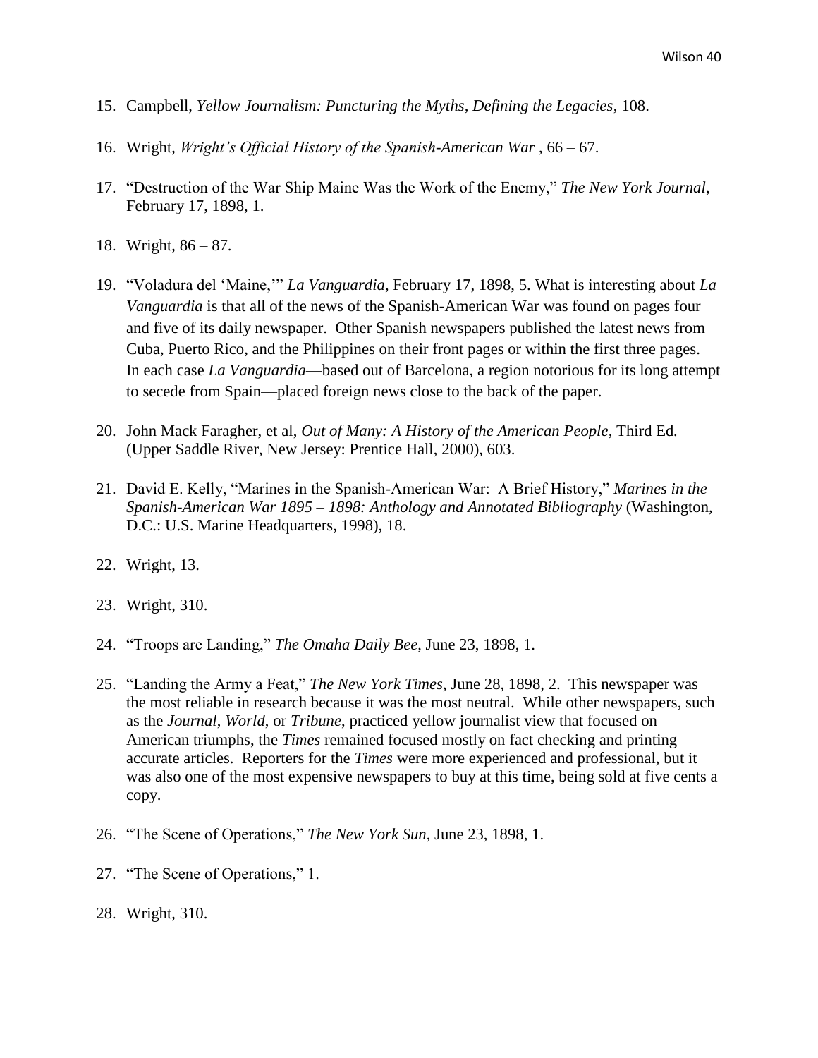15. Campbell, *Yellow Journalism: Puncturing the Myths, Defining the Legacies*, 108.

16. Wright, *Wright's Official History of the Spanish-American War* , 66 – 67.

17. "Destruction of the War Ship Maine Was the Work of the Enemy," *The New York Journal*, February 17, 1898, 1.

18. Wright, 86 – 87.

19. "Voladura del 'Maine,'" *La Vanguardia*, February 17, 1898, 5. What is interesting about *La Vanguardia* is that all of the news of the Spanish-American War was found on pages four and five of its daily newspaper. Other Spanish newspapers published the latest news from Cuba, Puerto Rico, and the Philippines on their front pages or within the first three pages. In each case *La Vanguardia*—based out of Barcelona, a region notorious for its long attempt to secede from Spain—placed foreign news close to the back of the paper.

20. John Mack Faragher, et al, *Out of Many: A History of the American People*, Third Ed. (Upper Saddle River, New Jersey: Prentice Hall, 2000), 603.

21. David E. Kelly, "Marines in the Spanish-American War: A Brief History," *Marines in the Spanish-American War 1895 – 1898: Anthology and Annotated Bibliography* (Washington, D.C.: U.S. Marine Headquarters, 1998), 18.

22. Wright, 13.

23. Wright, 310.

24. "Troops are Landing," *The Omaha Daily Bee*, June 23, 1898, 1.

25. "Landing the Army a Feat," *The New York Times*, June 28, 1898, 2. This newspaper was the most reliable in research because it was the most neutral. While other newspapers, such as the *Journal*, *World*, or *Tribune*, practiced yellow journalist view that focused on American triumphs, the *Times* remained focused mostly on fact checking and printing accurate articles. Reporters for the *Times* were more experienced and professional, but it was also one of the most expensive newspapers to buy at this time, being sold at five cents a copy.

26. "The Scene of Operations," *The New York Sun*, June 23, 1898, 1.

27. "The Scene of Operations," 1.

28. Wright, 310.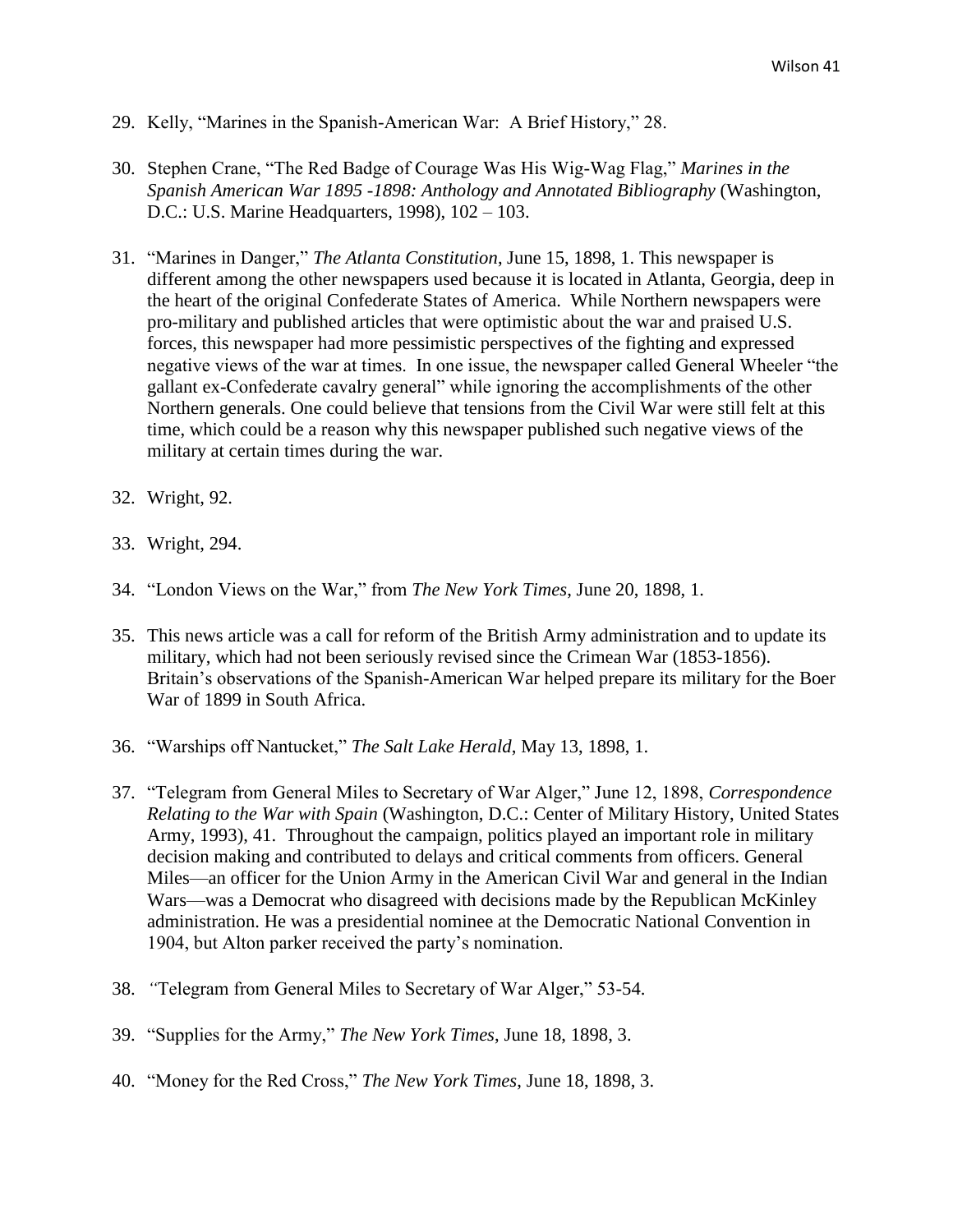29. Kelly, "Marines in the Spanish-American War: A Brief History," 28.

30. Stephen Crane, "The Red Badge of Courage Was His Wig-Wag Flag," *Marines in the Spanish American War 1895 -1898: Anthology and Annotated Bibliography* (Washington, D.C.: U.S. Marine Headquarters, 1998), 102 – 103.

31. "Marines in Danger," *The Atlanta Constitution*, June 15, 1898, 1. This newspaper is different among the other newspapers used because it is located in Atlanta, Georgia, deep in the heart of the original Confederate States of America. While Northern newspapers were pro-military and published articles that were optimistic about the war and praised U.S. forces, this newspaper had more pessimistic perspectives of the fighting and expressed negative views of the war at times. In one issue, the newspaper called General Wheeler "the gallant ex-Confederate cavalry general" while ignoring the accomplishments of the other Northern generals. One could believe that tensions from the Civil War were still felt at this time, which could be a reason why this newspaper published such negative views of the military at certain times during the war.

32. Wright, 92.

33. Wright, 294.

34. "London Views on the War," from *The New York Times*, June 20, 1898, 1.

35. This news article was a call for reform of the British Army administration and to update its military, which had not been seriously revised since the Crimean War (1853-1856). Britain's observations of the Spanish-American War helped prepare its military for the Boer War of 1899 in South Africa.

36. "Warships off Nantucket," *The Salt Lake Herald*, May 13, 1898, 1.

37. "Telegram from General Miles to Secretary of War Alger," June 12, 1898, *Correspondence Relating to the War with Spain* (Washington, D.C.: Center of Military History, United States Army, 1993), 41. Throughout the campaign, politics played an important role in military decision making and contributed to delays and critical comments from officers. General Miles—an officer for the Union Army in the American Civil War and general in the Indian Wars—was a Democrat who disagreed with decisions made by the Republican McKinley administration. He was a presidential nominee at the Democratic National Convention in 1904, but Alton parker received the party's nomination.

38. "Telegram from General Miles to Secretary of War Alger," 53-54.

39. "Supplies for the Army," *The New York Times*, June 18, 1898, 3.

40. "Money for the Red Cross," *The New York Times*, June 18, 1898, 3.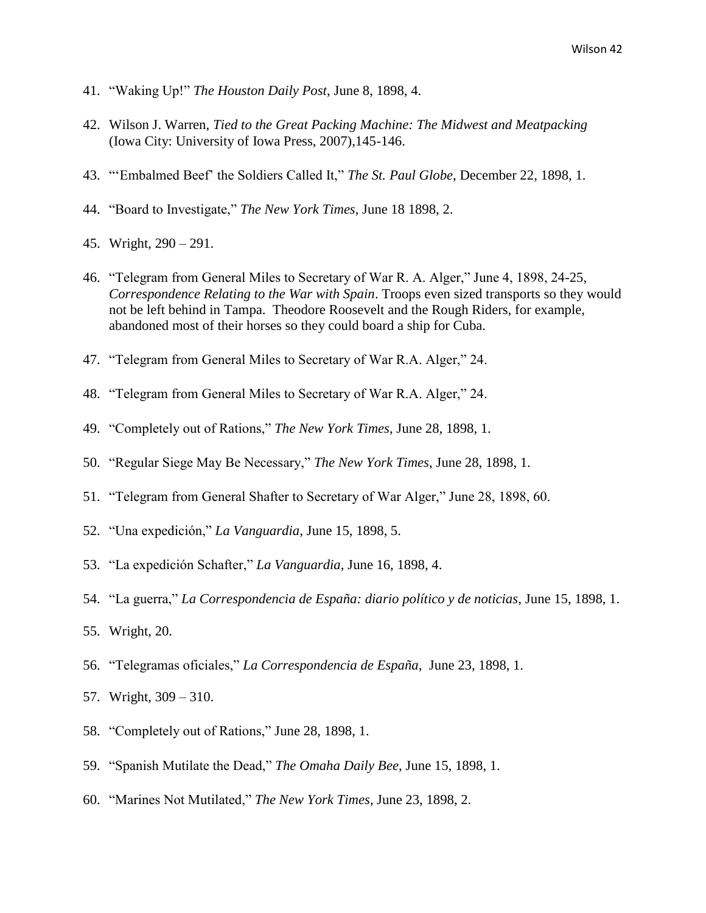41. "Waking Up!" *The Houston Daily Post*, June 8, 1898, 4.

42. Wilson J. Warren, *Tied to the Great Packing Machine: The Midwest and Meatpacking* (Iowa City: University of Iowa Press, 2007),145-146.

43. "'Embalmed Beef' the Soldiers Called It," *The St. Paul Globe*, December 22, 1898, 1.

44. "Board to Investigate," *The New York Times*, June 18 1898, 2.

45. Wright, 290 – 291.

46. "Telegram from General Miles to Secretary of War R. A. Alger," June 4, 1898, 24-25, *Correspondence Relating to the War with Spain*. Troops even sized transports so they would not be left behind in Tampa. Theodore Roosevelt and the Rough Riders, for example, abandoned most of their horses so they could board a ship for Cuba.

47. "Telegram from General Miles to Secretary of War R.A. Alger," 24.

48. "Telegram from General Miles to Secretary of War R.A. Alger," 24.

49. "Completely out of Rations," *The New York Times*, June 28, 1898, 1.

50. "Regular Siege May Be Necessary," *The New York Times*, June 28, 1898, 1.

51. "Telegram from General Shafter to Secretary of War Alger," June 28, 1898, 60.

52. "Una expedición," *La Vanguardia*, June 15, 1898, 5.

53. "La expedición Schafter," *La Vanguardia*, June 16, 1898, 4.

54. "La guerra," *La Correspondencia de España: diario político y de noticias*, June 15, 1898, 1.

55. Wright, 20.

56. "Telegramas oficiales," *La Correspondencia de España*, June 23, 1898, 1.

57. Wright, 309 – 310.

58. "Completely out of Rations," June 28, 1898, 1.

59. "Spanish Mutilate the Dead," *The Omaha Daily Bee*, June 15, 1898, 1.

60. "Marines Not Mutilated," *The New York Times*, June 23, 1898, 2.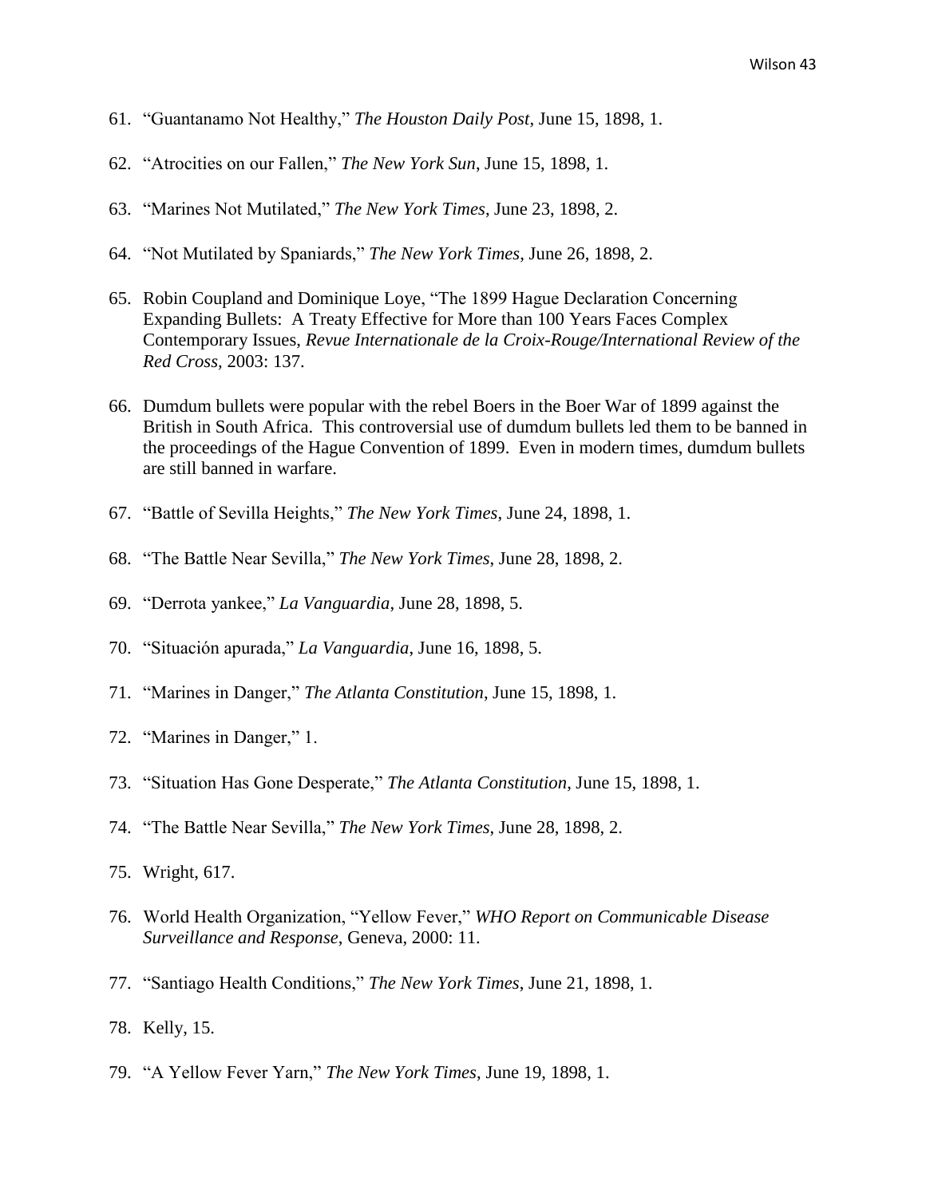61. "Guantanamo Not Healthy," *The Houston Daily Post*, June 15, 1898, 1.

62. "Atrocities on our Fallen," *The New York Sun*, June 15, 1898, 1.

63. "Marines Not Mutilated," *The New York Times*, June 23, 1898, 2.

64. "Not Mutilated by Spaniards," *The New York Times*, June 26, 1898, 2.

65. Robin Coupland and Dominique Loye, "The 1899 Hague Declaration Concerning Expanding Bullets: A Treaty Effective for More than 100 Years Faces Complex Contemporary Issues, *Revue Internationale de la Croix-Rouge/International Review of the Red Cross*, 2003: 137.

66. Dumdum bullets were popular with the rebel Boers in the Boer War of 1899 against the British in South Africa. This controversial use of dumdum bullets led them to be banned in the proceedings of the Hague Convention of 1899. Even in modern times, dumdum bullets are still banned in warfare.

67. "Battle of Sevilla Heights," *The New York Times*, June 24, 1898, 1.

68. "The Battle Near Sevilla," *The New York Times*, June 28, 1898, 2.

69. "Derrota yankee," *La Vanguardia*, June 28, 1898, 5.

70. "Situación apurada," *La Vanguardia*, June 16, 1898, 5.

71. "Marines in Danger," *The Atlanta Constitution*, June 15, 1898, 1.

72. "Marines in Danger," 1.

73. "Situation Has Gone Desperate," *The Atlanta Constitution*, June 15, 1898, 1.

74. "The Battle Near Sevilla," *The New York Times*, June 28, 1898, 2.

75. Wright, 617.

76. World Health Organization, "Yellow Fever," *WHO Report on Communicable Disease Surveillance and Response*, Geneva, 2000: 11.

77. "Santiago Health Conditions," *The New York Times*, June 21, 1898, 1.

78. Kelly, 15.

79. "A Yellow Fever Yarn," *The New York Times*, June 19, 1898, 1.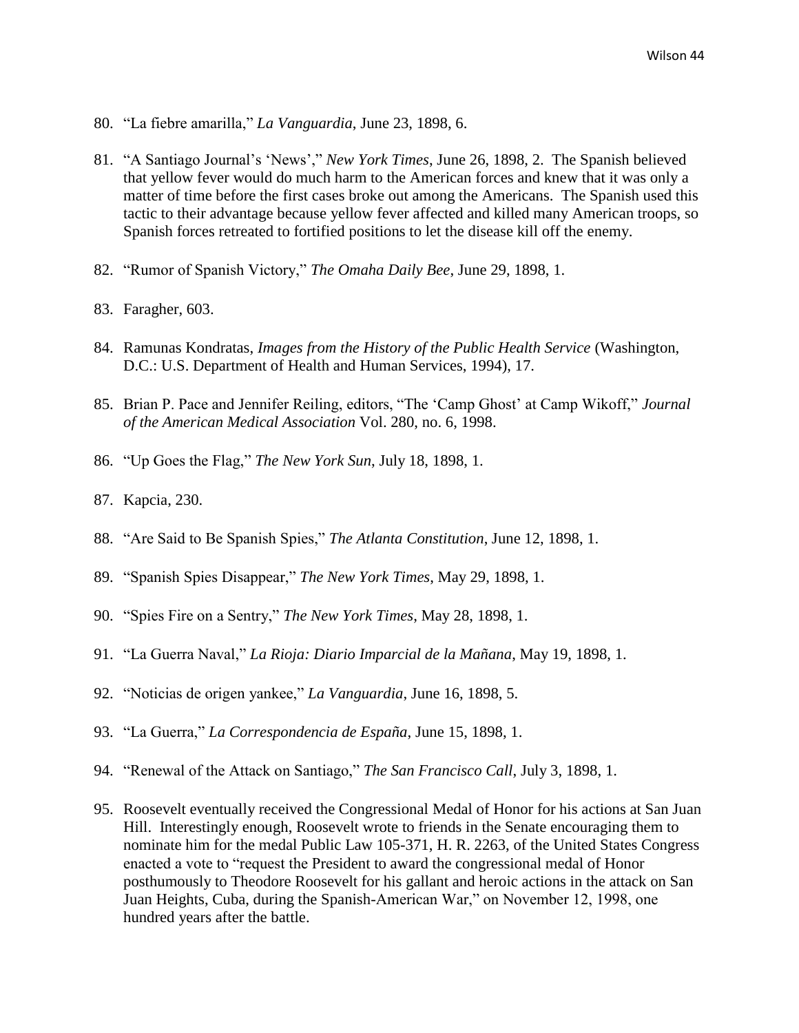80. "La fiebre amarilla," *La Vanguardia*, June 23, 1898, 6.

81. "A Santiago Journal's 'News'," *New York Times*, June 26, 1898, 2. The Spanish believed that yellow fever would do much harm to the American forces and knew that it was only a matter of time before the first cases broke out among the Americans. The Spanish used this tactic to their advantage because yellow fever affected and killed many American troops, so Spanish forces retreated to fortified positions to let the disease kill off the enemy.

82. "Rumor of Spanish Victory," *The Omaha Daily Bee*, June 29, 1898, 1.

83. Faragher, 603.

84. Ramunas Kondratas, *Images from the History of the Public Health Service* (Washington, D.C.: U.S. Department of Health and Human Services, 1994), 17.

85. Brian P. Pace and Jennifer Reiling, editors, "The 'Camp Ghost' at Camp Wikoff," *Journal of the American Medical Association* Vol. 280, no. 6, 1998.

86. "Up Goes the Flag," *The New York Sun*, July 18, 1898, 1.

87. Kapcia, 230.

88. "Are Said to Be Spanish Spies," *The Atlanta Constitution*, June 12, 1898, 1.

89. "Spanish Spies Disappear," *The New York Times*, May 29, 1898, 1.

90. "Spies Fire on a Sentry," *The New York Times*, May 28, 1898, 1.

91. "La Guerra Naval," *La Rioja: Diario Imparcial de la Mañana*, May 19, 1898, 1.

92. "Noticias de origen yankee," *La Vanguardia*, June 16, 1898, 5.

93. "La Guerra," *La Correspondencia de España*, June 15, 1898, 1.

94. "Renewal of the Attack on Santiago," *The San Francisco Call*, July 3, 1898, 1.

95. Roosevelt eventually received the Congressional Medal of Honor for his actions at San Juan Hill. Interestingly enough, Roosevelt wrote to friends in the Senate encouraging them to nominate him for the medal Public Law 105-371, H. R. 2263, of the United States Congress enacted a vote to "request the President to award the congressional medal of Honor posthumously to Theodore Roosevelt for his gallant and heroic actions in the attack on San Juan Heights, Cuba, during the Spanish-American War," on November 12, 1998, one hundred years after the battle.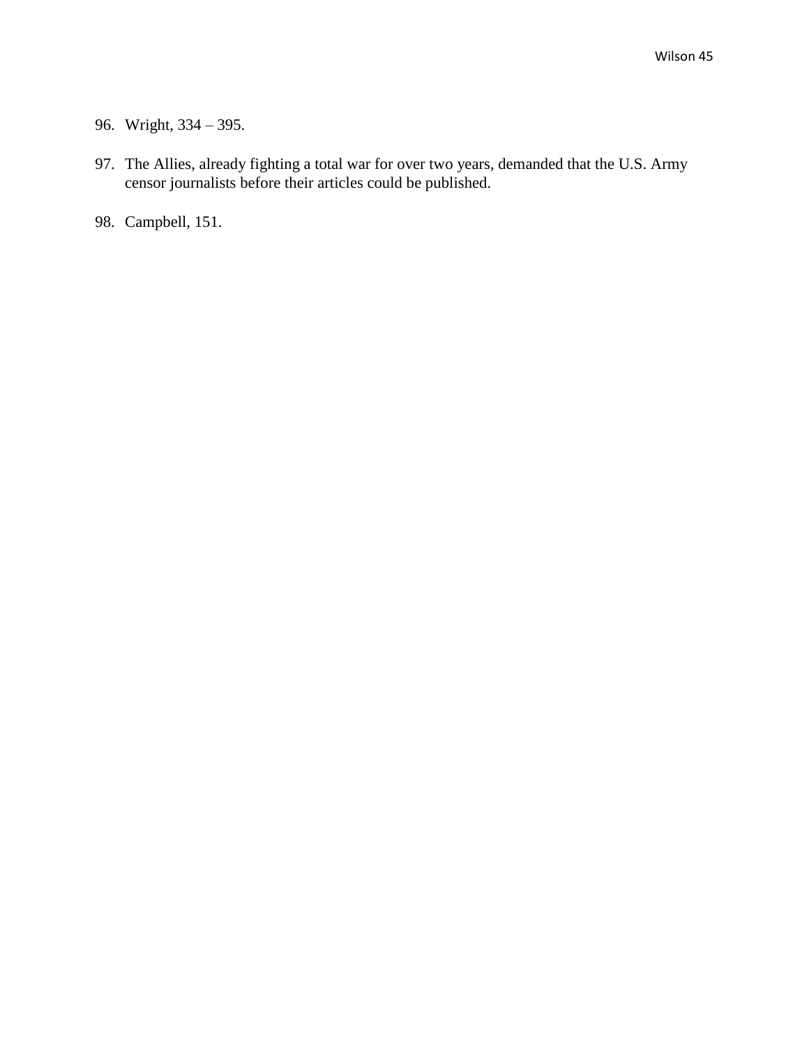96. Wright, 334 – 395.

97. The Allies, already fighting a total war for over two years, demanded that the U.S. Army censor journalists before their articles could be published.

98. Campbell, 151.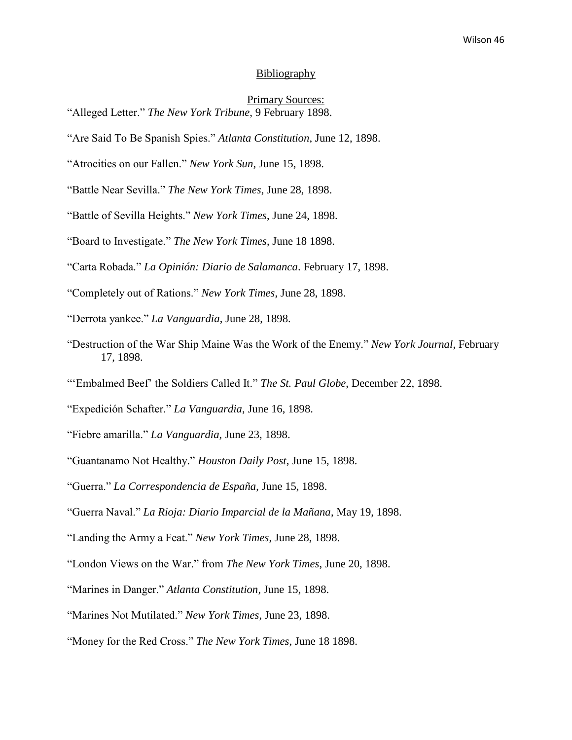# Bibliography

## Primary Sources:

"Alleged Letter." *The New York Tribune*, 9 February 1898.

"Are Said To Be Spanish Spies." *Atlanta Constitution*, June 12, 1898.

"Atrocities on our Fallen." *New York Sun*, June 15, 1898.

"Battle Near Sevilla." *The New York Times*, June 28, 1898.

"Battle of Sevilla Heights." *New York Times*, June 24, 1898.

"Board to Investigate." *The New York Times*, June 18 1898.

"Carta Robada." *La Opinión: Diario de Salamanca*. February 17, 1898.

"Completely out of Rations." *New York Times*, June 28, 1898.

"Derrota yankee." *La Vanguardia*, June 28, 1898.

"Destruction of the War Ship Maine Was the Work of the Enemy." *New York Journal*, February 17, 1898.

"'Embalmed Beef' the Soldiers Called It." *The St. Paul Globe*, December 22, 1898.

"Expedición Schafter." *La Vanguardia*, June 16, 1898.

"Fiebre amarilla." *La Vanguardia*, June 23, 1898.

"Guantanamo Not Healthy." *Houston Daily Post*, June 15, 1898.

"Guerra." *La Correspondencia de España*, June 15, 1898.

"Guerra Naval." *La Rioja: Diario Imparcial de la Mañana*, May 19, 1898.

"Landing the Army a Feat." *New York Times*, June 28, 1898.

"London Views on the War." from *The New York Times*, June 20, 1898.

"Marines in Danger." *Atlanta Constitution*, June 15, 1898.

"Marines Not Mutilated." *New York Times*, June 23, 1898.

"Money for the Red Cross." *The New York Times*, June 18 1898.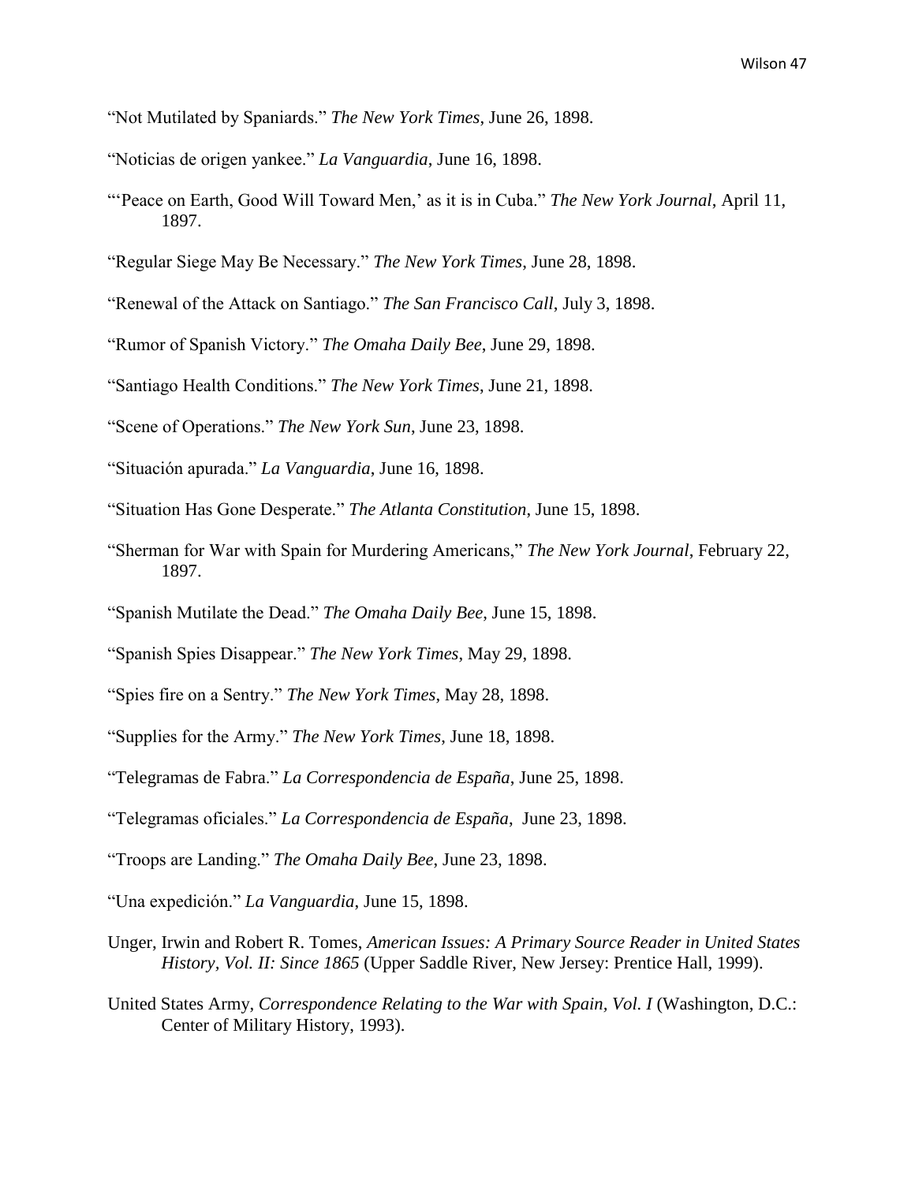"Not Mutilated by Spaniards." *The New York Times*, June 26, 1898.

"Noticias de origen yankee." *La Vanguardia*, June 16, 1898.

"'Peace on Earth, Good Will Toward Men,' as it is in Cuba." *The New York Journal*, April 11, 1897.

"Regular Siege May Be Necessary." *The New York Times*, June 28, 1898.

"Renewal of the Attack on Santiago." *The San Francisco Call*, July 3, 1898.

"Rumor of Spanish Victory." *The Omaha Daily Bee*, June 29, 1898.

"Santiago Health Conditions." *The New York Times*, June 21, 1898.

"Scene of Operations." *The New York Sun*, June 23, 1898.

"Situación apurada." *La Vanguardia*, June 16, 1898.

"Situation Has Gone Desperate." *The Atlanta Constitution*, June 15, 1898.

"Sherman for War with Spain for Murdering Americans," *The New York Journal*, February 22, 1897.

"Spanish Mutilate the Dead." *The Omaha Daily Bee*, June 15, 1898.

"Spanish Spies Disappear." *The New York Times*, May 29, 1898.

"Spies fire on a Sentry." *The New York Times*, May 28, 1898.

"Supplies for the Army." *The New York Times*, June 18, 1898.

"Telegramas de Fabra." *La Correspondencia de España*, June 25, 1898.

"Telegramas oficiales." *La Correspondencia de España*, June 23, 1898.

"Troops are Landing." *The Omaha Daily Bee*, June 23, 1898.

"Una expedición." *La Vanguardia*, June 15, 1898.

Unger, Irwin and Robert R. Tomes, *American Issues: A Primary Source Reader in United States History, Vol. II: Since 1865* (Upper Saddle River, New Jersey: Prentice Hall, 1999).

United States Army, *Correspondence Relating to the War with Spain, Vol. I* (Washington, D.C.: Center of Military History, 1993).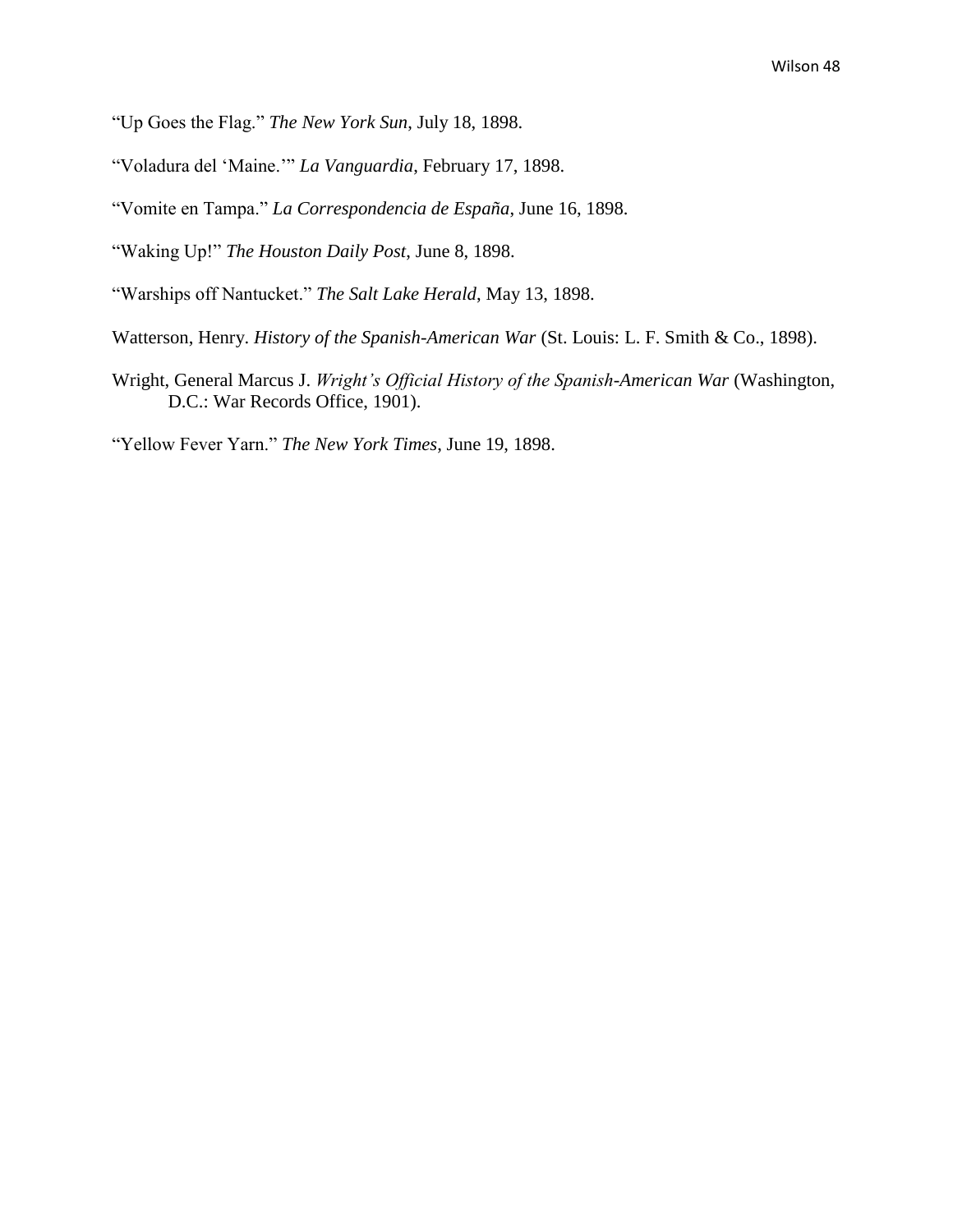"Up Goes the Flag." *The New York Sun*, July 18, 1898.

"Voladura del 'Maine.'" *La Vanguardia*, February 17, 1898.

"Vomite en Tampa." *La Correspondencia de España*, June 16, 1898.

"Waking Up!" *The Houston Daily Post*, June 8, 1898.

"Warships off Nantucket." *The Salt Lake Herald*, May 13, 1898.

Watterson, Henry. *History of the Spanish-American War* (St. Louis: L. F. Smith & Co., 1898).

Wright, General Marcus J. *Wright's Official History of the Spanish-American War* (Washington, D.C.: War Records Office, 1901).

"Yellow Fever Yarn." *The New York Times*, June 19, 1898.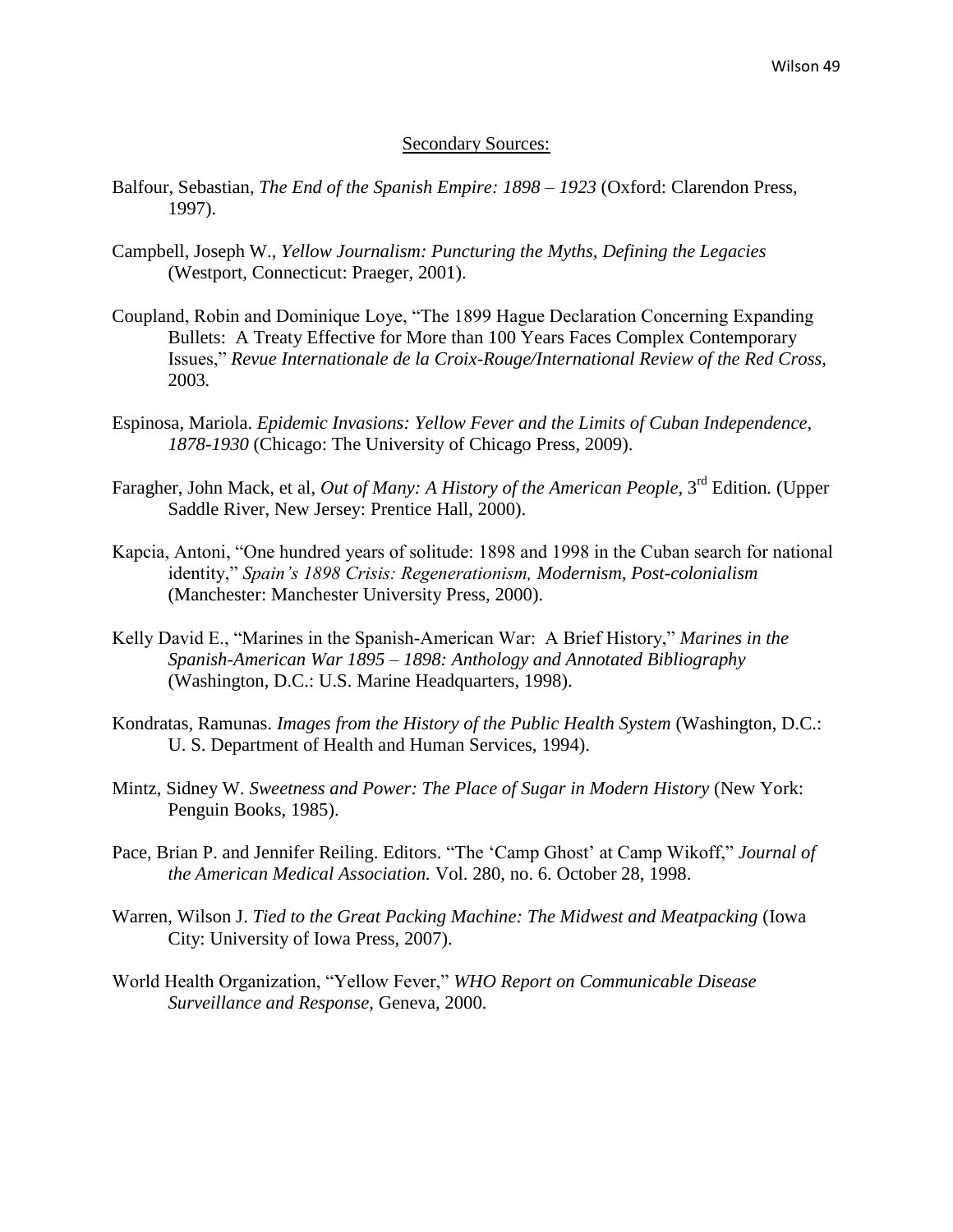<u>Secondary Sources:</u>

Balfour, Sebastian, *The End of the Spanish Empire: 1898 – 1923* (Oxford: Clarendon Press, 1997).

Campbell, Joseph W., *Yellow Journalism: Puncturing the Myths, Defining the Legacies* (Westport, Connecticut: Praeger, 2001).

Coupland, Robin and Dominique Loye, "The 1899 Hague Declaration Concerning Expanding Bullets: A Treaty Effective for More than 100 Years Faces Complex Contemporary Issues," *Revue Internationale de la Croix-Rouge/International Review of the Red Cross,* 2003.

Espinosa, Mariola. *Epidemic Invasions: Yellow Fever and the Limits of Cuban Independence, 1878-1930* (Chicago: The University of Chicago Press, 2009).

Faragher, John Mack, et al, *Out of Many: A History of the American People*, 3rd Edition. (Upper Saddle River, New Jersey: Prentice Hall, 2000).

Kapcia, Antoni, "One hundred years of solitude: 1898 and 1998 in the Cuban search for national identity," *Spain's 1898 Crisis: Regenerationism, Modernism, Post-colonialism* (Manchester: Manchester University Press, 2000).

Kelly David E., "Marines in the Spanish-American War: A Brief History," *Marines in the Spanish-American War 1895 – 1898: Anthology and Annotated Bibliography* (Washington, D.C.: U.S. Marine Headquarters, 1998).

Kondratas, Ramunas. *Images from the History of the Public Health System* (Washington, D.C.: U. S. Department of Health and Human Services, 1994).

Mintz, Sidney W. *Sweetness and Power: The Place of Sugar in Modern History* (New York: Penguin Books, 1985).

Pace, Brian P. and Jennifer Reiling. Editors. "The 'Camp Ghost' at Camp Wikoff," *Journal of the American Medical Association.* Vol. 280, no. 6. October 28, 1998.

Warren, Wilson J. *Tied to the Great Packing Machine: The Midwest and Meatpacking* (Iowa City: University of Iowa Press, 2007).

World Health Organization, "Yellow Fever," *WHO Report on Communicable Disease Surveillance and Response*, Geneva, 2000.